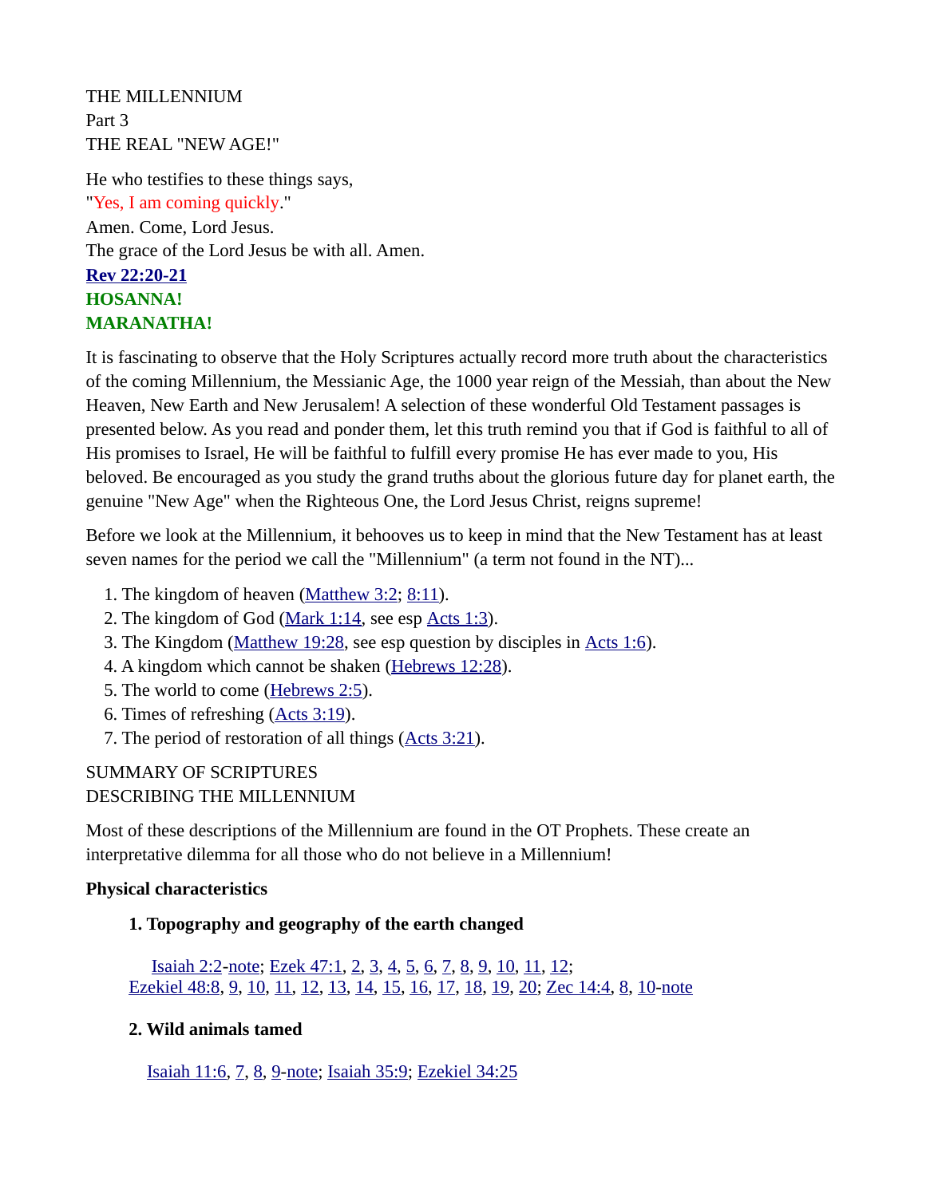THE MILLENNIUM
Part 3
THE REAL "NEW AGE!"

He who testifies to these things says,
"Yes, I am coming quickly."
Amen. Come, Lord Jesus.
The grace of the Lord Jesus be with all. Amen.
**Rev 22:20-21**
**HOSANNA!**
**MARANATHA!**

It is fascinating to observe that the Holy Scriptures actually record more truth about the characteristics of the coming Millennium, the Messianic Age, the 1000 year reign of the Messiah, than about the New Heaven, New Earth and New Jerusalem! A selection of these wonderful Old Testament passages is presented below. As you read and ponder them, let this truth remind you that if God is faithful to all of His promises to Israel, He will be faithful to fulfill every promise He has ever made to you, His beloved. Be encouraged as you study the grand truths about the glorious future day for planet earth, the genuine "New Age" when the Righteous One, the Lord Jesus Christ, reigns supreme!

Before we look at the Millennium, it behooves us to keep in mind that the New Testament has at least seven names for the period we call the "Millennium" (a term not found in the NT)...

1. The kingdom of heaven (Matthew 3:2; 8:11).
2. The kingdom of God (Mark 1:14, see esp Acts 1:3).
3. The Kingdom (Matthew 19:28, see esp question by disciples in Acts 1:6).
4. A kingdom which cannot be shaken (Hebrews 12:28).
5. The world to come (Hebrews 2:5).
6. Times of refreshing (Acts 3:19).
7. The period of restoration of all things (Acts 3:21).

SUMMARY OF SCRIPTURES
DESCRIBING THE MILLENNIUM

Most of these descriptions of the Millennium are found in the OT Prophets. These create an interpretative dilemma for all those who do not believe in a Millennium!

**Physical characteristics**

**1. Topography and geography of the earth changed**

Isaiah 2:2-note; Ezek 47:1, 2, 3, 4, 5, 6, 7, 8, 9, 10, 11, 12; Ezekiel 48:8, 9, 10, 11, 12, 13, 14, 15, 16, 17, 18, 19, 20; Zec 14:4, 8, 10-note

**2. Wild animals tamed**

Isaiah 11:6, 7, 8, 9-note; Isaiah 35:9; Ezekiel 34:25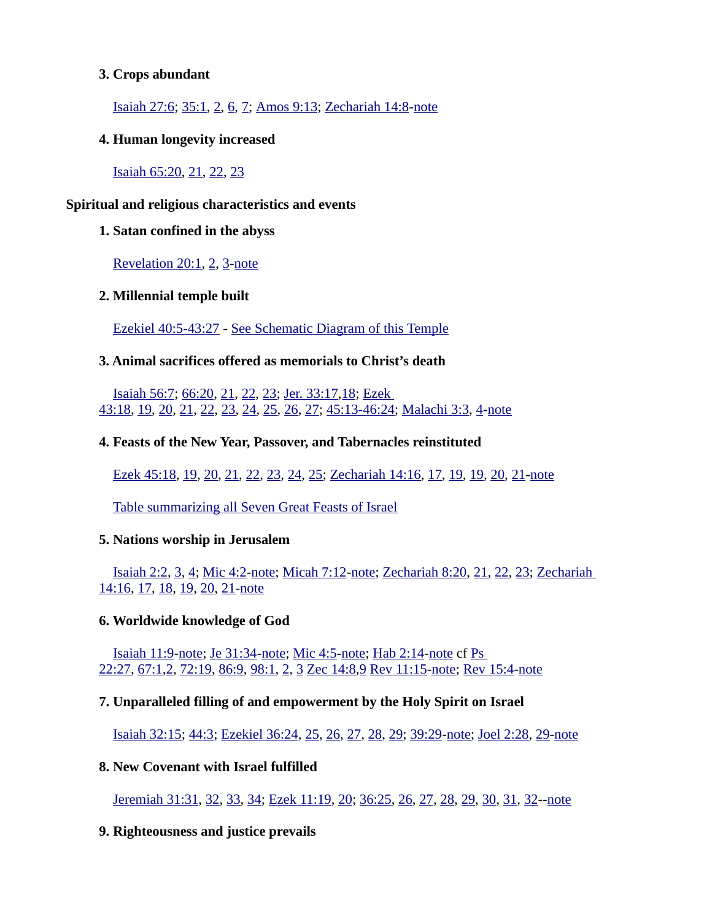**3. Crops abundant**

Isaiah 27:6; 35:1, 2, 6, 7; Amos 9:13; Zechariah 14:8-note

**4. Human longevity increased**

Isaiah 65:20, 21, 22, 23

**Spiritual and religious characteristics and events**

**1. Satan confined in the abyss**

Revelation 20:1, 2, 3-note

**2. Millennial temple built**

Ezekiel 40:5-43:27 - See Schematic Diagram of this Temple

**3. Animal sacrifices offered as memorials to Christ's death**

Isaiah 56:7; 66:20, 21, 22, 23; Jer. 33:17,18; Ezek 43:18, 19, 20, 21, 22, 23, 24, 25, 26, 27; 45:13-46:24; Malachi 3:3, 4-note

**4. Feasts of the New Year, Passover, and Tabernacles reinstituted**

Ezek 45:18, 19, 20, 21, 22, 23, 24, 25; Zechariah 14:16, 17, 19, 19, 20, 21-note

Table summarizing all Seven Great Feasts of Israel

**5. Nations worship in Jerusalem**

Isaiah 2:2, 3, 4; Mic 4:2-note; Micah 7:12-note; Zechariah 8:20, 21, 22, 23; Zechariah 14:16, 17, 18, 19, 20, 21-note

**6. Worldwide knowledge of God**

Isaiah 11:9-note; Je 31:34-note; Mic 4:5-note; Hab 2:14-note cf Ps 22:27, 67:1,2, 72:19, 86:9, 98:1, 2, 3 Zec 14:8,9 Rev 11:15-note; Rev 15:4-note

**7. Unparalleled filling of and empowerment by the Holy Spirit on Israel**

Isaiah 32:15; 44:3; Ezekiel 36:24, 25, 26, 27, 28, 29; 39:29-note; Joel 2:28, 29-note

**8. New Covenant with Israel fulfilled**

Jeremiah 31:31, 32, 33, 34; Ezek 11:19, 20; 36:25, 26, 27, 28, 29, 30, 31, 32--note

**9. Righteousness and justice prevails**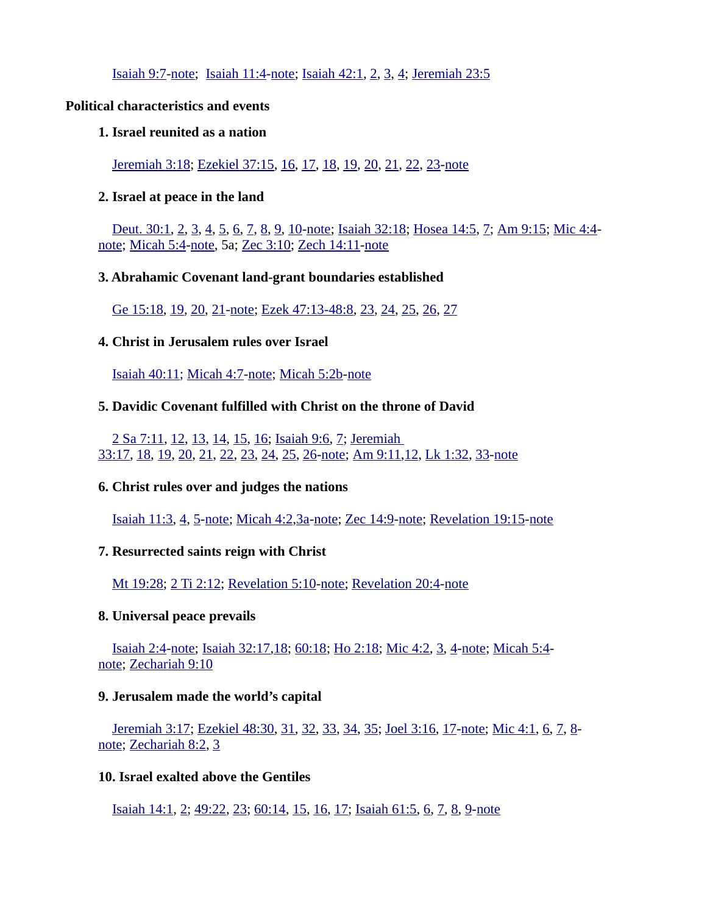Isaiah 9:7-note;  Isaiah 11:4-note; Isaiah 42:1, 2, 3, 4; Jeremiah 23:5

**Political characteristics and events**

**1. Israel reunited as a nation**

Jeremiah 3:18; Ezekiel 37:15, 16, 17, 18, 19, 20, 21, 22, 23-note

**2. Israel at peace in the land**

Deut. 30:1, 2, 3, 4, 5, 6, 7, 8, 9, 10-note; Isaiah 32:18; Hosea 14:5, 7; Am 9:15; Mic 4:4-note; Micah 5:4-note, 5a; Zec 3:10; Zech 14:11-note

**3. Abrahamic Covenant land-grant boundaries established**

Ge 15:18, 19, 20, 21-note; Ezek 47:13-48:8, 23, 24, 25, 26, 27

**4. Christ in Jerusalem rules over Israel**

Isaiah 40:11; Micah 4:7-note; Micah 5:2b-note

**5. Davidic Covenant fulfilled with Christ on the throne of David**

2 Sa 7:11, 12, 13, 14, 15, 16; Isaiah 9:6, 7; Jeremiah 33:17, 18, 19, 20, 21, 22, 23, 24, 25, 26-note; Am 9:11,12, Lk 1:32, 33-note

**6. Christ rules over and judges the nations**

Isaiah 11:3, 4, 5-note; Micah 4:2,3a-note; Zec 14:9-note; Revelation 19:15-note

**7. Resurrected saints reign with Christ**

Mt 19:28; 2 Ti 2:12; Revelation 5:10-note; Revelation 20:4-note

**8. Universal peace prevails**

Isaiah 2:4-note; Isaiah 32:17,18; 60:18; Ho 2:18; Mic 4:2, 3, 4-note; Micah 5:4-note; Zechariah 9:10

**9. Jerusalem made the world's capital**

Jeremiah 3:17; Ezekiel 48:30, 31, 32, 33, 34, 35; Joel 3:16, 17-note; Mic 4:1, 6, 7, 8-note; Zechariah 8:2, 3

**10. Israel exalted above the Gentiles**

Isaiah 14:1, 2; 49:22, 23; 60:14, 15, 16, 17; Isaiah 61:5, 6, 7, 8, 9-note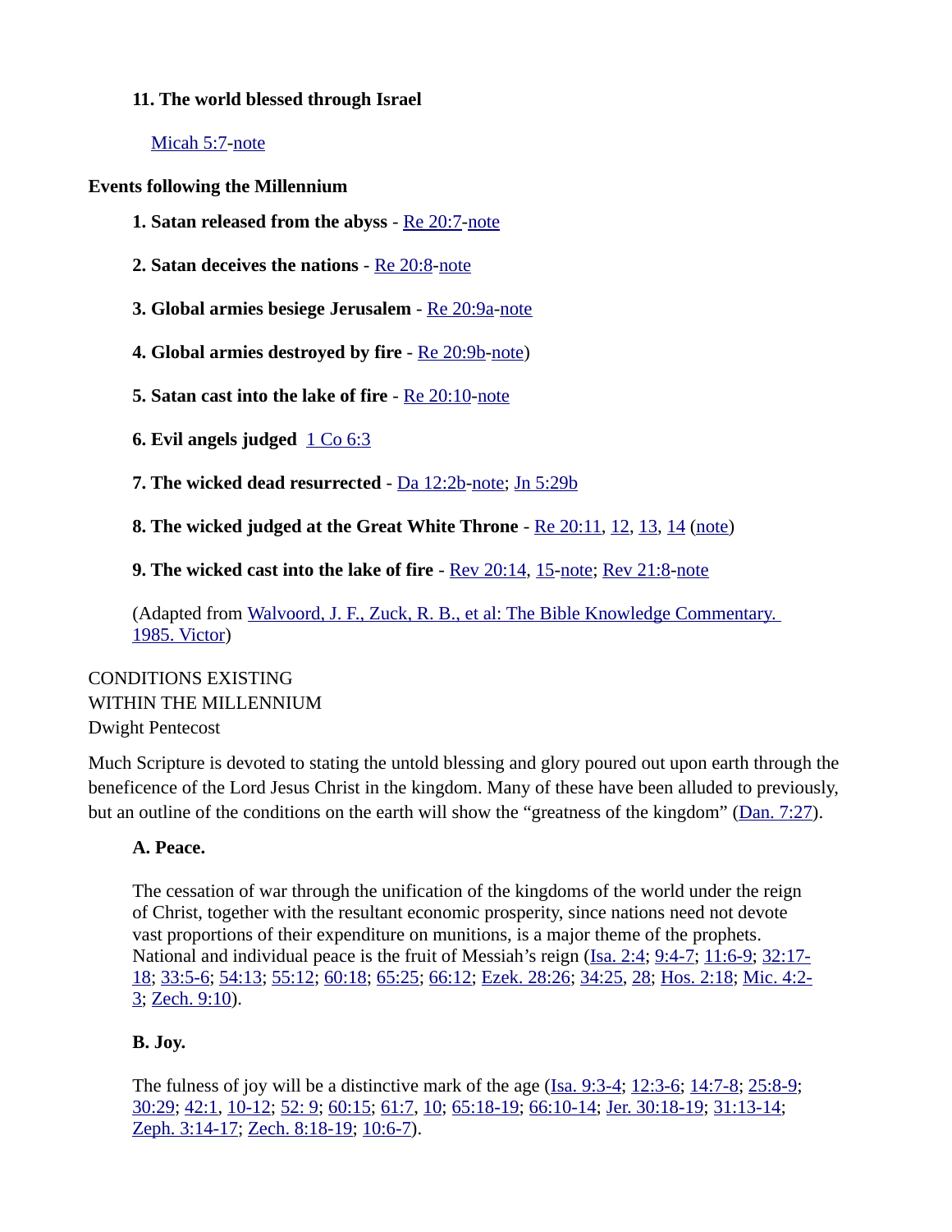**11. The world blessed through Israel**

Micah 5:7-note

**Events following the Millennium**

**1. Satan released from the abyss** - Re 20:7-note

**2. Satan deceives the nations** - Re 20:8-note

**3. Global armies besiege Jerusalem** - Re 20:9a-note

**4. Global armies destroyed by fire** - Re 20:9b-note)

**5. Satan cast into the lake of fire** - Re 20:10-note

**6. Evil angels judged** 1 Co 6:3

**7. The wicked dead resurrected** - Da 12:2b-note; Jn 5:29b

**8. The wicked judged at the Great White Throne** - Re 20:11, 12, 13, 14 (note)

**9. The wicked cast into the lake of fire** - Rev 20:14, 15-note; Rev 21:8-note

(Adapted from Walvoord, J. F., Zuck, R. B., et al: The Bible Knowledge Commentary. 1985. Victor)

CONDITIONS EXISTING
WITHIN THE MILLENNIUM
Dwight Pentecost

Much Scripture is devoted to stating the untold blessing and glory poured out upon earth through the beneficence of the Lord Jesus Christ in the kingdom. Many of these have been alluded to previously, but an outline of the conditions on the earth will show the "greatness of the kingdom" (Dan. 7:27).

**A. Peace.**

The cessation of war through the unification of the kingdoms of the world under the reign of Christ, together with the resultant economic prosperity, since nations need not devote vast proportions of their expenditure on munitions, is a major theme of the prophets. National and individual peace is the fruit of Messiah's reign (Isa. 2:4; 9:4-7; 11:6-9; 32:17-18; 33:5-6; 54:13; 55:12; 60:18; 65:25; 66:12; Ezek. 28:26; 34:25, 28; Hos. 2:18; Mic. 4:2-3; Zech. 9:10).

**B. Joy.**

The fulness of joy will be a distinctive mark of the age (Isa. 9:3-4; 12:3-6; 14:7-8; 25:8-9; 30:29; 42:1, 10-12; 52: 9; 60:15; 61:7, 10; 65:18-19; 66:10-14; Jer. 30:18-19; 31:13-14; Zeph. 3:14-17; Zech. 8:18-19; 10:6-7).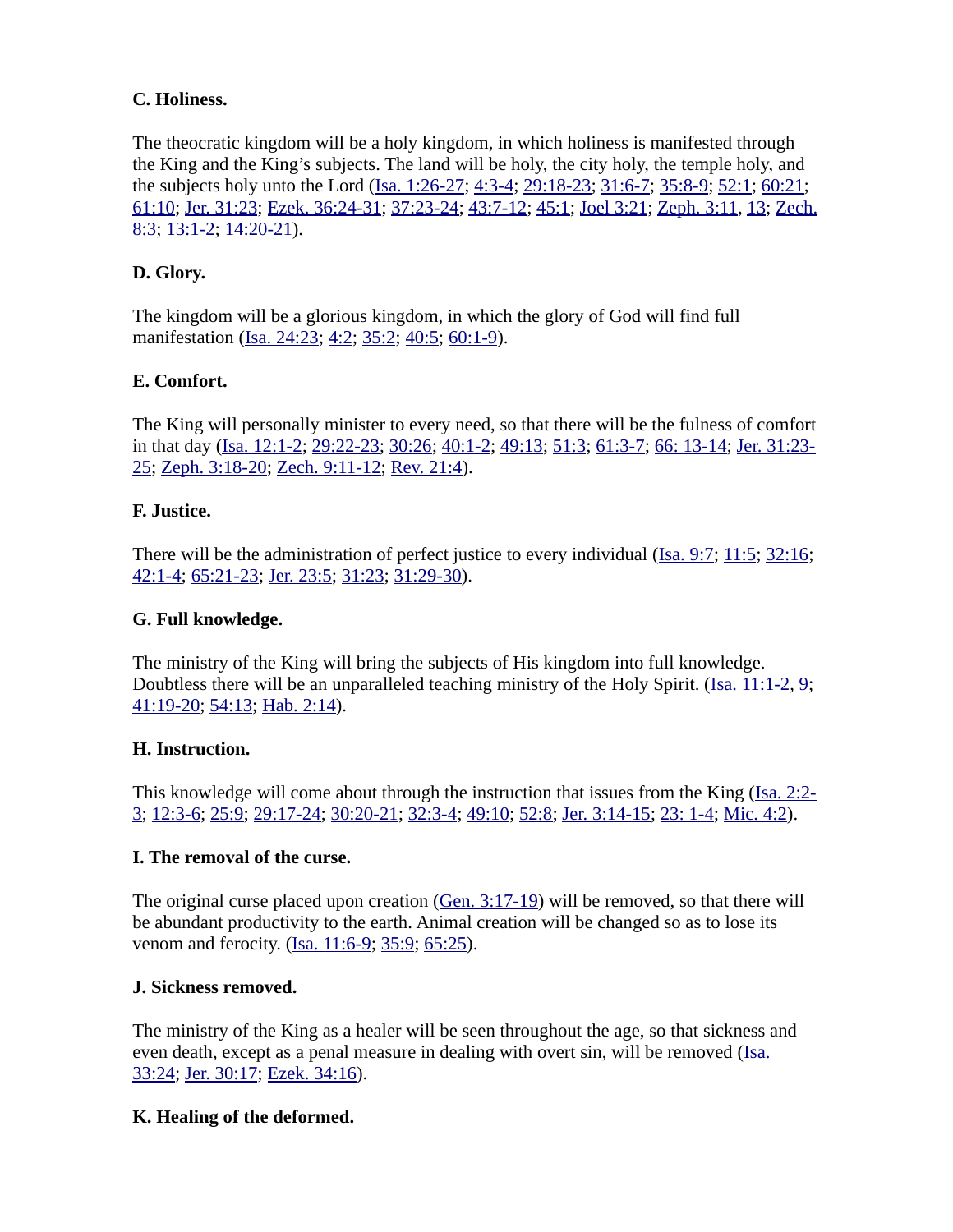**C. Holiness.**

The theocratic kingdom will be a holy kingdom, in which holiness is manifested through the King and the King's subjects. The land will be holy, the city holy, the temple holy, and the subjects holy unto the Lord (Isa. 1:26-27; 4:3-4; 29:18-23; 31:6-7; 35:8-9; 52:1; 60:21; 61:10; Jer. 31:23; Ezek. 36:24-31; 37:23-24; 43:7-12; 45:1; Joel 3:21; Zeph. 3:11, 13; Zech. 8:3; 13:1-2; 14:20-21).

**D. Glory.**

The kingdom will be a glorious kingdom, in which the glory of God will find full manifestation (Isa. 24:23; 4:2; 35:2; 40:5; 60:1-9).

**E. Comfort.**

The King will personally minister to every need, so that there will be the fulness of comfort in that day (Isa. 12:1-2; 29:22-23; 30:26; 40:1-2; 49:13; 51:3; 61:3-7; 66: 13-14; Jer. 31:23-25; Zeph. 3:18-20; Zech. 9:11-12; Rev. 21:4).

**F. Justice.**

There will be the administration of perfect justice to every individual (Isa. 9:7; 11:5; 32:16; 42:1-4; 65:21-23; Jer. 23:5; 31:23; 31:29-30).

**G. Full knowledge.**

The ministry of the King will bring the subjects of His kingdom into full knowledge. Doubtless there will be an unparalleled teaching ministry of the Holy Spirit. (Isa. 11:1-2, 9; 41:19-20; 54:13; Hab. 2:14).

**H. Instruction.**

This knowledge will come about through the instruction that issues from the King (Isa. 2:2-3; 12:3-6; 25:9; 29:17-24; 30:20-21; 32:3-4; 49:10; 52:8; Jer. 3:14-15; 23: 1-4; Mic. 4:2).

**I. The removal of the curse.**

The original curse placed upon creation (Gen. 3:17-19) will be removed, so that there will be abundant productivity to the earth. Animal creation will be changed so as to lose its venom and ferocity. (Isa. 11:6-9; 35:9; 65:25).

**J. Sickness removed.**

The ministry of the King as a healer will be seen throughout the age, so that sickness and even death, except as a penal measure in dealing with overt sin, will be removed (Isa. 33:24; Jer. 30:17; Ezek. 34:16).

**K. Healing of the deformed.**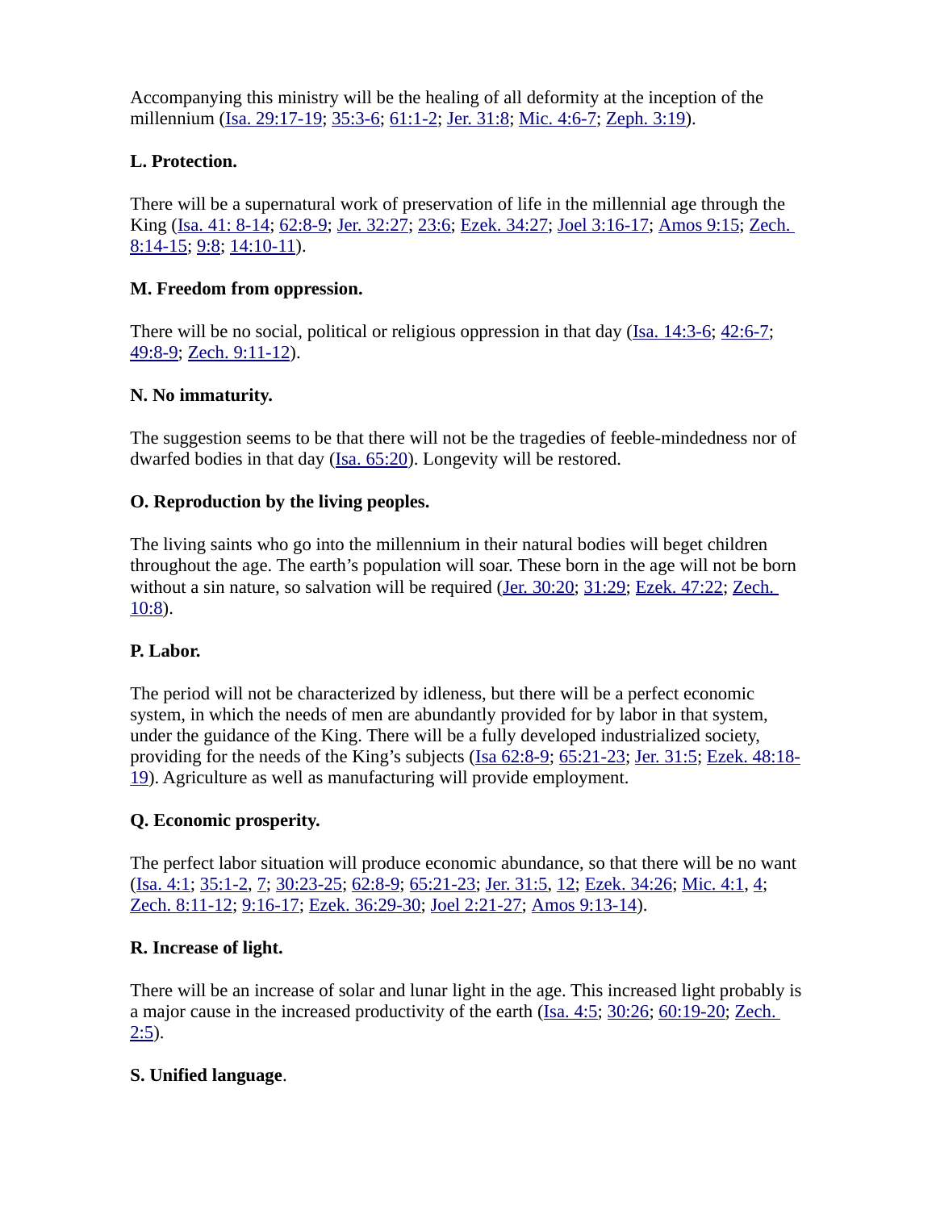Accompanying this ministry will be the healing of all deformity at the inception of the millennium (Isa. 29:17-19; 35:3-6; 61:1-2; Jer. 31:8; Mic. 4:6-7; Zeph. 3:19).

**L. Protection.**

There will be a supernatural work of preservation of life in the millennial age through the King (Isa. 41: 8-14; 62:8-9; Jer. 32:27; 23:6; Ezek. 34:27; Joel 3:16-17; Amos 9:15; Zech. 8:14-15; 9:8; 14:10-11).

**M. Freedom from oppression.**

There will be no social, political or religious oppression in that day (Isa. 14:3-6; 42:6-7; 49:8-9; Zech. 9:11-12).

**N. No immaturity.**

The suggestion seems to be that there will not be the tragedies of feeble-mindedness nor of dwarfed bodies in that day (Isa. 65:20). Longevity will be restored.

**O. Reproduction by the living peoples.**

The living saints who go into the millennium in their natural bodies will beget children throughout the age. The earth's population will soar. These born in the age will not be born without a sin nature, so salvation will be required (Jer. 30:20; 31:29; Ezek. 47:22; Zech. 10:8).

**P. Labor.**

The period will not be characterized by idleness, but there will be a perfect economic system, in which the needs of men are abundantly provided for by labor in that system, under the guidance of the King. There will be a fully developed industrialized society, providing for the needs of the King's subjects (Isa 62:8-9; 65:21-23; Jer. 31:5; Ezek. 48:18-19). Agriculture as well as manufacturing will provide employment.

**Q. Economic prosperity.**

The perfect labor situation will produce economic abundance, so that there will be no want (Isa. 4:1; 35:1-2, 7; 30:23-25; 62:8-9; 65:21-23; Jer. 31:5, 12; Ezek. 34:26; Mic. 4:1, 4; Zech. 8:11-12; 9:16-17; Ezek. 36:29-30; Joel 2:21-27; Amos 9:13-14).

**R. Increase of light.**

There will be an increase of solar and lunar light in the age. This increased light probably is a major cause in the increased productivity of the earth (Isa. 4:5; 30:26; 60:19-20; Zech. 2:5).

**S. Unified language.**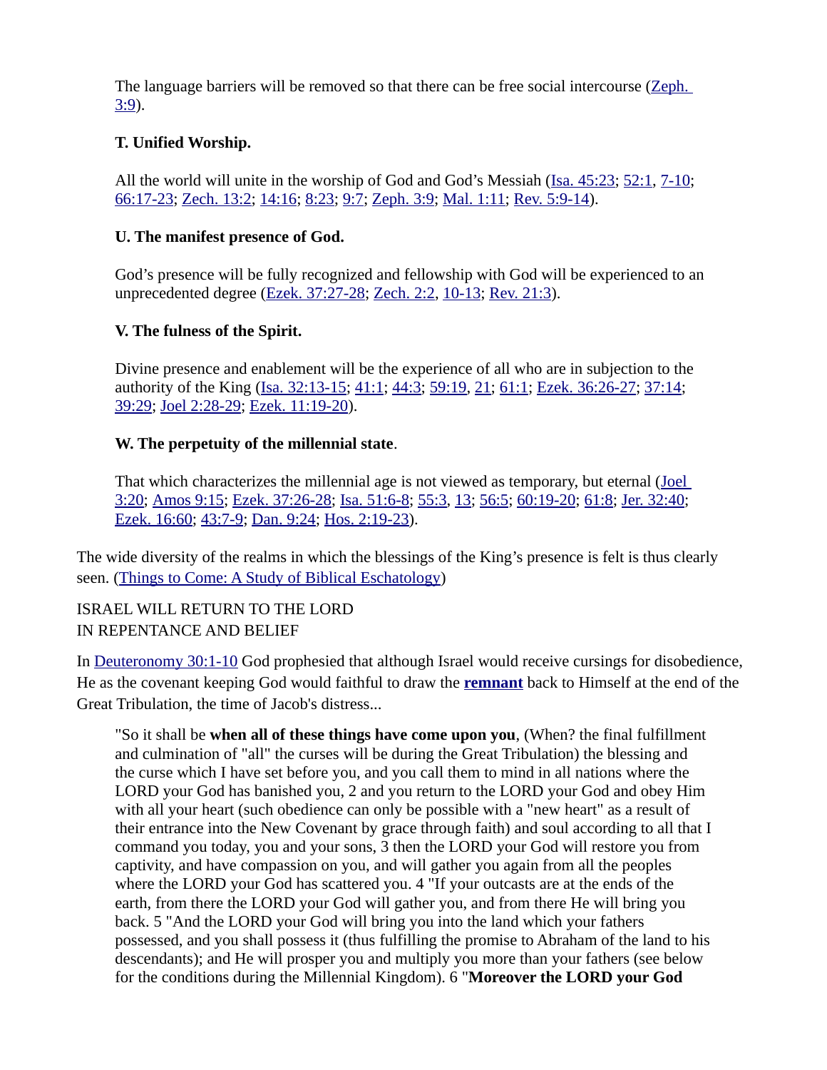The language barriers will be removed so that there can be free social intercourse (Zeph. 3:9).

**T. Unified Worship.**

All the world will unite in the worship of God and God's Messiah (Isa. 45:23; 52:1, 7-10; 66:17-23; Zech. 13:2; 14:16; 8:23; 9:7; Zeph. 3:9; Mal. 1:11; Rev. 5:9-14).

**U. The manifest presence of God.**

God's presence will be fully recognized and fellowship with God will be experienced to an unprecedented degree (Ezek. 37:27-28; Zech. 2:2, 10-13; Rev. 21:3).

**V. The fulness of the Spirit.**

Divine presence and enablement will be the experience of all who are in subjection to the authority of the King (Isa. 32:13-15; 41:1; 44:3; 59:19, 21; 61:1; Ezek. 36:26-27; 37:14; 39:29; Joel 2:28-29; Ezek. 11:19-20).

**W. The perpetuity of the millennial state**.

That which characterizes the millennial age is not viewed as temporary, but eternal (Joel 3:20; Amos 9:15; Ezek. 37:26-28; Isa. 51:6-8; 55:3, 13; 56:5; 60:19-20; 61:8; Jer. 32:40; Ezek. 16:60; 43:7-9; Dan. 9:24; Hos. 2:19-23).

The wide diversity of the realms in which the blessings of the King's presence is felt is thus clearly seen. (Things to Come: A Study of Biblical Eschatology)

ISRAEL WILL RETURN TO THE LORD
IN REPENTANCE AND BELIEF

In Deuteronomy 30:1-10 God prophesied that although Israel would receive cursings for disobedience, He as the covenant keeping God would faithful to draw the **remnant** back to Himself at the end of the Great Tribulation, the time of Jacob's distress...

> "So it shall be **when all of these things have come upon you**, (When? the final fulfillment and culmination of "all" the curses will be during the Great Tribulation) the blessing and the curse which I have set before you, and you call them to mind in all nations where the LORD your God has banished you, 2 and you return to the LORD your God and obey Him with all your heart (such obedience can only be possible with a "new heart" as a result of their entrance into the New Covenant by grace through faith) and soul according to all that I command you today, you and your sons, 3 then the LORD your God will restore you from captivity, and have compassion on you, and will gather you again from all the peoples where the LORD your God has scattered you. 4 "If your outcasts are at the ends of the earth, from there the LORD your God will gather you, and from there He will bring you back. 5 "And the LORD your God will bring you into the land which your fathers possessed, and you shall possess it (thus fulfilling the promise to Abraham of the land to his descendants); and He will prosper you and multiply you more than your fathers (see below for the conditions during the Millennial Kingdom). 6 "**Moreover the LORD your God**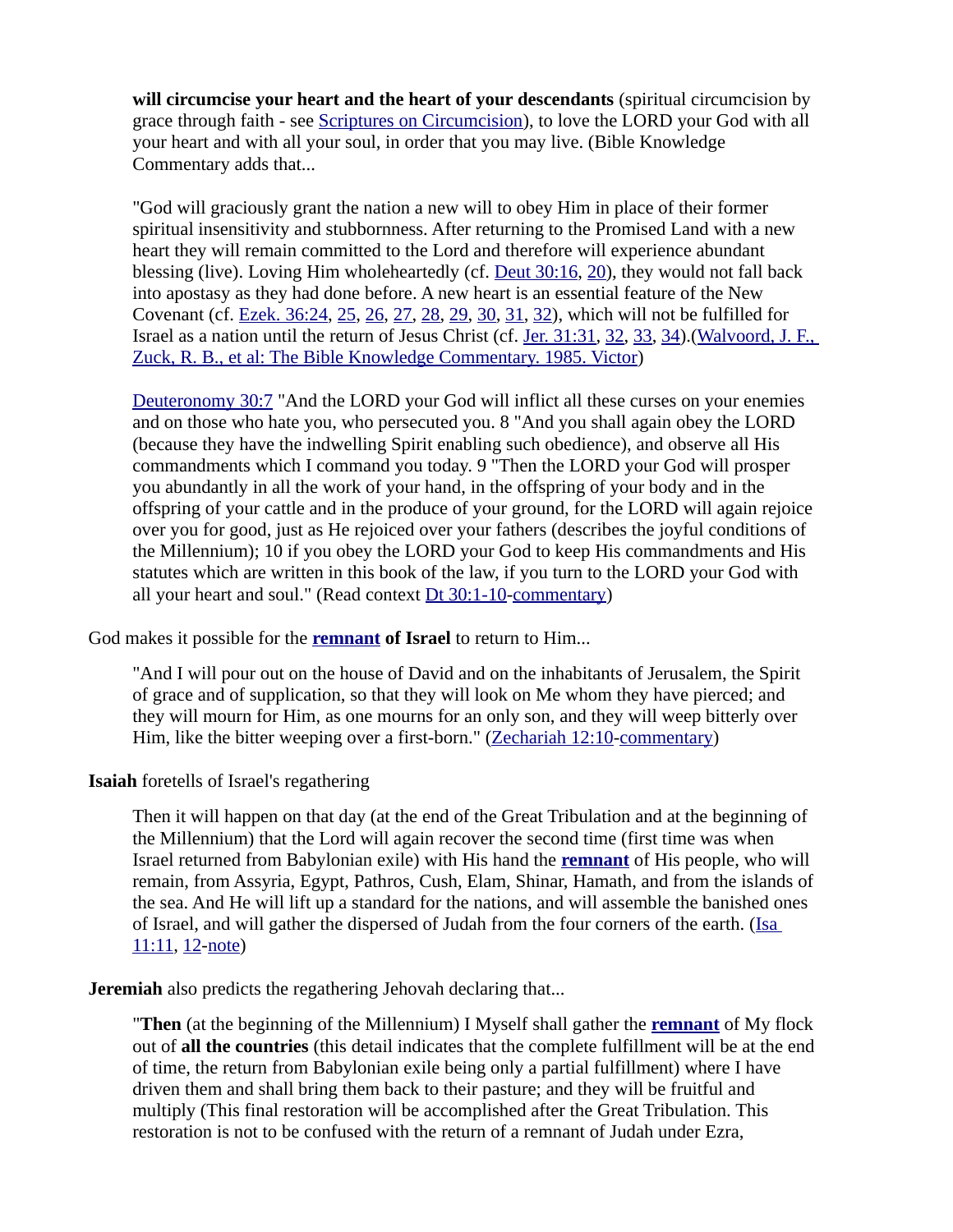> **will circumcise your heart and the heart of your descendants** (spiritual circumcision by grace through faith - see Scriptures on Circumcision), to love the LORD your God with all your heart and with all your soul, in order that you may live. (Bible Knowledge Commentary adds that...
>
> "God will graciously grant the nation a new will to obey Him in place of their former spiritual insensitivity and stubbornness. After returning to the Promised Land with a new heart they will remain committed to the Lord and therefore will experience abundant blessing (live). Loving Him wholeheartedly (cf. Deut 30:16, 20), they would not fall back into apostasy as they had done before. A new heart is an essential feature of the New Covenant (cf. Ezek. 36:24, 25, 26, 27, 28, 29, 30, 31, 32), which will not be fulfilled for Israel as a nation until the return of Jesus Christ (cf. Jer. 31:31, 32, 33, 34).(Walvoord, J. F., Zuck, R. B., et al: The Bible Knowledge Commentary. 1985. Victor)
>
> Deuteronomy 30:7 "And the LORD your God will inflict all these curses on your enemies and on those who hate you, who persecuted you. 8 "And you shall again obey the LORD (because they have the indwelling Spirit enabling such obedience), and observe all His commandments which I command you today. 9 "Then the LORD your God will prosper you abundantly in all the work of your hand, in the offspring of your body and in the offspring of your cattle and in the produce of your ground, for the LORD will again rejoice over you for good, just as He rejoiced over your fathers (describes the joyful conditions of the Millennium); 10 if you obey the LORD your God to keep His commandments and His statutes which are written in this book of the law, if you turn to the LORD your God with all your heart and soul." (Read context Dt 30:1-10-commentary)

God makes it possible for the **remnant of Israel** to return to Him...

> "And I will pour out on the house of David and on the inhabitants of Jerusalem, the Spirit of grace and of supplication, so that they will look on Me whom they have pierced; and they will mourn for Him, as one mourns for an only son, and they will weep bitterly over Him, like the bitter weeping over a first-born." (Zechariah 12:10-commentary)

**Isaiah** foretells of Israel's regathering

> Then it will happen on that day (at the end of the Great Tribulation and at the beginning of the Millennium) that the Lord will again recover the second time (first time was when Israel returned from Babylonian exile) with His hand the **remnant** of His people, who will remain, from Assyria, Egypt, Pathros, Cush, Elam, Shinar, Hamath, and from the islands of the sea. And He will lift up a standard for the nations, and will assemble the banished ones of Israel, and will gather the dispersed of Judah from the four corners of the earth. (Isa 11:11, 12-note)

**Jeremiah** also predicts the regathering Jehovah declaring that...

> "**Then** (at the beginning of the Millennium) I Myself shall gather the **remnant** of My flock out of **all the countries** (this detail indicates that the complete fulfillment will be at the end of time, the return from Babylonian exile being only a partial fulfillment) where I have driven them and shall bring them back to their pasture; and they will be fruitful and multiply (This final restoration will be accomplished after the Great Tribulation. This restoration is not to be confused with the return of a remnant of Judah under Ezra,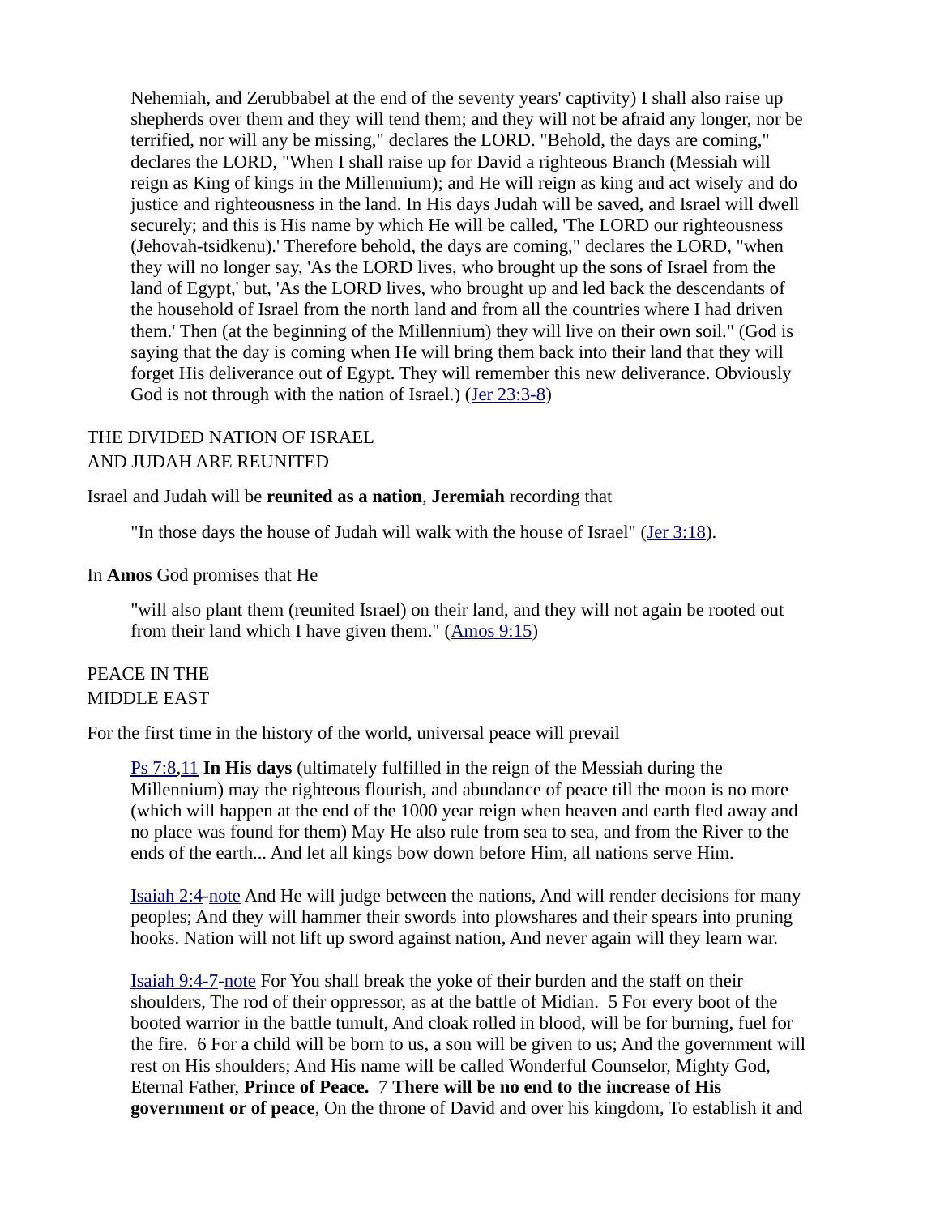> Nehemiah, and Zerubbabel at the end of the seventy years' captivity) I shall also raise up shepherds over them and they will tend them; and they will not be afraid any longer, nor be terrified, nor will any be missing," declares the LORD. "Behold, the days are coming," declares the LORD, "When I shall raise up for David a righteous Branch (Messiah will reign as King of kings in the Millennium); and He will reign as king and act wisely and do justice and righteousness in the land. In His days Judah will be saved, and Israel will dwell securely; and this is His name by which He will be called, 'The LORD our righteousness (Jehovah-tsidkenu).' Therefore behold, the days are coming," declares the LORD, "when they will no longer say, 'As the LORD lives, who brought up the sons of Israel from the land of Egypt,' but, 'As the LORD lives, who brought up and led back the descendants of the household of Israel from the north land and from all the countries where I had driven them.' Then (at the beginning of the Millennium) they will live on their own soil." (God is saying that the day is coming when He will bring them back into their land that they will forget His deliverance out of Egypt. They will remember this new deliverance. Obviously God is not through with the nation of Israel.) (Jer 23:3-8)

THE DIVIDED NATION OF ISRAEL
AND JUDAH ARE REUNITED

Israel and Judah will be **reunited as a nation**, **Jeremiah** recording that

> "In those days the house of Judah will walk with the house of Israel" (Jer 3:18).

In **Amos** God promises that He

> "will also plant them (reunited Israel) on their land, and they will not again be rooted out from their land which I have given them." (Amos 9:15)

PEACE IN THE
MIDDLE EAST

For the first time in the history of the world, universal peace will prevail

> Ps 7:8,11 **In His days** (ultimately fulfilled in the reign of the Messiah during the Millennium) may the righteous flourish, and abundance of peace till the moon is no more (which will happen at the end of the 1000 year reign when heaven and earth fled away and no place was found for them) May He also rule from sea to sea, and from the River to the ends of the earth... And let all kings bow down before Him, all nations serve Him.

> Isaiah 2:4-note And He will judge between the nations, And will render decisions for many peoples; And they will hammer their swords into plowshares and their spears into pruning hooks. Nation will not lift up sword against nation, And never again will they learn war.

> Isaiah 9:4-7-note For You shall break the yoke of their burden and the staff on their shoulders, The rod of their oppressor, as at the battle of Midian. 5 For every boot of the booted warrior in the battle tumult, And cloak rolled in blood, will be for burning, fuel for the fire. 6 For a child will be born to us, a son will be given to us; And the government will rest on His shoulders; And His name will be called Wonderful Counselor, Mighty God, Eternal Father, **Prince of Peace.** 7 **There will be no end to the increase of His government or of peace**, On the throne of David and over his kingdom, To establish it and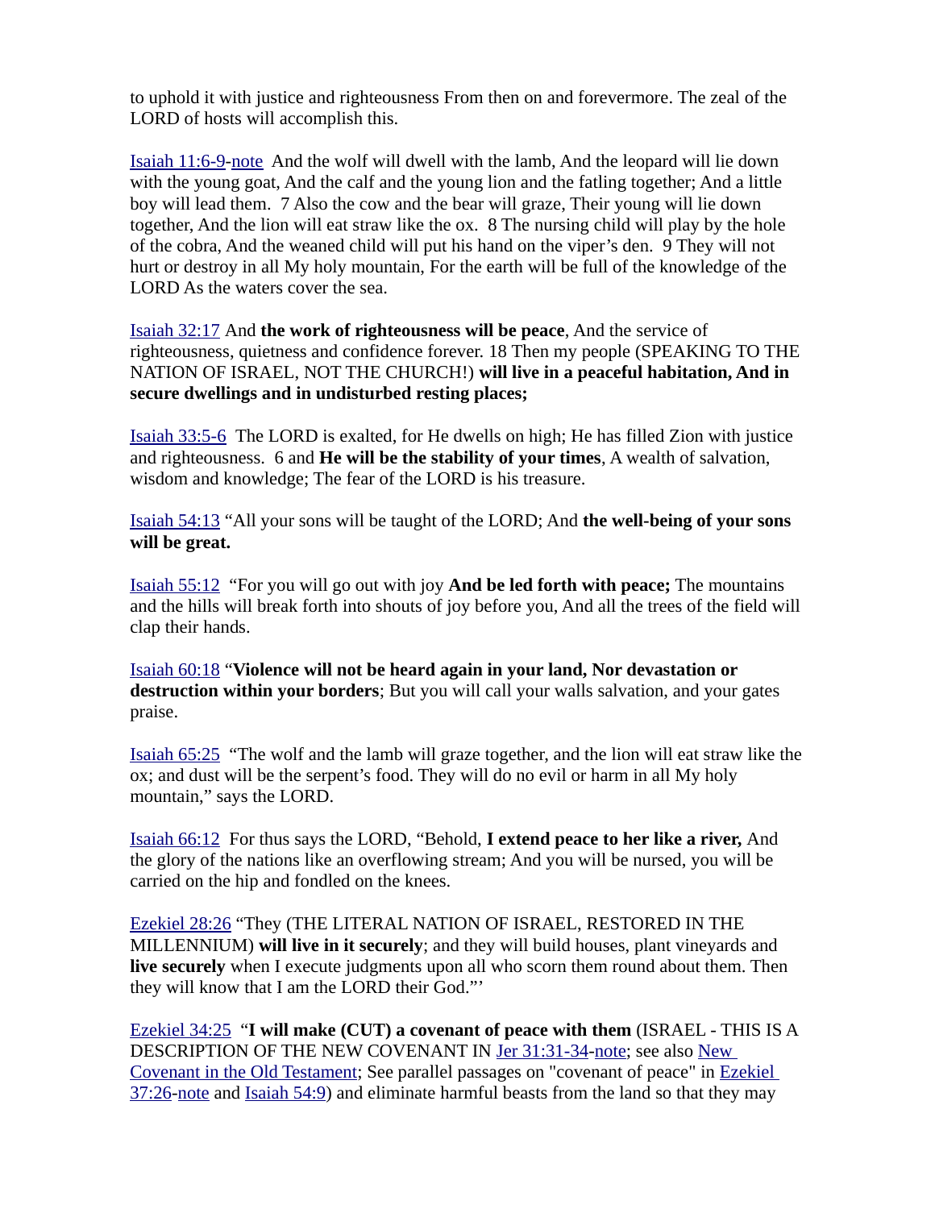to uphold it with justice and righteousness From then on and forevermore. The zeal of the LORD of hosts will accomplish this.

Isaiah 11:6-9-note  And the wolf will dwell with the lamb, And the leopard will lie down with the young goat, And the calf and the young lion and the fatling together; And a little boy will lead them.  7 Also the cow and the bear will graze, Their young will lie down together, And the lion will eat straw like the ox.  8 The nursing child will play by the hole of the cobra, And the weaned child will put his hand on the viper's den.  9 They will not hurt or destroy in all My holy mountain, For the earth will be full of the knowledge of the LORD As the waters cover the sea.

Isaiah 32:17 And **the work of righteousness will be peace**, And the service of righteousness, quietness and confidence forever. 18 Then my people (SPEAKING TO THE NATION OF ISRAEL, NOT THE CHURCH!) **will live in a peaceful habitation, And in secure dwellings and in undisturbed resting places;**

Isaiah 33:5-6  The LORD is exalted, for He dwells on high; He has filled Zion with justice and righteousness.  6 and **He will be the stability of your times**, A wealth of salvation, wisdom and knowledge; The fear of the LORD is his treasure.

Isaiah 54:13 "All your sons will be taught of the LORD; And **the well-being of your sons will be great.**

Isaiah 55:12  "For you will go out with joy **And be led forth with peace;** The mountains and the hills will break forth into shouts of joy before you, And all the trees of the field will clap their hands.

Isaiah 60:18 "**Violence will not be heard again in your land, Nor devastation or destruction within your borders**; But you will call your walls salvation, and your gates praise.

Isaiah 65:25  "The wolf and the lamb will graze together, and the lion will eat straw like the ox; and dust will be the serpent's food. They will do no evil or harm in all My holy mountain," says the LORD.

Isaiah 66:12  For thus says the LORD, "Behold, **I extend peace to her like a river,** And the glory of the nations like an overflowing stream; And you will be nursed, you will be carried on the hip and fondled on the knees.

Ezekiel 28:26 "They (THE LITERAL NATION OF ISRAEL, RESTORED IN THE MILLENNIUM) **will live in it securely**; and they will build houses, plant vineyards and **live securely** when I execute judgments upon all who scorn them round about them. Then they will know that I am the LORD their God."'

Ezekiel 34:25  "**I will make (CUT) a covenant of peace with them** (ISRAEL - THIS IS A DESCRIPTION OF THE NEW COVENANT IN Jer 31:31-34-note; see also New Covenant in the Old Testament; See parallel passages on "covenant of peace" in Ezekiel 37:26-note and Isaiah 54:9) and eliminate harmful beasts from the land so that they may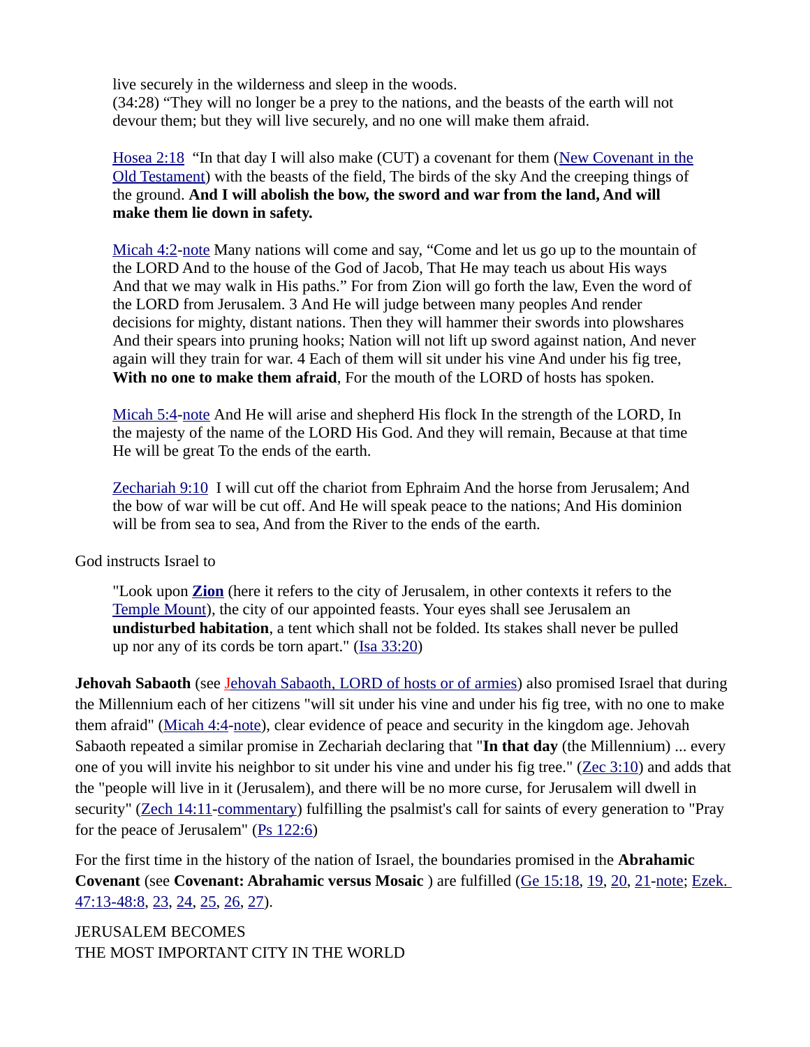> live securely in the wilderness and sleep in the woods.
> (34:28) "They will no longer be a prey to the nations, and the beasts of the earth will not devour them; but they will live securely, and no one will make them afraid.

> Hosea 2:18 "In that day I will also make (CUT) a covenant for them (New Covenant in the Old Testament) with the beasts of the field, The birds of the sky And the creeping things of the ground. **And I will abolish the bow, the sword and war from the land, And will make them lie down in safety.**

> Micah 4:2-note Many nations will come and say, "Come and let us go up to the mountain of the LORD And to the house of the God of Jacob, That He may teach us about His ways And that we may walk in His paths." For from Zion will go forth the law, Even the word of the LORD from Jerusalem. 3 And He will judge between many peoples And render decisions for mighty, distant nations. Then they will hammer their swords into plowshares And their spears into pruning hooks; Nation will not lift up sword against nation, And never again will they train for war. 4 Each of them will sit under his vine And under his fig tree, **With no one to make them afraid**, For the mouth of the LORD of hosts has spoken.

> Micah 5:4-note And He will arise and shepherd His flock In the strength of the LORD, In the majesty of the name of the LORD His God. And they will remain, Because at that time He will be great To the ends of the earth.

> Zechariah 9:10 I will cut off the chariot from Ephraim And the horse from Jerusalem; And the bow of war will be cut off. And He will speak peace to the nations; And His dominion will be from sea to sea, And from the River to the ends of the earth.

God instructs Israel to

> "Look upon **Zion** (here it refers to the city of Jerusalem, in other contexts it refers to the Temple Mount), the city of our appointed feasts. Your eyes shall see Jerusalem an **undisturbed habitation**, a tent which shall not be folded. Its stakes shall never be pulled up nor any of its cords be torn apart." (Isa 33:20)

**Jehovah Sabaoth** (see Jehovah Sabaoth, LORD of hosts or of armies) also promised Israel that during the Millennium each of her citizens "will sit under his vine and under his fig tree, with no one to make them afraid" (Micah 4:4-note), clear evidence of peace and security in the kingdom age. Jehovah Sabaoth repeated a similar promise in Zechariah declaring that "**In that day** (the Millennium) ... every one of you will invite his neighbor to sit under his vine and under his fig tree." (Zec 3:10) and adds that the "people will live in it (Jerusalem), and there will be no more curse, for Jerusalem will dwell in security" (Zech 14:11-commentary) fulfilling the psalmist's call for saints of every generation to "Pray for the peace of Jerusalem" (Ps 122:6)

For the first time in the history of the nation of Israel, the boundaries promised in the **Abrahamic Covenant** (see **Covenant: Abrahamic versus Mosaic** ) are fulfilled (Ge 15:18, 19, 20, 21-note; Ezek. 47:13-48:8, 23, 24, 25, 26, 27).

JERUSALEM BECOMES
THE MOST IMPORTANT CITY IN THE WORLD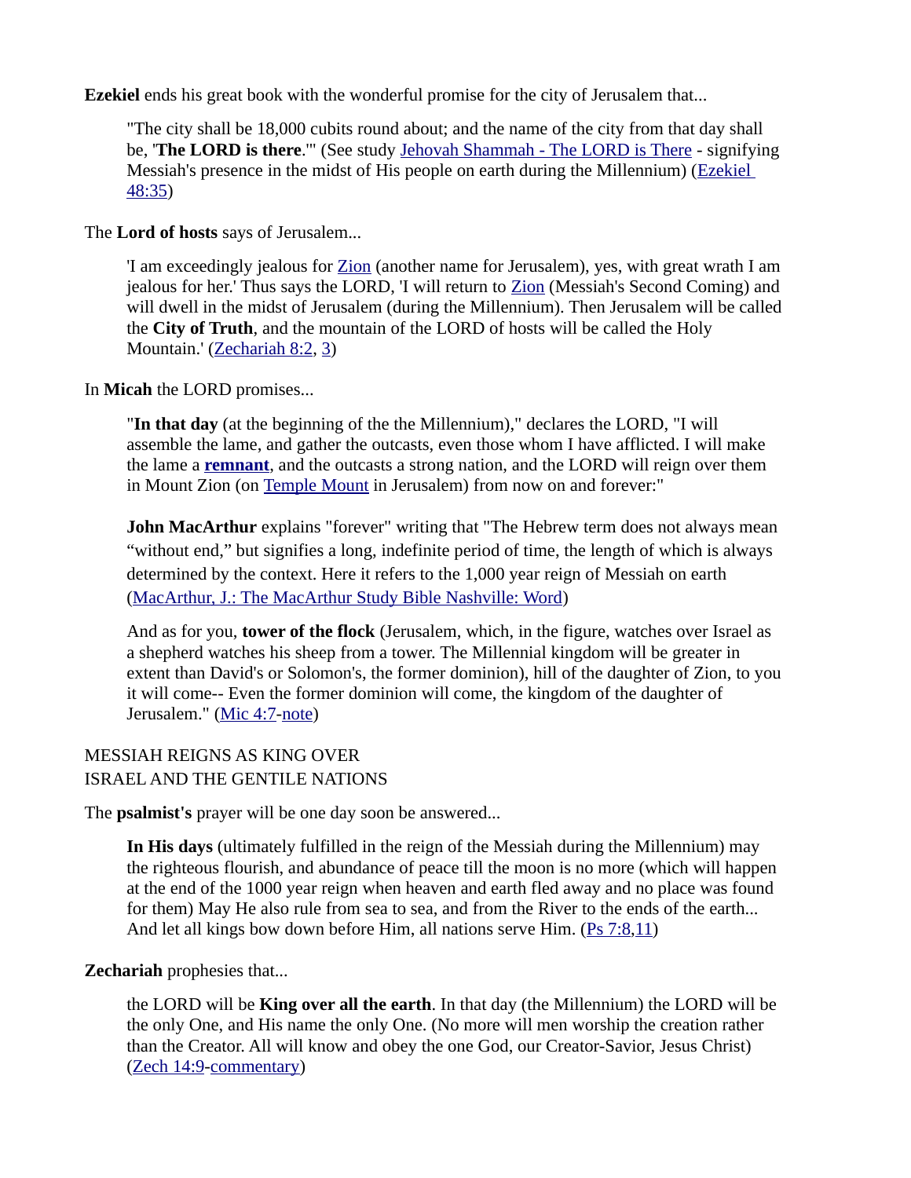**Ezekiel** ends his great book with the wonderful promise for the city of Jerusalem that...

> "The city shall be 18,000 cubits round about; and the name of the city from that day shall be, '**The LORD is there**.'" (See study Jehovah Shammah - The LORD is There - signifying Messiah's presence in the midst of His people on earth during the Millennium) (Ezekiel 48:35)

The **Lord of hosts** says of Jerusalem...

> 'I am exceedingly jealous for Zion (another name for Jerusalem), yes, with great wrath I am jealous for her.' Thus says the LORD, 'I will return to Zion (Messiah's Second Coming) and will dwell in the midst of Jerusalem (during the Millennium). Then Jerusalem will be called the **City of Truth**, and the mountain of the LORD of hosts will be called the Holy Mountain.' (Zechariah 8:2, 3)

In **Micah** the LORD promises...

> "**In that day** (at the beginning of the the Millennium)," declares the LORD, "I will assemble the lame, and gather the outcasts, even those whom I have afflicted. I will make the lame a **remnant**, and the outcasts a strong nation, and the LORD will reign over them in Mount Zion (on Temple Mount in Jerusalem) from now on and forever:"
>
> **John MacArthur** explains "forever" writing that "The Hebrew term does not always mean “without end,” but signifies a long, indefinite period of time, the length of which is always determined by the context. Here it refers to the 1,000 year reign of Messiah on earth (MacArthur, J.: The MacArthur Study Bible Nashville: Word)
>
> And as for you, **tower of the flock** (Jerusalem, which, in the figure, watches over Israel as a shepherd watches his sheep from a tower. The Millennial kingdom will be greater in extent than David's or Solomon's, the former dominion), hill of the daughter of Zion, to you it will come-- Even the former dominion will come, the kingdom of the daughter of Jerusalem." (Mic 4:7-note)

MESSIAH REIGNS AS KING OVER
ISRAEL AND THE GENTILE NATIONS

The **psalmist's** prayer will be one day soon be answered...

> **In His days** (ultimately fulfilled in the reign of the Messiah during the Millennium) may the righteous flourish, and abundance of peace till the moon is no more (which will happen at the end of the 1000 year reign when heaven and earth fled away and no place was found for them) May He also rule from sea to sea, and from the River to the ends of the earth... And let all kings bow down before Him, all nations serve Him. (Ps 7:8,11)

**Zechariah** prophesies that...

> the LORD will be **King over all the earth**. In that day (the Millennium) the LORD will be the only One, and His name the only One. (No more will men worship the creation rather than the Creator. All will know and obey the one God, our Creator-Savior, Jesus Christ) (Zech 14:9-commentary)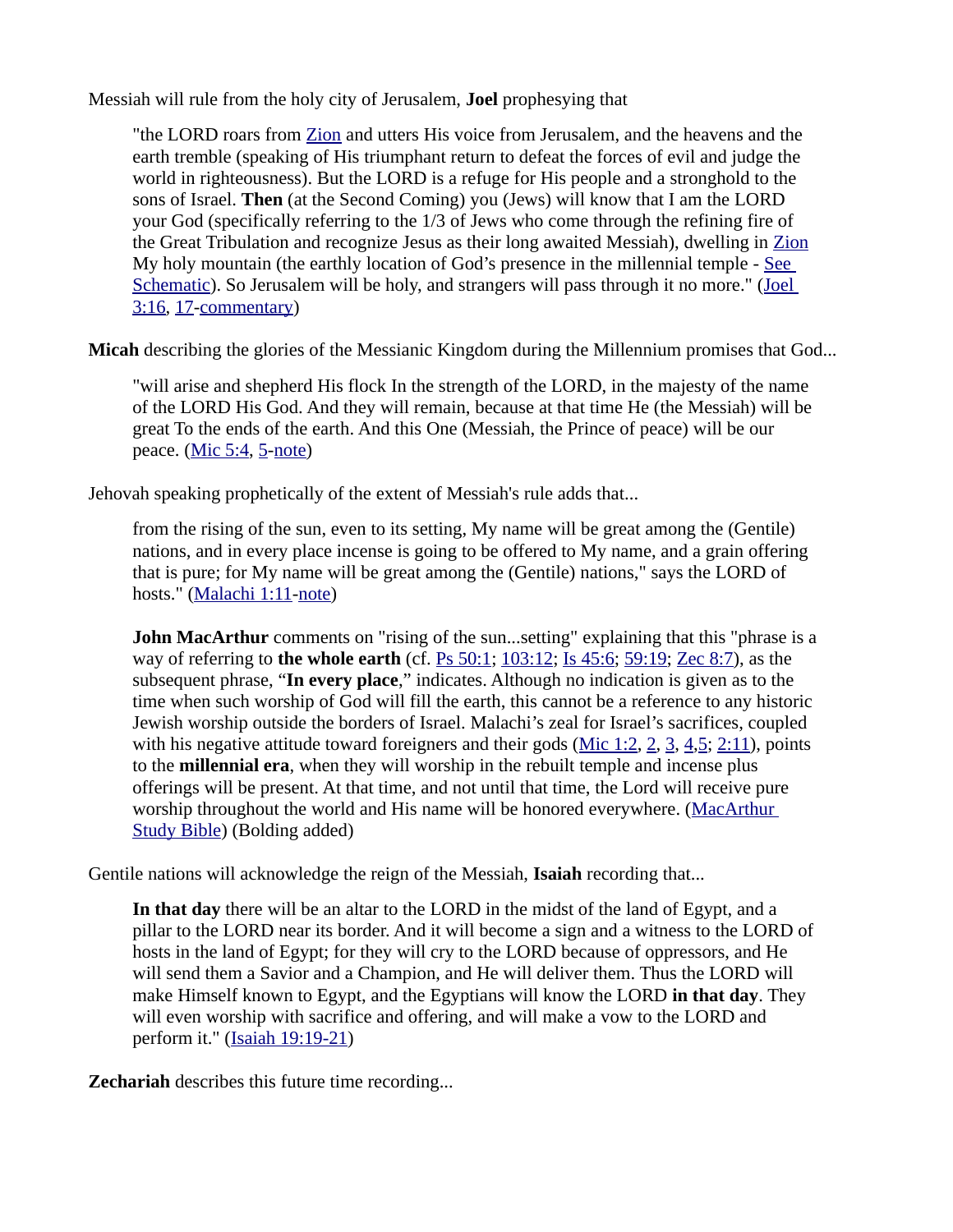Messiah will rule from the holy city of Jerusalem, **Joel** prophesying that

> "the LORD roars from Zion and utters His voice from Jerusalem, and the heavens and the earth tremble (speaking of His triumphant return to defeat the forces of evil and judge the world in righteousness). But the LORD is a refuge for His people and a stronghold to the sons of Israel. **Then** (at the Second Coming) you (Jews) will know that I am the LORD your God (specifically referring to the 1/3 of Jews who come through the refining fire of the Great Tribulation and recognize Jesus as their long awaited Messiah), dwelling in Zion My holy mountain (the earthly location of God's presence in the millennial temple - See Schematic). So Jerusalem will be holy, and strangers will pass through it no more." (Joel 3:16, 17-commentary)

**Micah** describing the glories of the Messianic Kingdom during the Millennium promises that God...

> "will arise and shepherd His flock In the strength of the LORD, in the majesty of the name of the LORD His God. And they will remain, because at that time He (the Messiah) will be great To the ends of the earth. And this One (Messiah, the Prince of peace) will be our peace. (Mic 5:4, 5-note)

Jehovah speaking prophetically of the extent of Messiah's rule adds that...

> from the rising of the sun, even to its setting, My name will be great among the (Gentile) nations, and in every place incense is going to be offered to My name, and a grain offering that is pure; for My name will be great among the (Gentile) nations," says the LORD of hosts." (Malachi 1:11-note)
>
> **John MacArthur** comments on "rising of the sun...setting" explaining that this "phrase is a way of referring to **the whole earth** (cf. Ps 50:1; 103:12; Is 45:6; 59:19; Zec 8:7), as the subsequent phrase, "**In every place**," indicates. Although no indication is given as to the time when such worship of God will fill the earth, this cannot be a reference to any historic Jewish worship outside the borders of Israel. Malachi's zeal for Israel's sacrifices, coupled with his negative attitude toward foreigners and their gods (Mic 1:2, 2, 3, 4,5; 2:11), points to the **millennial era**, when they will worship in the rebuilt temple and incense plus offerings will be present. At that time, and not until that time, the Lord will receive pure worship throughout the world and His name will be honored everywhere. (MacArthur Study Bible) (Bolding added)

Gentile nations will acknowledge the reign of the Messiah, **Isaiah** recording that...

> **In that day** there will be an altar to the LORD in the midst of the land of Egypt, and a pillar to the LORD near its border. And it will become a sign and a witness to the LORD of hosts in the land of Egypt; for they will cry to the LORD because of oppressors, and He will send them a Savior and a Champion, and He will deliver them. Thus the LORD will make Himself known to Egypt, and the Egyptians will know the LORD **in that day**. They will even worship with sacrifice and offering, and will make a vow to the LORD and perform it." (Isaiah 19:19-21)

**Zechariah** describes this future time recording...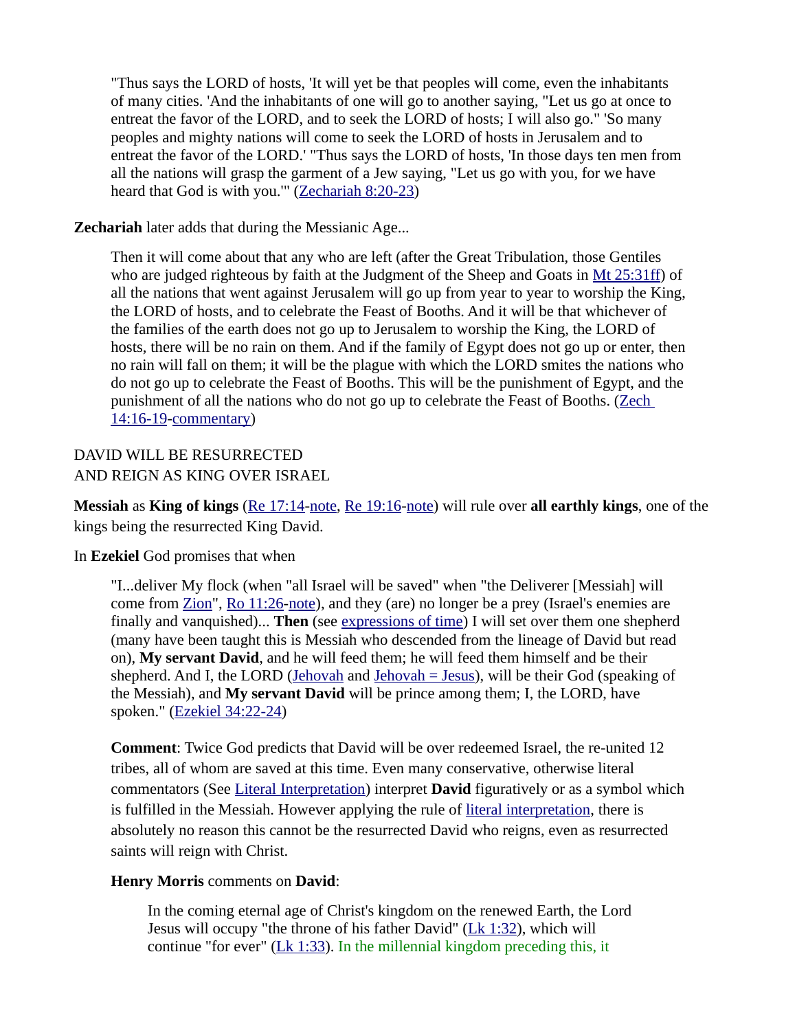> "Thus says the LORD of hosts, 'It will yet be that peoples will come, even the inhabitants of many cities. 'And the inhabitants of one will go to another saying, "Let us go at once to entreat the favor of the LORD, and to seek the LORD of hosts; I will also go." 'So many peoples and mighty nations will come to seek the LORD of hosts in Jerusalem and to entreat the favor of the LORD.' "Thus says the LORD of hosts, 'In those days ten men from all the nations will grasp the garment of a Jew saying, "Let us go with you, for we have heard that God is with you."'" (Zechariah 8:20-23)

**Zechariah** later adds that during the Messianic Age...

> Then it will come about that any who are left (after the Great Tribulation, those Gentiles who are judged righteous by faith at the Judgment of the Sheep and Goats in Mt 25:31ff) of all the nations that went against Jerusalem will go up from year to year to worship the King, the LORD of hosts, and to celebrate the Feast of Booths. And it will be that whichever of the families of the earth does not go up to Jerusalem to worship the King, the LORD of hosts, there will be no rain on them. And if the family of Egypt does not go up or enter, then no rain will fall on them; it will be the plague with which the LORD smites the nations who do not go up to celebrate the Feast of Booths. This will be the punishment of Egypt, and the punishment of all the nations who do not go up to celebrate the Feast of Booths. (Zech 14:16-19-commentary)

DAVID WILL BE RESURRECTED
AND REIGN AS KING OVER ISRAEL

**Messiah** as **King of kings** (Re 17:14-note, Re 19:16-note) will rule over **all earthly kings**, one of the kings being the resurrected King David.

In **Ezekiel** God promises that when

> "I...deliver My flock (when "all Israel will be saved" when "the Deliverer [Messiah] will come from Zion", Ro 11:26-note), and they (are) no longer be a prey (Israel's enemies are finally and vanquished)... **Then** (see expressions of time) I will set over them one shepherd (many have been taught this is Messiah who descended from the lineage of David but read on), **My servant David**, and he will feed them; he will feed them himself and be their shepherd. And I, the LORD (Jehovah and Jehovah = Jesus), will be their God (speaking of the Messiah), and **My servant David** will be prince among them; I, the LORD, have spoken." (Ezekiel 34:22-24)
>
> **Comment**: Twice God predicts that David will be over redeemed Israel, the re-united 12 tribes, all of whom are saved at this time. Even many conservative, otherwise literal commentators (See Literal Interpretation) interpret **David** figuratively or as a symbol which is fulfilled in the Messiah. However applying the rule of literal interpretation, there is absolutely no reason this cannot be the resurrected David who reigns, even as resurrected saints will reign with Christ.
>
> **Henry Morris** comments on **David**:
>
> > In the coming eternal age of Christ's kingdom on the renewed Earth, the Lord Jesus will occupy "the throne of his father David" (Lk 1:32), which will continue "for ever" (Lk 1:33). In the millennial kingdom preceding this, it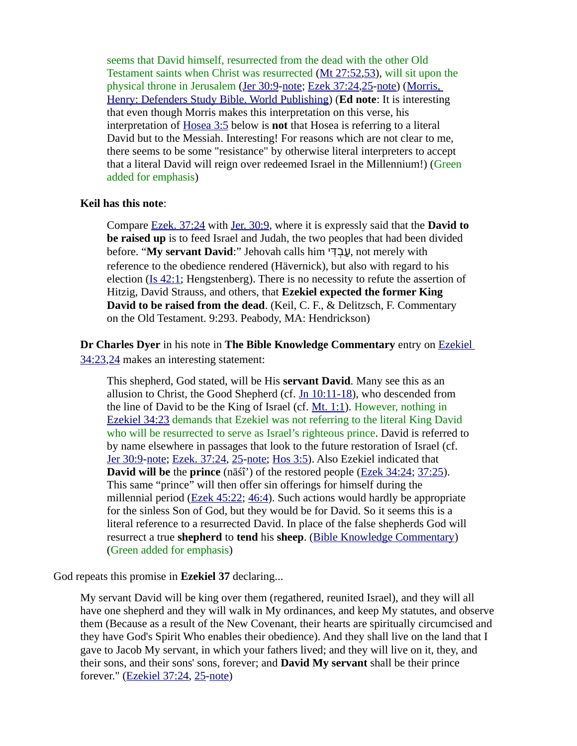> seems that David himself, resurrected from the dead with the other Old Testament saints when Christ was resurrected (Mt 27:52,53), will sit upon the physical throne in Jerusalem (Jer 30:9-note; Ezek 37:24,25-note) (Morris, Henry: Defenders Study Bible. World Publishing) (**Ed note**: It is interesting that even though Morris makes this interpretation on this verse, his interpretation of Hosea 3:5 below is **not** that Hosea is referring to a literal David but to the Messiah. Interesting! For reasons which are not clear to me, there seems to be some "resistance" by otherwise literal interpreters to accept that a literal David will reign over redeemed Israel in the Millennium!) (Green added for emphasis)

**Keil has this note**:

> Compare Ezek. 37:24 with Jer. 30:9, where it is expressly said that the **David to be raised up** is to feed Israel and Judah, the two peoples that had been divided before. "**My servant David**:" Jehovah calls him עַבְדִּי, not merely with reference to the obedience rendered (Hävernick), but also with regard to his election (Is 42:1; Hengstenberg). There is no necessity to refute the assertion of Hitzig, David Strauss, and others, that **Ezekiel expected the former King David to be raised from the dead**. (Keil, C. F., & Delitzsch, F. Commentary on the Old Testament. 9:293. Peabody, MA: Hendrickson)

**Dr Charles Dyer** in his note in **The Bible Knowledge Commentary** entry on Ezekiel 34:23,24 makes an interesting statement:

> This shepherd, God stated, will be His **servant David**. Many see this as an allusion to Christ, the Good Shepherd (cf. Jn 10:11-18), who descended from the line of David to be the King of Israel (cf. Mt. 1:1). However, nothing in Ezekiel 34:23 demands that Ezekiel was not referring to the literal King David who will be resurrected to serve as Israel's righteous prince. David is referred to by name elsewhere in passages that look to the future restoration of Israel (cf. Jer 30:9-note; Ezek. 37:24, 25-note; Hos 3:5). Also Ezekiel indicated that **David will be** the **prince** (nāśî') of the restored people (Ezek 34:24; 37:25). This same "prince" will then offer sin offerings for himself during the millennial period (Ezek 45:22; 46:4). Such actions would hardly be appropriate for the sinless Son of God, but they would be for David. So it seems this is a literal reference to a resurrected David. In place of the false shepherds God will resurrect a true **shepherd** to **tend** his **sheep**. (Bible Knowledge Commentary) (Green added for emphasis)

God repeats this promise in **Ezekiel 37** declaring...

> My servant David will be king over them (regathered, reunited Israel), and they will all have one shepherd and they will walk in My ordinances, and keep My statutes, and observe them (Because as a result of the New Covenant, their hearts are spiritually circumcised and they have God's Spirit Who enables their obedience). And they shall live on the land that I gave to Jacob My servant, in which your fathers lived; and they will live on it, they, and their sons, and their sons' sons, forever; and **David My servant** shall be their prince forever." (Ezekiel 37:24, 25-note)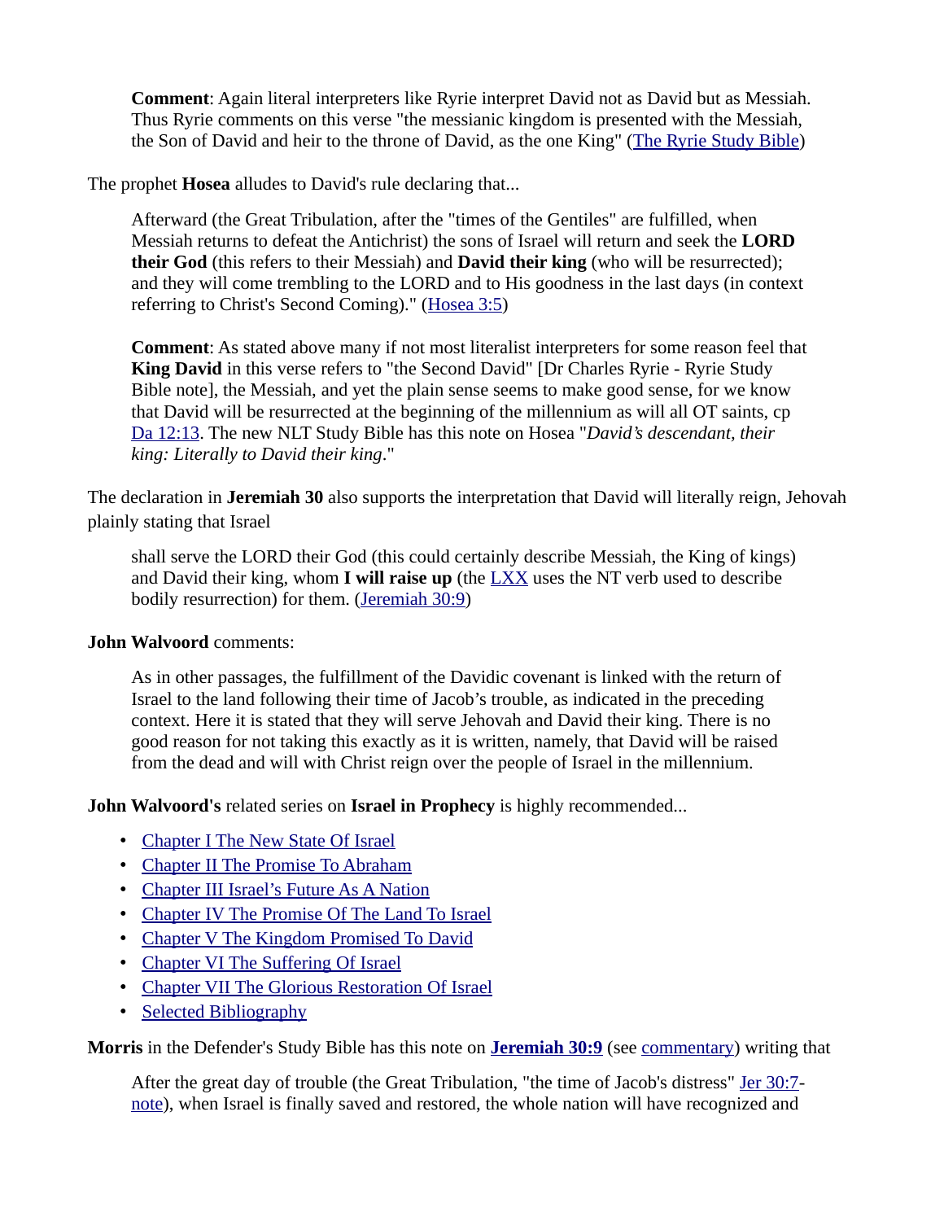> **Comment**: Again literal interpreters like Ryrie interpret David not as David but as Messiah. Thus Ryrie comments on this verse "the messianic kingdom is presented with the Messiah, the Son of David and heir to the throne of David, as the one King" (The Ryrie Study Bible)

The prophet **Hosea** alludes to David's rule declaring that...

> Afterward (the Great Tribulation, after the "times of the Gentiles" are fulfilled, when Messiah returns to defeat the Antichrist) the sons of Israel will return and seek the **LORD their God** (this refers to their Messiah) and **David their king** (who will be resurrected); and they will come trembling to the LORD and to His goodness in the last days (in context referring to Christ's Second Coming)." (Hosea 3:5)
>
> **Comment**: As stated above many if not most literalist interpreters for some reason feel that **King David** in this verse refers to "the Second David" [Dr Charles Ryrie - Ryrie Study Bible note], the Messiah, and yet the plain sense seems to make good sense, for we know that David will be resurrected at the beginning of the millennium as will all OT saints, cp Da 12:13. The new NLT Study Bible has this note on Hosea "*David's descendant, their king: Literally to David their king*."

The declaration in **Jeremiah 30** also supports the interpretation that David will literally reign, Jehovah plainly stating that Israel

> shall serve the LORD their God (this could certainly describe Messiah, the King of kings) and David their king, whom **I will raise up** (the LXX uses the NT verb used to describe bodily resurrection) for them. (Jeremiah 30:9)

**John Walvoord** comments:

> As in other passages, the fulfillment of the Davidic covenant is linked with the return of Israel to the land following their time of Jacob's trouble, as indicated in the preceding context. Here it is stated that they will serve Jehovah and David their king. There is no good reason for not taking this exactly as it is written, namely, that David will be raised from the dead and will with Christ reign over the people of Israel in the millennium.

**John Walvoord's** related series on **Israel in Prophecy** is highly recommended...

- Chapter I The New State Of Israel
- Chapter II The Promise To Abraham
- Chapter III Israel's Future As A Nation
- Chapter IV The Promise Of The Land To Israel
- Chapter V The Kingdom Promised To David
- Chapter VI The Suffering Of Israel
- Chapter VII The Glorious Restoration Of Israel
- Selected Bibliography

**Morris** in the Defender's Study Bible has this note on **Jeremiah 30:9** (see commentary) writing that

> After the great day of trouble (the Great Tribulation, "the time of Jacob's distress" Jer 30:7-note), when Israel is finally saved and restored, the whole nation will have recognized and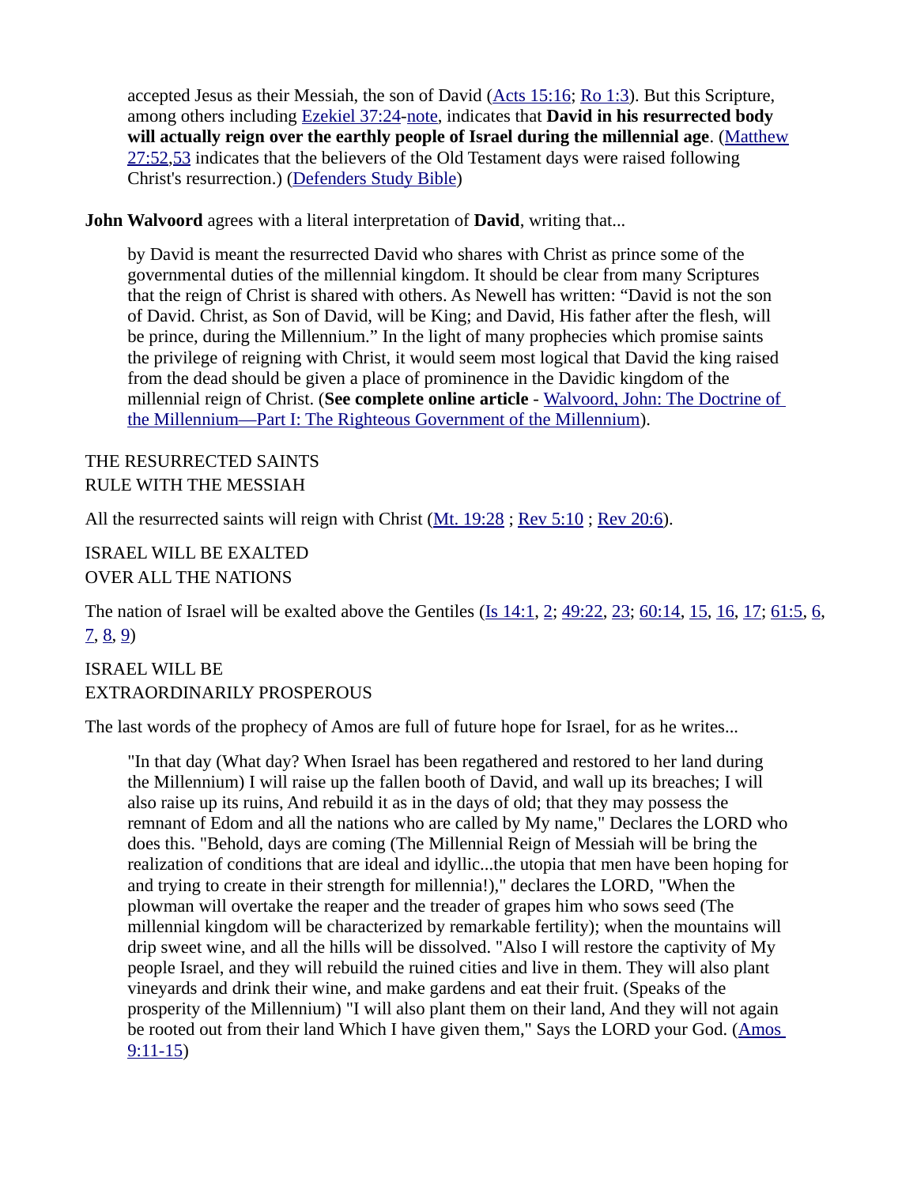> accepted Jesus as their Messiah, the son of David (Acts 15:16; Ro 1:3). But this Scripture, among others including Ezekiel 37:24-note, indicates that **David in his resurrected body will actually reign over the earthly people of Israel during the millennial age**. (Matthew 27:52,53 indicates that the believers of the Old Testament days were raised following Christ's resurrection.) (Defenders Study Bible)

**John Walvoord** agrees with a literal interpretation of **David**, writing that...

> by David is meant the resurrected David who shares with Christ as prince some of the governmental duties of the millennial kingdom. It should be clear from many Scriptures that the reign of Christ is shared with others. As Newell has written: "David is not the son of David. Christ, as Son of David, will be King; and David, His father after the flesh, will be prince, during the Millennium." In the light of many prophecies which promise saints the privilege of reigning with Christ, it would seem most logical that David the king raised from the dead should be given a place of prominence in the Davidic kingdom of the millennial reign of Christ. (**See complete online article** - Walvoord, John: The Doctrine of the Millennium—Part I: The Righteous Government of the Millennium).

THE RESURRECTED SAINTS
RULE WITH THE MESSIAH

All the resurrected saints will reign with Christ (Mt. 19:28 ; Rev 5:10 ; Rev 20:6).

ISRAEL WILL BE EXALTED
OVER ALL THE NATIONS

The nation of Israel will be exalted above the Gentiles (Is 14:1, 2; 49:22, 23; 60:14, 15, 16, 17; 61:5, 6, 7, 8, 9)

ISRAEL WILL BE
EXTRAORDINARILY PROSPEROUS

The last words of the prophecy of Amos are full of future hope for Israel, for as he writes...

> "In that day (What day? When Israel has been regathered and restored to her land during the Millennium) I will raise up the fallen booth of David, and wall up its breaches; I will also raise up its ruins, And rebuild it as in the days of old; that they may possess the remnant of Edom and all the nations who are called by My name," Declares the LORD who does this. "Behold, days are coming (The Millennial Reign of Messiah will be bring the realization of conditions that are ideal and idyllic...the utopia that men have been hoping for and trying to create in their strength for millennia!)," declares the LORD, "When the plowman will overtake the reaper and the treader of grapes him who sows seed (The millennial kingdom will be characterized by remarkable fertility); when the mountains will drip sweet wine, and all the hills will be dissolved. "Also I will restore the captivity of My people Israel, and they will rebuild the ruined cities and live in them. They will also plant vineyards and drink their wine, and make gardens and eat their fruit. (Speaks of the prosperity of the Millennium) "I will also plant them on their land, And they will not again be rooted out from their land Which I have given them," Says the LORD your God. (Amos 9:11-15)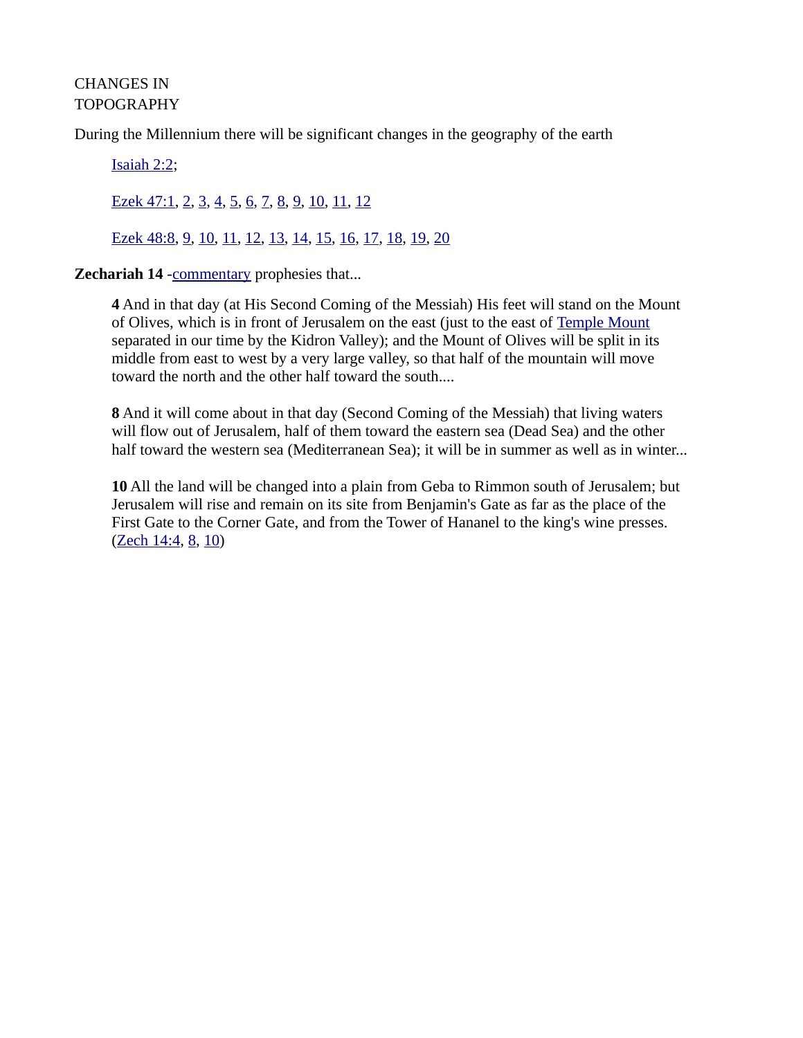CHANGES IN
TOPOGRAPHY

During the Millennium there will be significant changes in the geography of the earth

> Isaiah 2:2;
>
> Ezek 47:1, 2, 3, 4, 5, 6, 7, 8, 9, 10, 11, 12
>
> Ezek 48:8, 9, 10, 11, 12, 13, 14, 15, 16, 17, 18, 19, 20

**Zechariah 14** -commentary prophesies that...

> **4** And in that day (at His Second Coming of the Messiah) His feet will stand on the Mount of Olives, which is in front of Jerusalem on the east (just to the east of Temple Mount separated in our time by the Kidron Valley); and the Mount of Olives will be split in its middle from east to west by a very large valley, so that half of the mountain will move toward the north and the other half toward the south....
>
> **8** And it will come about in that day (Second Coming of the Messiah) that living waters will flow out of Jerusalem, half of them toward the eastern sea (Dead Sea) and the other half toward the western sea (Mediterranean Sea); it will be in summer as well as in winter...
>
> **10** All the land will be changed into a plain from Geba to Rimmon south of Jerusalem; but Jerusalem will rise and remain on its site from Benjamin's Gate as far as the place of the First Gate to the Corner Gate, and from the Tower of Hananel to the king's wine presses. (Zech 14:4, 8, 10)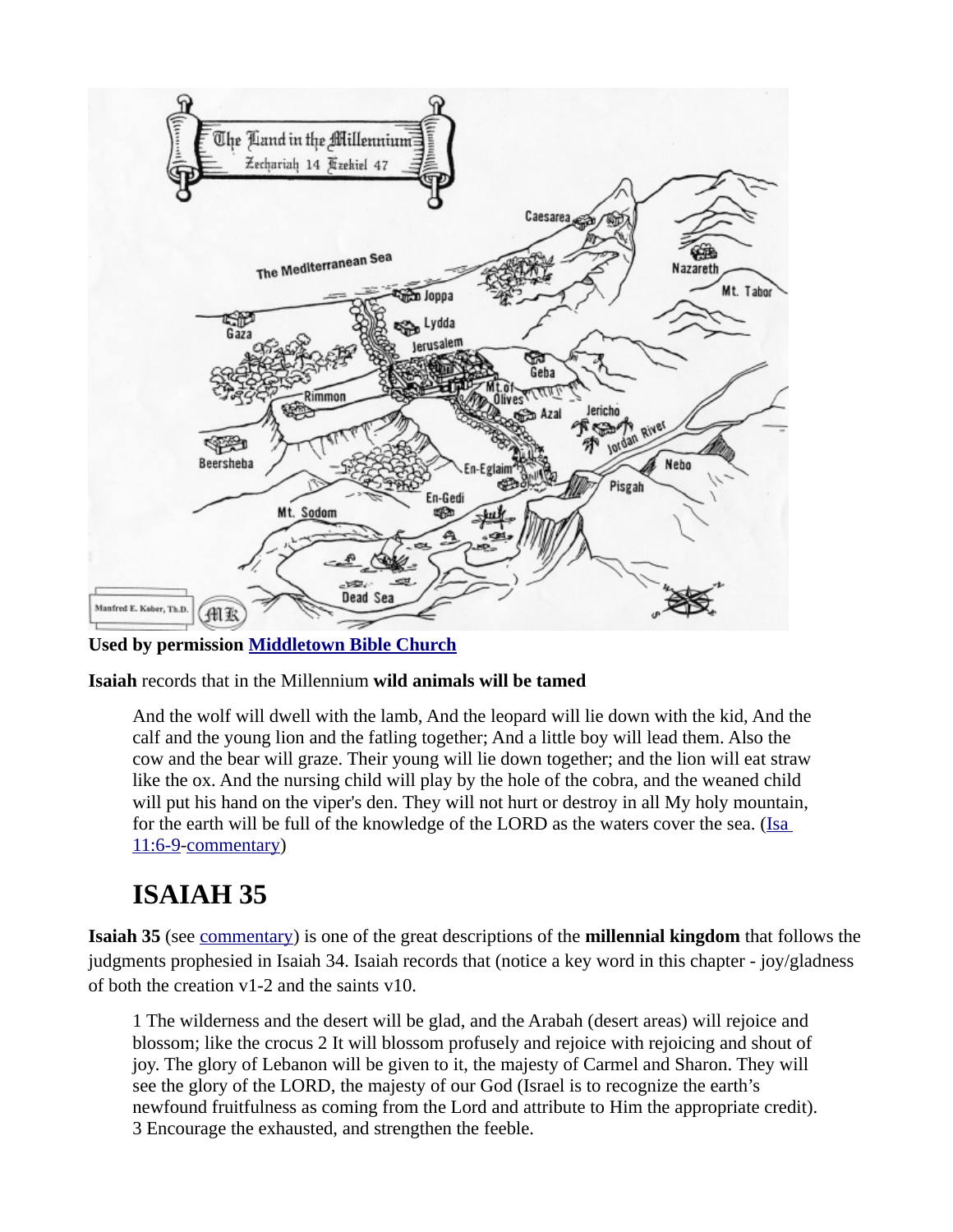**Used by permission [Middletown Bible Church](Middletown Bible Church)**

**Isaiah** records that in the Millennium **wild animals will be tamed**

> And the wolf will dwell with the lamb, And the leopard will lie down with the kid, And the calf and the young lion and the fatling together; And a little boy will lead them. Also the cow and the bear will graze. Their young will lie down together; and the lion will eat straw like the ox. And the nursing child will play by the hole of the cobra, and the weaned child will put his hand on the viper's den. They will not hurt or destroy in all My holy mountain, for the earth will be full of the knowledge of the LORD as the waters cover the sea. (Isa 11:6-9-commentary)

# ISAIAH 35

**Isaiah 35** (see commentary) is one of the great descriptions of the **millennial kingdom** that follows the judgments prophesied in Isaiah 34. Isaiah records that (notice a key word in this chapter - joy/gladness of both the creation v1-2 and the saints v10.

> 1 The wilderness and the desert will be glad, and the Arabah (desert areas) will rejoice and blossom; like the crocus 2 It will blossom profusely and rejoice with rejoicing and shout of joy. The glory of Lebanon will be given to it, the majesty of Carmel and Sharon. They will see the glory of the LORD, the majesty of our God (Israel is to recognize the earth's newfound fruitfulness as coming from the Lord and attribute to Him the appropriate credit). 3 Encourage the exhausted, and strengthen the feeble.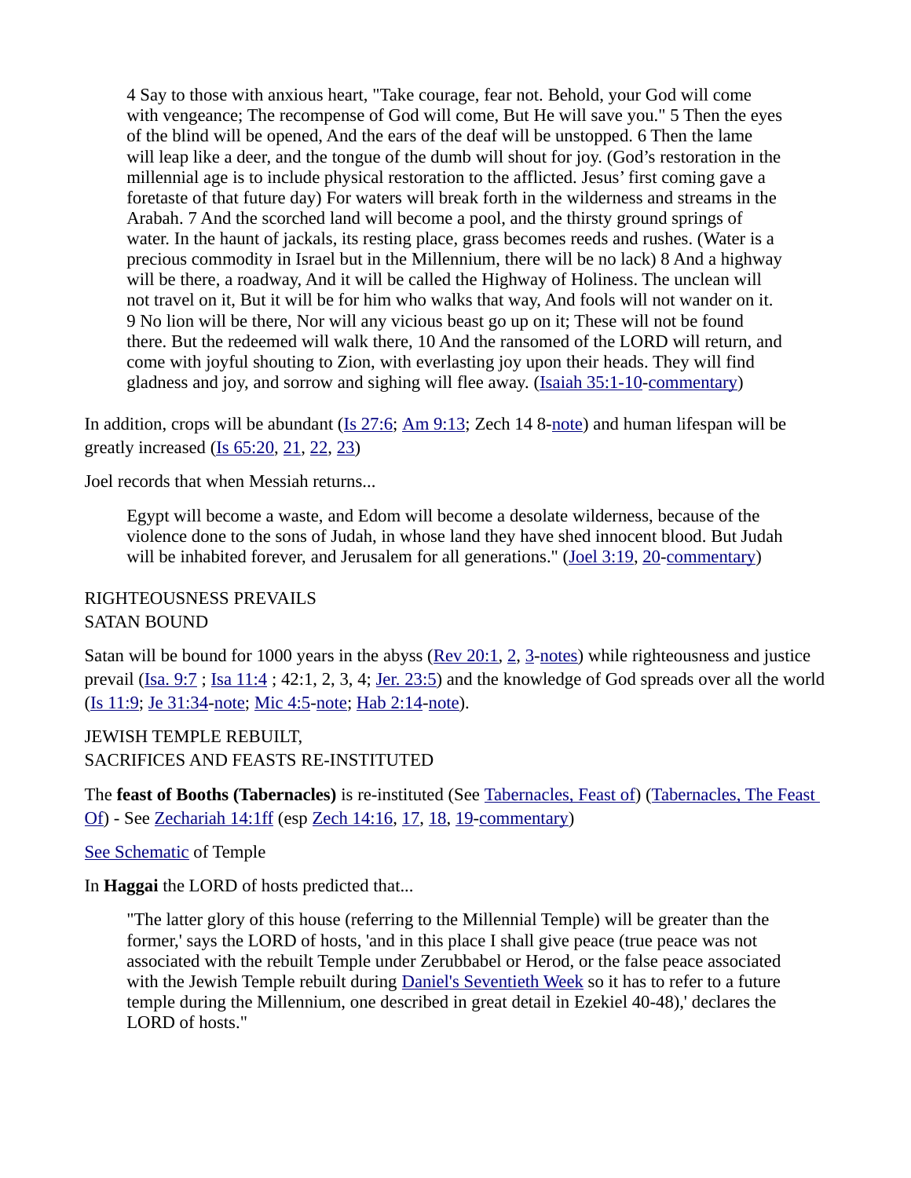> 4 Say to those with anxious heart, "Take courage, fear not. Behold, your God will come with vengeance; The recompense of God will come, But He will save you." 5 Then the eyes of the blind will be opened, And the ears of the deaf will be unstopped. 6 Then the lame will leap like a deer, and the tongue of the dumb will shout for joy. (God's restoration in the millennial age is to include physical restoration to the afflicted. Jesus' first coming gave a foretaste of that future day) For waters will break forth in the wilderness and streams in the Arabah. 7 And the scorched land will become a pool, and the thirsty ground springs of water. In the haunt of jackals, its resting place, grass becomes reeds and rushes. (Water is a precious commodity in Israel but in the Millennium, there will be no lack) 8 And a highway will be there, a roadway, And it will be called the Highway of Holiness. The unclean will not travel on it, But it will be for him who walks that way, And fools will not wander on it. 9 No lion will be there, Nor will any vicious beast go up on it; These will not be found there. But the redeemed will walk there, 10 And the ransomed of the LORD will return, and come with joyful shouting to Zion, with everlasting joy upon their heads. They will find gladness and joy, and sorrow and sighing will flee away. (Isaiah 35:1-10-commentary)

In addition, crops will be abundant (Is 27:6; Am 9:13; Zech 14 8-note) and human lifespan will be greatly increased (Is 65:20, 21, 22, 23)

Joel records that when Messiah returns...

> Egypt will become a waste, and Edom will become a desolate wilderness, because of the violence done to the sons of Judah, in whose land they have shed innocent blood. But Judah will be inhabited forever, and Jerusalem for all generations." (Joel 3:19, 20-commentary)

RIGHTEOUSNESS PREVAILS
SATAN BOUND

Satan will be bound for 1000 years in the abyss (Rev 20:1, 2, 3-notes) while righteousness and justice prevail (Isa. 9:7 ; Isa 11:4 ; 42:1, 2, 3, 4; Jer. 23:5) and the knowledge of God spreads over all the world (Is 11:9; Je 31:34-note; Mic 4:5-note; Hab 2:14-note).

JEWISH TEMPLE REBUILT,
SACRIFICES AND FEASTS RE-INSTITUTED

The **feast of Booths (Tabernacles)** is re-instituted (See Tabernacles, Feast of) (Tabernacles, The Feast Of) - See Zechariah 14:1ff (esp Zech 14:16, 17, 18, 19-commentary)

See Schematic of Temple

In **Haggai** the LORD of hosts predicted that...

> "The latter glory of this house (referring to the Millennial Temple) will be greater than the former,' says the LORD of hosts, 'and in this place I shall give peace (true peace was not associated with the rebuilt Temple under Zerubbabel or Herod, or the false peace associated with the Jewish Temple rebuilt during Daniel's Seventieth Week so it has to refer to a future temple during the Millennium, one described in great detail in Ezekiel 40-48),' declares the LORD of hosts."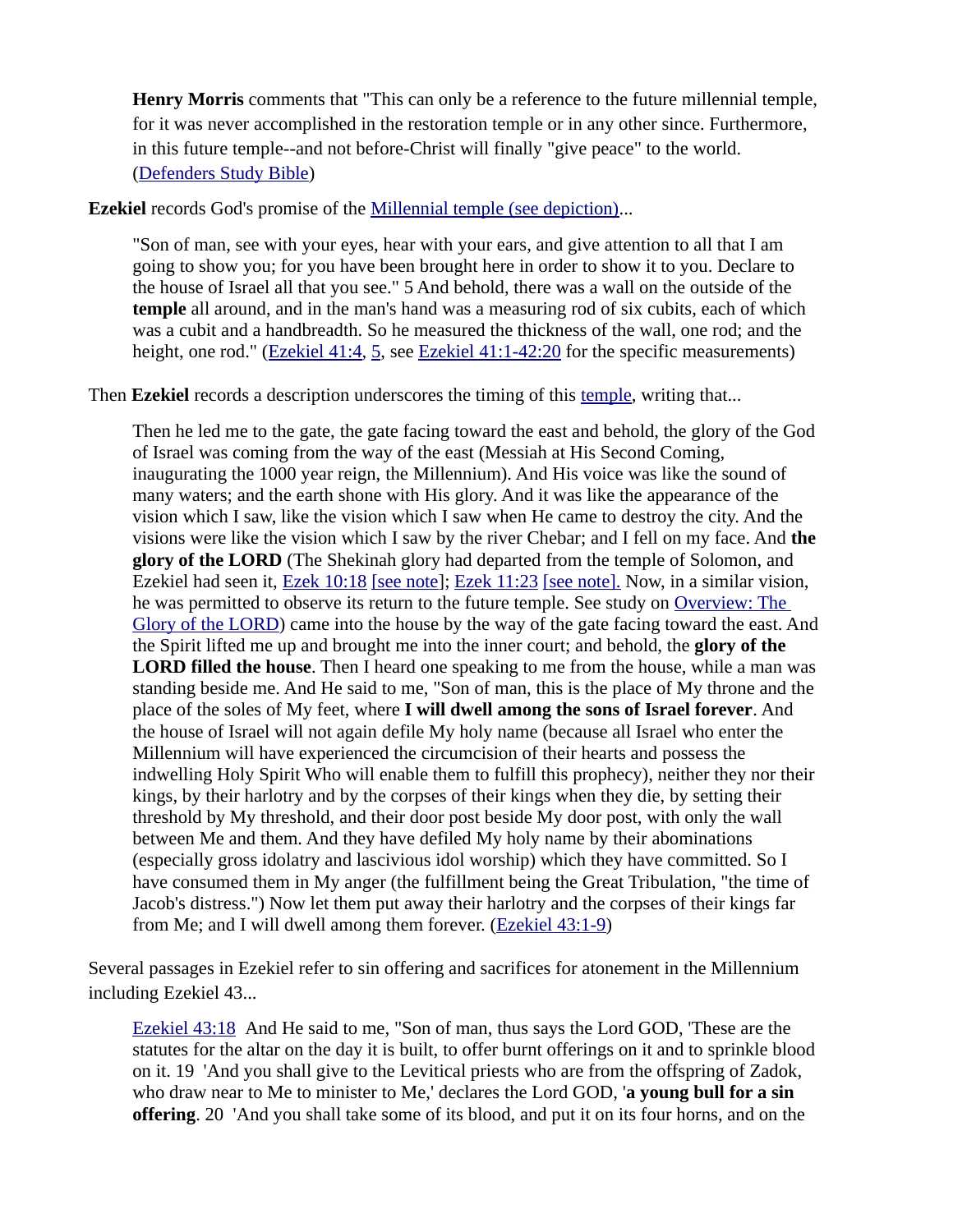> **Henry Morris** comments that "This can only be a reference to the future millennial temple, for it was never accomplished in the restoration temple or in any other since. Furthermore, in this future temple--and not before-Christ will finally "give peace" to the world. (Defenders Study Bible)

**Ezekiel** records God's promise of the Millennial temple (see depiction)...

> "Son of man, see with your eyes, hear with your ears, and give attention to all that I am going to show you; for you have been brought here in order to show it to you. Declare to the house of Israel all that you see." 5 And behold, there was a wall on the outside of the **temple** all around, and in the man's hand was a measuring rod of six cubits, each of which was a cubit and a handbreadth. So he measured the thickness of the wall, one rod; and the height, one rod." (Ezekiel 41:4, 5, see Ezekiel 41:1-42:20 for the specific measurements)

Then **Ezekiel** records a description underscores the timing of this temple, writing that...

> Then he led me to the gate, the gate facing toward the east and behold, the glory of the God of Israel was coming from the way of the east (Messiah at His Second Coming, inaugurating the 1000 year reign, the Millennium). And His voice was like the sound of many waters; and the earth shone with His glory. And it was like the appearance of the vision which I saw, like the vision which I saw when He came to destroy the city. And the visions were like the vision which I saw by the river Chebar; and I fell on my face. And **the glory of the LORD** (The Shekinah glory had departed from the temple of Solomon, and Ezekiel had seen it, Ezek 10:18 [see note]; Ezek 11:23 [see note]. Now, in a similar vision, he was permitted to observe its return to the future temple. See study on Overview: The Glory of the LORD) came into the house by the way of the gate facing toward the east. And the Spirit lifted me up and brought me into the inner court; and behold, the **glory of the LORD filled the house**. Then I heard one speaking to me from the house, while a man was standing beside me. And He said to me, "Son of man, this is the place of My throne and the place of the soles of My feet, where **I will dwell among the sons of Israel forever**. And the house of Israel will not again defile My holy name (because all Israel who enter the Millennium will have experienced the circumcision of their hearts and possess the indwelling Holy Spirit Who will enable them to fulfill this prophecy), neither they nor their kings, by their harlotry and by the corpses of their kings when they die, by setting their threshold by My threshold, and their door post beside My door post, with only the wall between Me and them. And they have defiled My holy name by their abominations (especially gross idolatry and lascivious idol worship) which they have committed. So I have consumed them in My anger (the fulfillment being the Great Tribulation, "the time of Jacob's distress.") Now let them put away their harlotry and the corpses of their kings far from Me; and I will dwell among them forever. (Ezekiel 43:1-9)

Several passages in Ezekiel refer to sin offering and sacrifices for atonement in the Millennium including Ezekiel 43...

> Ezekiel 43:18 And He said to me, "Son of man, thus says the Lord GOD, 'These are the statutes for the altar on the day it is built, to offer burnt offerings on it and to sprinkle blood on it. 19 'And you shall give to the Levitical priests who are from the offspring of Zadok, who draw near to Me to minister to Me,' declares the Lord GOD, '**a young bull for a sin offering**. 20 'And you shall take some of its blood, and put it on its four horns, and on the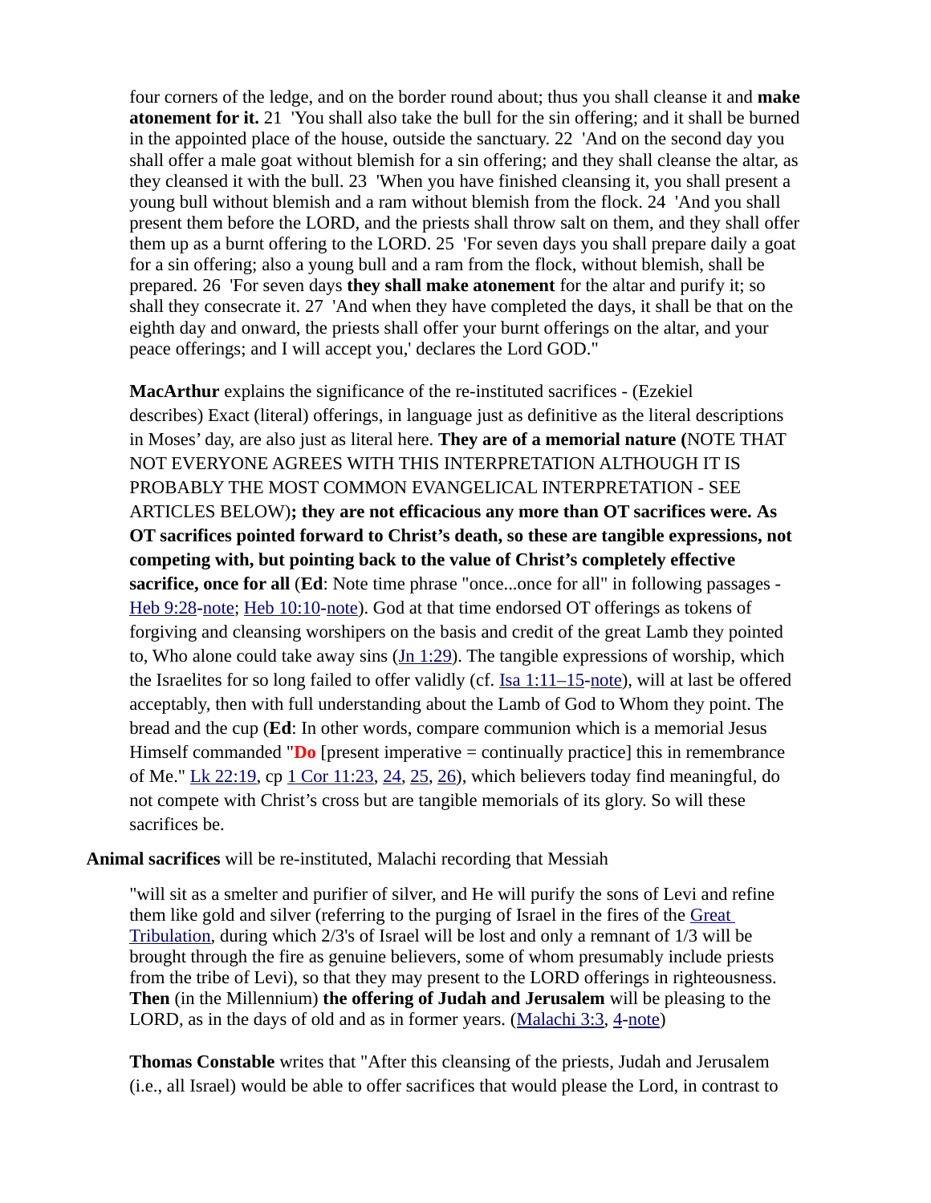four corners of the ledge, and on the border round about; thus you shall cleanse it and **make atonement for it.** 21 'You shall also take the bull for the sin offering; and it shall be burned in the appointed place of the house, outside the sanctuary. 22 'And on the second day you shall offer a male goat without blemish for a sin offering; and they shall cleanse the altar, as they cleansed it with the bull. 23 'When you have finished cleansing it, you shall present a young bull without blemish and a ram without blemish from the flock. 24 'And you shall present them before the LORD, and the priests shall throw salt on them, and they shall offer them up as a burnt offering to the LORD. 25 'For seven days you shall prepare daily a goat for a sin offering; also a young bull and a ram from the flock, without blemish, shall be prepared. 26 'For seven days **they shall make atonement** for the altar and purify it; so shall they consecrate it. 27 'And when they have completed the days, it shall be that on the eighth day and onward, the priests shall offer your burnt offerings on the altar, and your peace offerings; and I will accept you,' declares the Lord GOD."

**MacArthur** explains the significance of the re-instituted sacrifices - (Ezekiel describes) Exact (literal) offerings, in language just as definitive as the literal descriptions in Moses' day, are also just as literal here. **They are of a memorial nature (**NOTE THAT NOT EVERYONE AGREES WITH THIS INTERPRETATION ALTHOUGH IT IS PROBABLY THE MOST COMMON EVANGELICAL INTERPRETATION - SEE ARTICLES BELOW)**; they are not efficacious any more than OT sacrifices were. As OT sacrifices pointed forward to Christ's death, so these are tangible expressions, not competing with, but pointing back to the value of Christ's completely effective sacrifice, once for all** (**Ed**: Note time phrase "once...once for all" in following passages - Heb 9:28-note; Heb 10:10-note). God at that time endorsed OT offerings as tokens of forgiving and cleansing worshipers on the basis and credit of the great Lamb they pointed to, Who alone could take away sins (Jn 1:29). The tangible expressions of worship, which the Israelites for so long failed to offer validly (cf. Isa 1:11–15-note), will at last be offered acceptably, then with full understanding about the Lamb of God to Whom they point. The bread and the cup (**Ed**: In other words, compare communion which is a memorial Jesus Himself commanded "**Do** [present imperative = continually practice] this in remembrance of Me." Lk 22:19, cp 1 Cor 11:23, 24, 25, 26), which believers today find meaningful, do not compete with Christ's cross but are tangible memorials of its glory. So will these sacrifices be.

**Animal sacrifices** will be re-instituted, Malachi recording that Messiah

"will sit as a smelter and purifier of silver, and He will purify the sons of Levi and refine them like gold and silver (referring to the purging of Israel in the fires of the Great Tribulation, during which 2/3's of Israel will be lost and only a remnant of 1/3 will be brought through the fire as genuine believers, some of whom presumably include priests from the tribe of Levi), so that they may present to the LORD offerings in righteousness. **Then** (in the Millennium) **the offering of Judah and Jerusalem** will be pleasing to the LORD, as in the days of old and as in former years. (Malachi 3:3, 4-note)

**Thomas Constable** writes that "After this cleansing of the priests, Judah and Jerusalem (i.e., all Israel) would be able to offer sacrifices that would please the Lord, in contrast to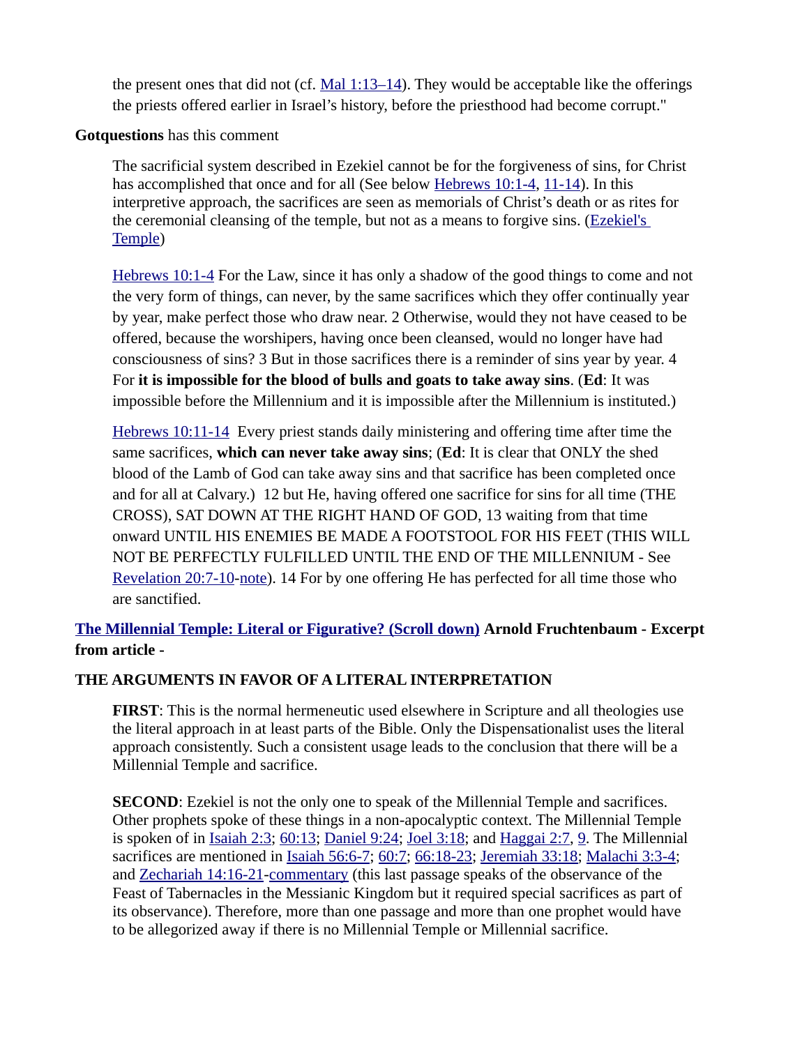> the present ones that did not (cf. Mal 1:13–14). They would be acceptable like the offerings the priests offered earlier in Israel's history, before the priesthood had become corrupt."

**Gotquestions** has this comment

> The sacrificial system described in Ezekiel cannot be for the forgiveness of sins, for Christ has accomplished that once and for all (See below Hebrews 10:1-4, 11-14). In this interpretive approach, the sacrifices are seen as memorials of Christ's death or as rites for the ceremonial cleansing of the temple, but not as a means to forgive sins. (Ezekiel's Temple)
>
> Hebrews 10:1-4 For the Law, since it has only a shadow of the good things to come and not the very form of things, can never, by the same sacrifices which they offer continually year by year, make perfect those who draw near. 2 Otherwise, would they not have ceased to be offered, because the worshipers, having once been cleansed, would no longer have had consciousness of sins? 3 But in those sacrifices there is a reminder of sins year by year. 4 For **it is impossible for the blood of bulls and goats to take away sins**. (**Ed**: It was impossible before the Millennium and it is impossible after the Millennium is instituted.)
>
> Hebrews 10:11-14 Every priest stands daily ministering and offering time after time the same sacrifices, **which can never take away sins**; (**Ed**: It is clear that ONLY the shed blood of the Lamb of God can take away sins and that sacrifice has been completed once and for all at Calvary.) 12 but He, having offered one sacrifice for sins for all time (THE CROSS), SAT DOWN AT THE RIGHT HAND OF GOD, 13 waiting from that time onward UNTIL HIS ENEMIES BE MADE A FOOTSTOOL FOR HIS FEET (THIS WILL NOT BE PERFECTLY FULFILLED UNTIL THE END OF THE MILLENNIUM - See Revelation 20:7-10-note). 14 For by one offering He has perfected for all time those who are sanctified.

**The Millennial Temple: Literal or Figurative? (Scroll down) Arnold Fruchtenbaum - Excerpt from article -**

**THE ARGUMENTS IN FAVOR OF A LITERAL INTERPRETATION**

> **FIRST**: This is the normal hermeneutic used elsewhere in Scripture and all theologies use the literal approach in at least parts of the Bible. Only the Dispensationalist uses the literal approach consistently. Such a consistent usage leads to the conclusion that there will be a Millennial Temple and sacrifice.
>
> **SECOND**: Ezekiel is not the only one to speak of the Millennial Temple and sacrifices. Other prophets spoke of these things in a non-apocalyptic context. The Millennial Temple is spoken of in Isaiah 2:3; 60:13; Daniel 9:24; Joel 3:18; and Haggai 2:7, 9. The Millennial sacrifices are mentioned in Isaiah 56:6-7; 60:7; 66:18-23; Jeremiah 33:18; Malachi 3:3-4; and Zechariah 14:16-21-commentary (this last passage speaks of the observance of the Feast of Tabernacles in the Messianic Kingdom but it required special sacrifices as part of its observance). Therefore, more than one passage and more than one prophet would have to be allegorized away if there is no Millennial Temple or Millennial sacrifice.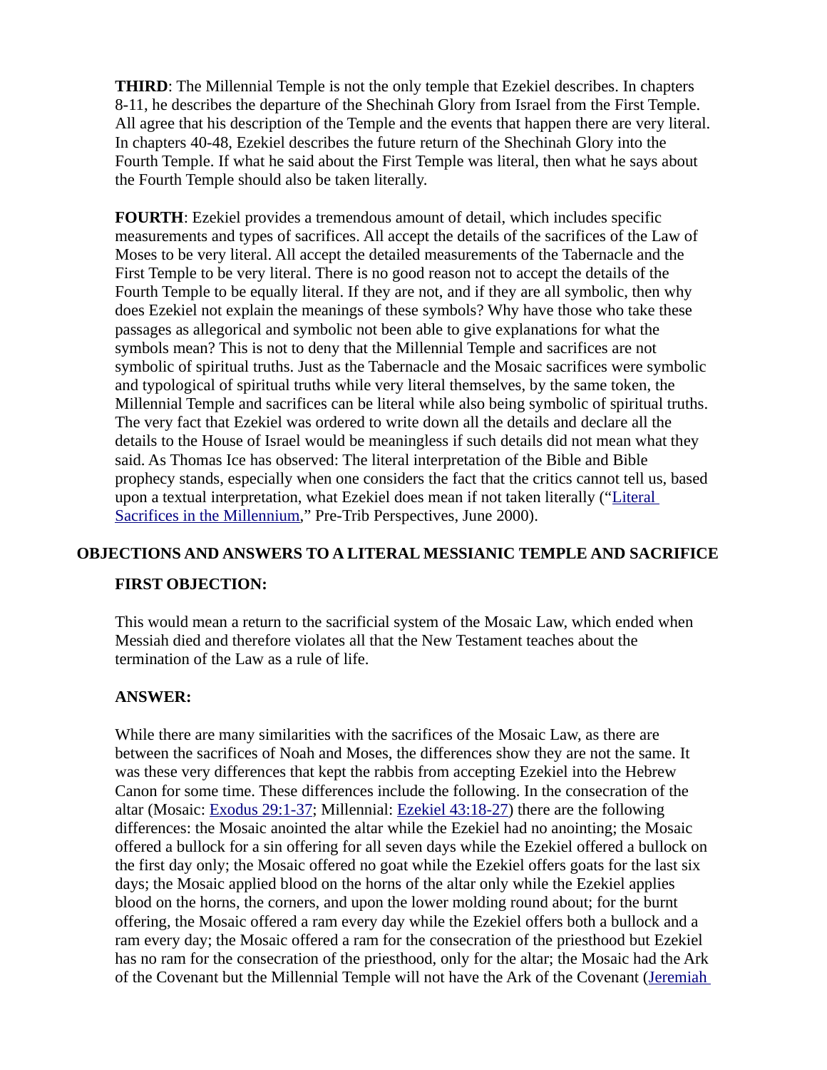**THIRD**: The Millennial Temple is not the only temple that Ezekiel describes. In chapters 8-11, he describes the departure of the Shechinah Glory from Israel from the First Temple. All agree that his description of the Temple and the events that happen there are very literal. In chapters 40-48, Ezekiel describes the future return of the Shechinah Glory into the Fourth Temple. If what he said about the First Temple was literal, then what he says about the Fourth Temple should also be taken literally.

**FOURTH**: Ezekiel provides a tremendous amount of detail, which includes specific measurements and types of sacrifices. All accept the details of the sacrifices of the Law of Moses to be very literal. All accept the detailed measurements of the Tabernacle and the First Temple to be very literal. There is no good reason not to accept the details of the Fourth Temple to be equally literal. If they are not, and if they are all symbolic, then why does Ezekiel not explain the meanings of these symbols? Why have those who take these passages as allegorical and symbolic not been able to give explanations for what the symbols mean? This is not to deny that the Millennial Temple and sacrifices are not symbolic of spiritual truths. Just as the Tabernacle and the Mosaic sacrifices were symbolic and typological of spiritual truths while very literal themselves, by the same token, the Millennial Temple and sacrifices can be literal while also being symbolic of spiritual truths. The very fact that Ezekiel was ordered to write down all the details and declare all the details to the House of Israel would be meaningless if such details did not mean what they said. As Thomas Ice has observed: The literal interpretation of the Bible and Bible prophecy stands, especially when one considers the fact that the critics cannot tell us, based upon a textual interpretation, what Ezekiel does mean if not taken literally ("Literal Sacrifices in the Millennium," Pre-Trib Perspectives, June 2000).

## OBJECTIONS AND ANSWERS TO A LITERAL MESSIANIC TEMPLE AND SACRIFICE

**FIRST OBJECTION:**

This would mean a return to the sacrificial system of the Mosaic Law, which ended when Messiah died and therefore violates all that the New Testament teaches about the termination of the Law as a rule of life.

**ANSWER:**

While there are many similarities with the sacrifices of the Mosaic Law, as there are between the sacrifices of Noah and Moses, the differences show they are not the same. It was these very differences that kept the rabbis from accepting Ezekiel into the Hebrew Canon for some time. These differences include the following. In the consecration of the altar (Mosaic: Exodus 29:1-37; Millennial: Ezekiel 43:18-27) there are the following differences: the Mosaic anointed the altar while the Ezekiel had no anointing; the Mosaic offered a bullock for a sin offering for all seven days while the Ezekiel offered a bullock on the first day only; the Mosaic offered no goat while the Ezekiel offers goats for the last six days; the Mosaic applied blood on the horns of the altar only while the Ezekiel applies blood on the horns, the corners, and upon the lower molding round about; for the burnt offering, the Mosaic offered a ram every day while the Ezekiel offers both a bullock and a ram every day; the Mosaic offered a ram for the consecration of the priesthood but Ezekiel has no ram for the consecration of the priesthood, only for the altar; the Mosaic had the Ark of the Covenant but the Millennial Temple will not have the Ark of the Covenant (Jeremiah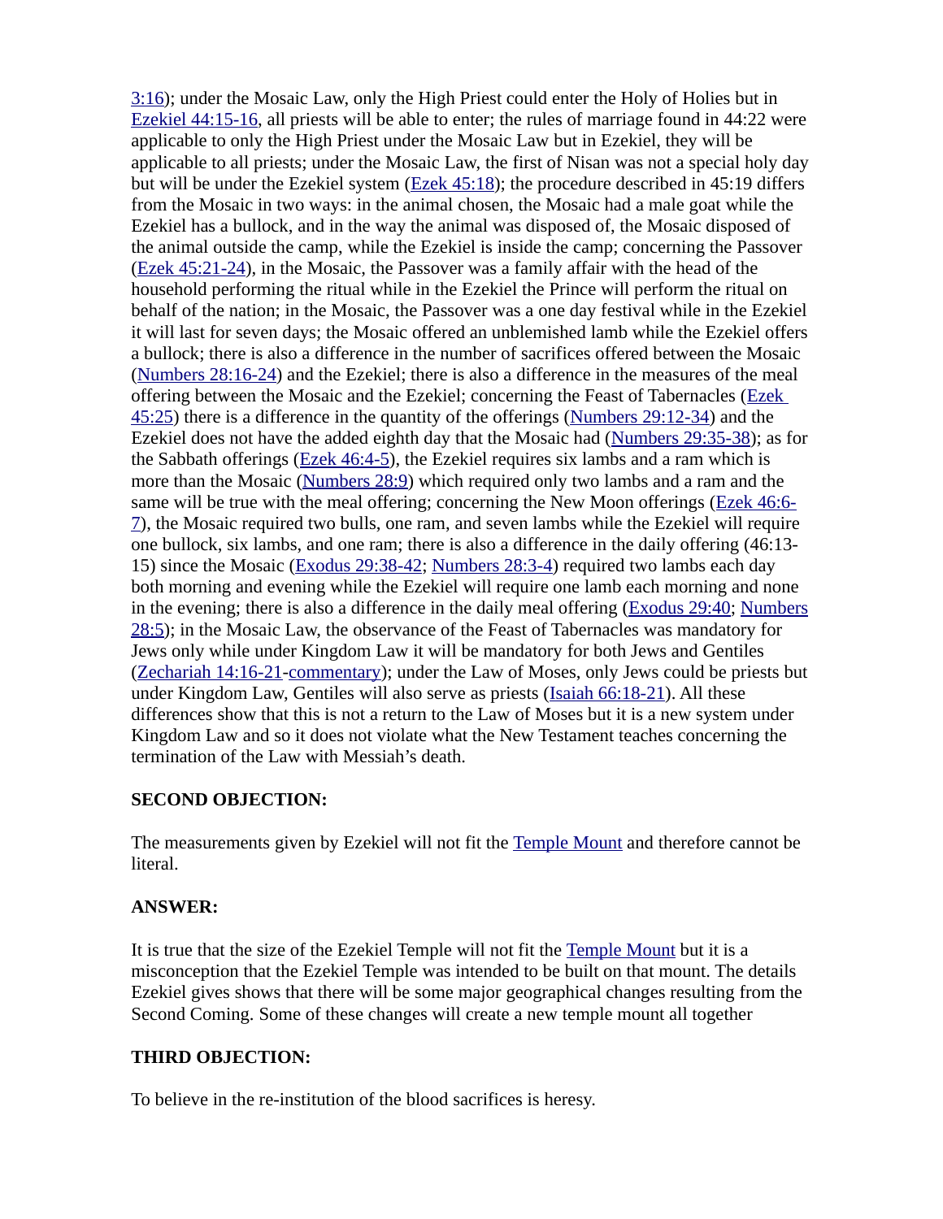3:16); under the Mosaic Law, only the High Priest could enter the Holy of Holies but in Ezekiel 44:15-16, all priests will be able to enter; the rules of marriage found in 44:22 were applicable to only the High Priest under the Mosaic Law but in Ezekiel, they will be applicable to all priests; under the Mosaic Law, the first of Nisan was not a special holy day but will be under the Ezekiel system (Ezek 45:18); the procedure described in 45:19 differs from the Mosaic in two ways: in the animal chosen, the Mosaic had a male goat while the Ezekiel has a bullock, and in the way the animal was disposed of, the Mosaic disposed of the animal outside the camp, while the Ezekiel is inside the camp; concerning the Passover (Ezek 45:21-24), in the Mosaic, the Passover was a family affair with the head of the household performing the ritual while in the Ezekiel the Prince will perform the ritual on behalf of the nation; in the Mosaic, the Passover was a one day festival while in the Ezekiel it will last for seven days; the Mosaic offered an unblemished lamb while the Ezekiel offers a bullock; there is also a difference in the number of sacrifices offered between the Mosaic (Numbers 28:16-24) and the Ezekiel; there is also a difference in the measures of the meal offering between the Mosaic and the Ezekiel; concerning the Feast of Tabernacles (Ezek 45:25) there is a difference in the quantity of the offerings (Numbers 29:12-34) and the Ezekiel does not have the added eighth day that the Mosaic had (Numbers 29:35-38); as for the Sabbath offerings (Ezek 46:4-5), the Ezekiel requires six lambs and a ram which is more than the Mosaic (Numbers 28:9) which required only two lambs and a ram and the same will be true with the meal offering; concerning the New Moon offerings (Ezek 46:6-7), the Mosaic required two bulls, one ram, and seven lambs while the Ezekiel will require one bullock, six lambs, and one ram; there is also a difference in the daily offering (46:13-15) since the Mosaic (Exodus 29:38-42; Numbers 28:3-4) required two lambs each day both morning and evening while the Ezekiel will require one lamb each morning and none in the evening; there is also a difference in the daily meal offering (Exodus 29:40; Numbers 28:5); in the Mosaic Law, the observance of the Feast of Tabernacles was mandatory for Jews only while under Kingdom Law it will be mandatory for both Jews and Gentiles (Zechariah 14:16-21-commentary); under the Law of Moses, only Jews could be priests but under Kingdom Law, Gentiles will also serve as priests (Isaiah 66:18-21). All these differences show that this is not a return to the Law of Moses but it is a new system under Kingdom Law and so it does not violate what the New Testament teaches concerning the termination of the Law with Messiah's death.

**SECOND OBJECTION:**

The measurements given by Ezekiel will not fit the Temple Mount and therefore cannot be literal.

**ANSWER:**

It is true that the size of the Ezekiel Temple will not fit the Temple Mount but it is a misconception that the Ezekiel Temple was intended to be built on that mount. The details Ezekiel gives shows that there will be some major geographical changes resulting from the Second Coming. Some of these changes will create a new temple mount all together

**THIRD OBJECTION:**

To believe in the re-institution of the blood sacrifices is heresy.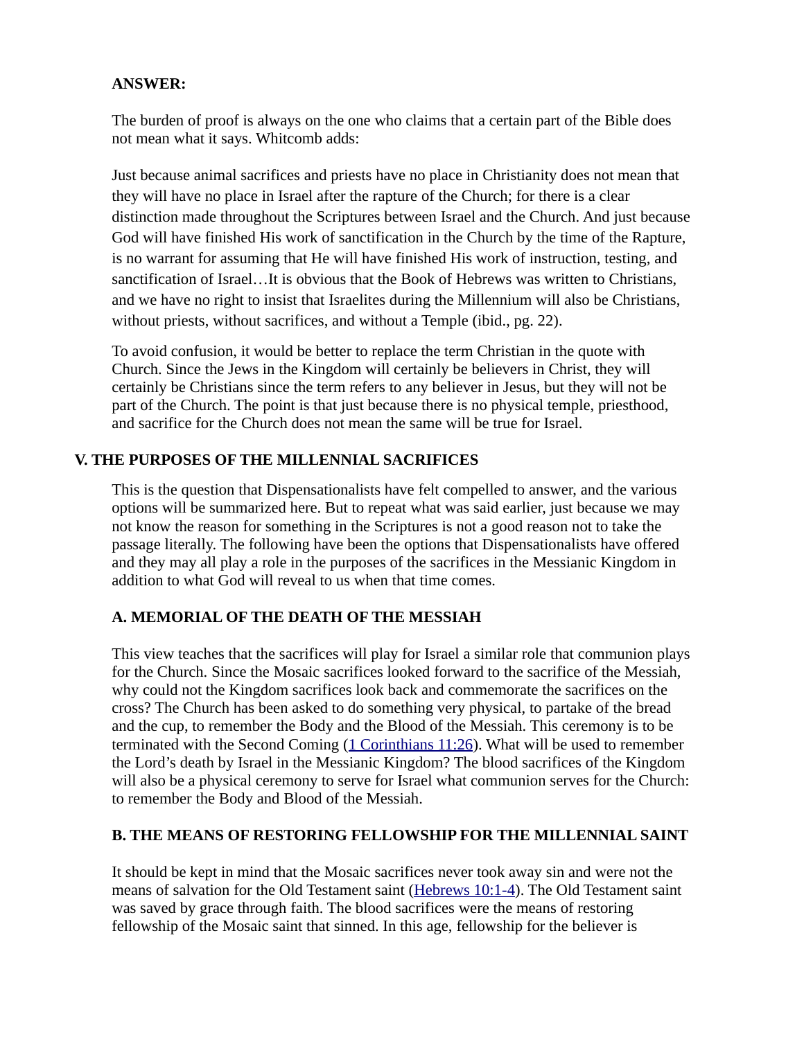**ANSWER:**

The burden of proof is always on the one who claims that a certain part of the Bible does not mean what it says. Whitcomb adds:

Just because animal sacrifices and priests have no place in Christianity does not mean that they will have no place in Israel after the rapture of the Church; for there is a clear distinction made throughout the Scriptures between Israel and the Church. And just because God will have finished His work of sanctification in the Church by the time of the Rapture, is no warrant for assuming that He will have finished His work of instruction, testing, and sanctification of Israel…It is obvious that the Book of Hebrews was written to Christians, and we have no right to insist that Israelites during the Millennium will also be Christians, without priests, without sacrifices, and without a Temple (ibid., pg. 22).

To avoid confusion, it would be better to replace the term Christian in the quote with Church. Since the Jews in the Kingdom will certainly be believers in Christ, they will certainly be Christians since the term refers to any believer in Jesus, but they will not be part of the Church. The point is that just because there is no physical temple, priesthood, and sacrifice for the Church does not mean the same will be true for Israel.

## V. THE PURPOSES OF THE MILLENNIAL SACRIFICES

This is the question that Dispensationalists have felt compelled to answer, and the various options will be summarized here. But to repeat what was said earlier, just because we may not know the reason for something in the Scriptures is not a good reason not to take the passage literally. The following have been the options that Dispensationalists have offered and they may all play a role in the purposes of the sacrifices in the Messianic Kingdom in addition to what God will reveal to us when that time comes.

### A. MEMORIAL OF THE DEATH OF THE MESSIAH

This view teaches that the sacrifices will play for Israel a similar role that communion plays for the Church. Since the Mosaic sacrifices looked forward to the sacrifice of the Messiah, why could not the Kingdom sacrifices look back and commemorate the sacrifices on the cross? The Church has been asked to do something very physical, to partake of the bread and the cup, to remember the Body and the Blood of the Messiah. This ceremony is to be terminated with the Second Coming (1 Corinthians 11:26). What will be used to remember the Lord's death by Israel in the Messianic Kingdom? The blood sacrifices of the Kingdom will also be a physical ceremony to serve for Israel what communion serves for the Church: to remember the Body and Blood of the Messiah.

### B. THE MEANS OF RESTORING FELLOWSHIP FOR THE MILLENNIAL SAINT

It should be kept in mind that the Mosaic sacrifices never took away sin and were not the means of salvation for the Old Testament saint (Hebrews 10:1-4). The Old Testament saint was saved by grace through faith. The blood sacrifices were the means of restoring fellowship of the Mosaic saint that sinned. In this age, fellowship for the believer is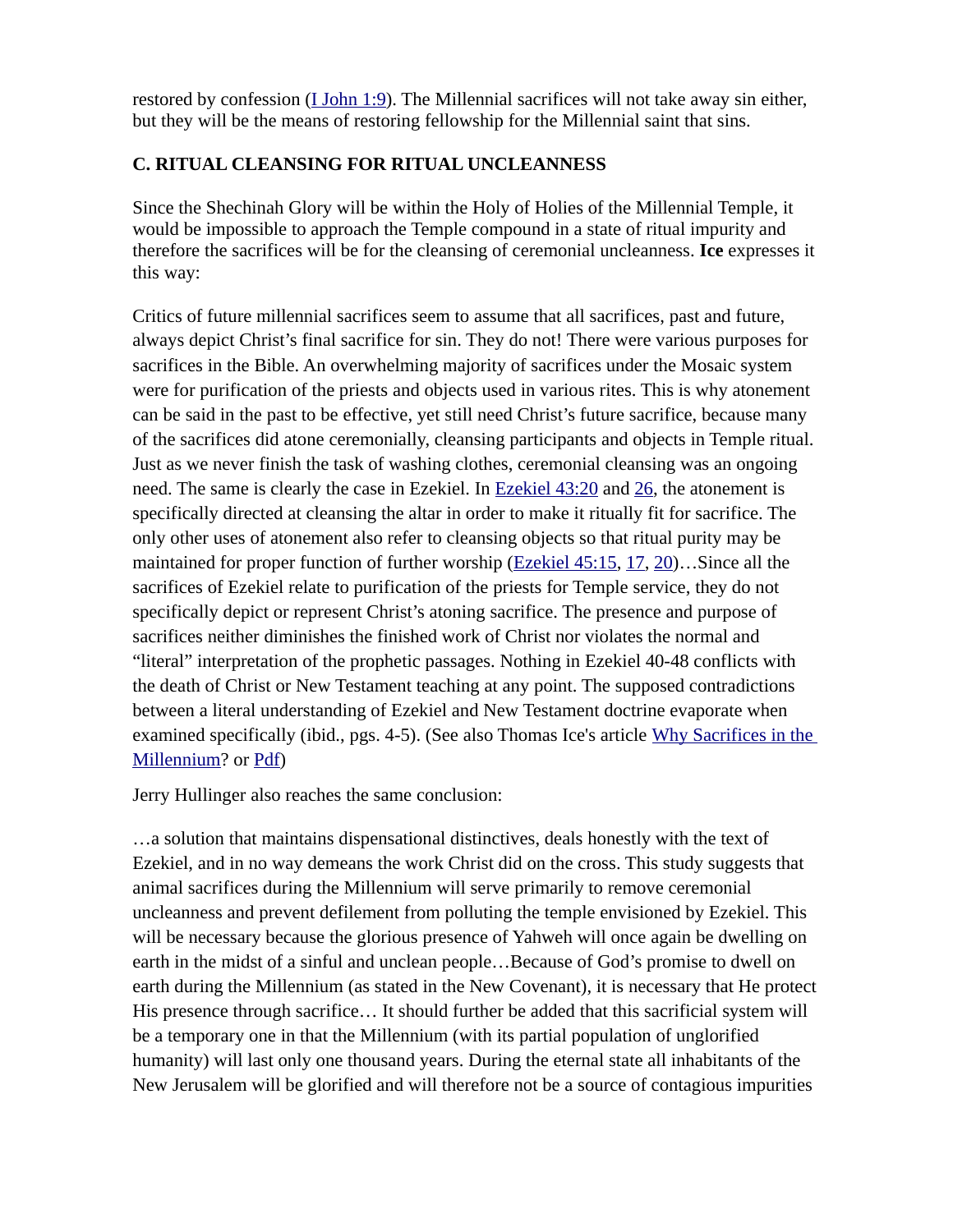restored by confession (I John 1:9). The Millennial sacrifices will not take away sin either, but they will be the means of restoring fellowship for the Millennial saint that sins.

**C. RITUAL CLEANSING FOR RITUAL UNCLEANNESS**

Since the Shechinah Glory will be within the Holy of Holies of the Millennial Temple, it would be impossible to approach the Temple compound in a state of ritual impurity and therefore the sacrifices will be for the cleansing of ceremonial uncleanness. **Ice** expresses it this way:

Critics of future millennial sacrifices seem to assume that all sacrifices, past and future, always depict Christ's final sacrifice for sin. They do not! There were various purposes for sacrifices in the Bible. An overwhelming majority of sacrifices under the Mosaic system were for purification of the priests and objects used in various rites. This is why atonement can be said in the past to be effective, yet still need Christ's future sacrifice, because many of the sacrifices did atone ceremonially, cleansing participants and objects in Temple ritual. Just as we never finish the task of washing clothes, ceremonial cleansing was an ongoing need. The same is clearly the case in Ezekiel. In Ezekiel 43:20 and 26, the atonement is specifically directed at cleansing the altar in order to make it ritually fit for sacrifice. The only other uses of atonement also refer to cleansing objects so that ritual purity may be maintained for proper function of further worship (Ezekiel 45:15, 17, 20)…Since all the sacrifices of Ezekiel relate to purification of the priests for Temple service, they do not specifically depict or represent Christ's atoning sacrifice. The presence and purpose of sacrifices neither diminishes the finished work of Christ nor violates the normal and "literal" interpretation of the prophetic passages. Nothing in Ezekiel 40-48 conflicts with the death of Christ or New Testament teaching at any point. The supposed contradictions between a literal understanding of Ezekiel and New Testament doctrine evaporate when examined specifically (ibid., pgs. 4-5). (See also Thomas Ice's article Why Sacrifices in the Millennium? or Pdf)

Jerry Hullinger also reaches the same conclusion:

…a solution that maintains dispensational distinctives, deals honestly with the text of Ezekiel, and in no way demeans the work Christ did on the cross. This study suggests that animal sacrifices during the Millennium will serve primarily to remove ceremonial uncleanness and prevent defilement from polluting the temple envisioned by Ezekiel. This will be necessary because the glorious presence of Yahweh will once again be dwelling on earth in the midst of a sinful and unclean people…Because of God's promise to dwell on earth during the Millennium (as stated in the New Covenant), it is necessary that He protect His presence through sacrifice… It should further be added that this sacrificial system will be a temporary one in that the Millennium (with its partial population of unglorified humanity) will last only one thousand years. During the eternal state all inhabitants of the New Jerusalem will be glorified and will therefore not be a source of contagious impurities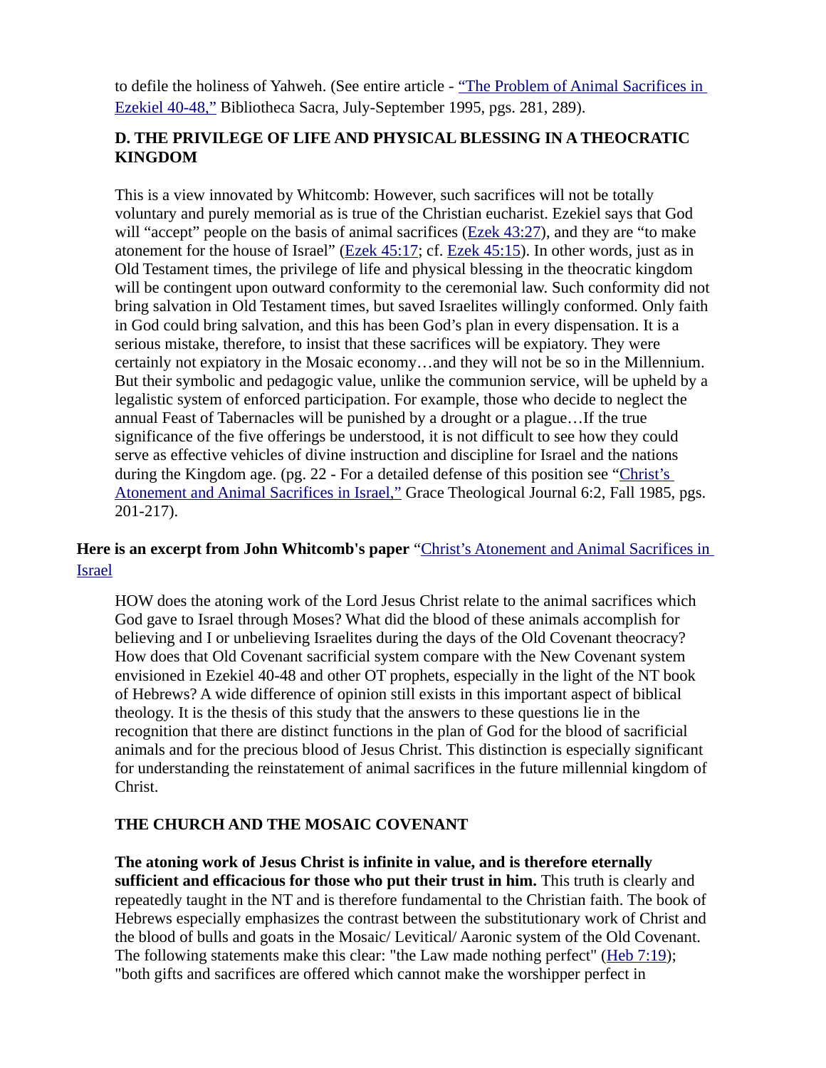to defile the holiness of Yahweh. (See entire article - "The Problem of Animal Sacrifices in Ezekiel 40-48," Bibliotheca Sacra, July-September 1995, pgs. 281, 289).

### D. THE PRIVILEGE OF LIFE AND PHYSICAL BLESSING IN A THEOCRATIC KINGDOM

This is a view innovated by Whitcomb: However, such sacrifices will not be totally voluntary and purely memorial as is true of the Christian eucharist. Ezekiel says that God will "accept" people on the basis of animal sacrifices (Ezek 43:27), and they are "to make atonement for the house of Israel" (Ezek 45:17; cf. Ezek 45:15). In other words, just as in Old Testament times, the privilege of life and physical blessing in the theocratic kingdom will be contingent upon outward conformity to the ceremonial law. Such conformity did not bring salvation in Old Testament times, but saved Israelites willingly conformed. Only faith in God could bring salvation, and this has been God's plan in every dispensation. It is a serious mistake, therefore, to insist that these sacrifices will be expiatory. They were certainly not expiatory in the Mosaic economy…and they will not be so in the Millennium. But their symbolic and pedagogic value, unlike the communion service, will be upheld by a legalistic system of enforced participation. For example, those who decide to neglect the annual Feast of Tabernacles will be punished by a drought or a plague…If the true significance of the five offerings be understood, it is not difficult to see how they could serve as effective vehicles of divine instruction and discipline for Israel and the nations during the Kingdom age. (pg. 22 - For a detailed defense of this position see "Christ's Atonement and Animal Sacrifices in Israel," Grace Theological Journal 6:2, Fall 1985, pgs. 201-217).

**Here is an excerpt from John Whitcomb's paper** "Christ's Atonement and Animal Sacrifices in Israel

HOW does the atoning work of the Lord Jesus Christ relate to the animal sacrifices which God gave to Israel through Moses? What did the blood of these animals accomplish for believing and I or unbelieving Israelites during the days of the Old Covenant theocracy? How does that Old Covenant sacrificial system compare with the New Covenant system envisioned in Ezekiel 40-48 and other OT prophets, especially in the light of the NT book of Hebrews? A wide difference of opinion still exists in this important aspect of biblical theology. It is the thesis of this study that the answers to these questions lie in the recognition that there are distinct functions in the plan of God for the blood of sacrificial animals and for the precious blood of Jesus Christ. This distinction is especially significant for understanding the reinstatement of animal sacrifices in the future millennial kingdom of Christ.

### THE CHURCH AND THE MOSAIC COVENANT

**The atoning work of Jesus Christ is infinite in value, and is therefore eternally sufficient and efficacious for those who put their trust in him.** This truth is clearly and repeatedly taught in the NT and is therefore fundamental to the Christian faith. The book of Hebrews especially emphasizes the contrast between the substitutionary work of Christ and the blood of bulls and goats in the Mosaic/ Levitical/ Aaronic system of the Old Covenant. The following statements make this clear: "the Law made nothing perfect" (Heb 7:19); "both gifts and sacrifices are offered which cannot make the worshipper perfect in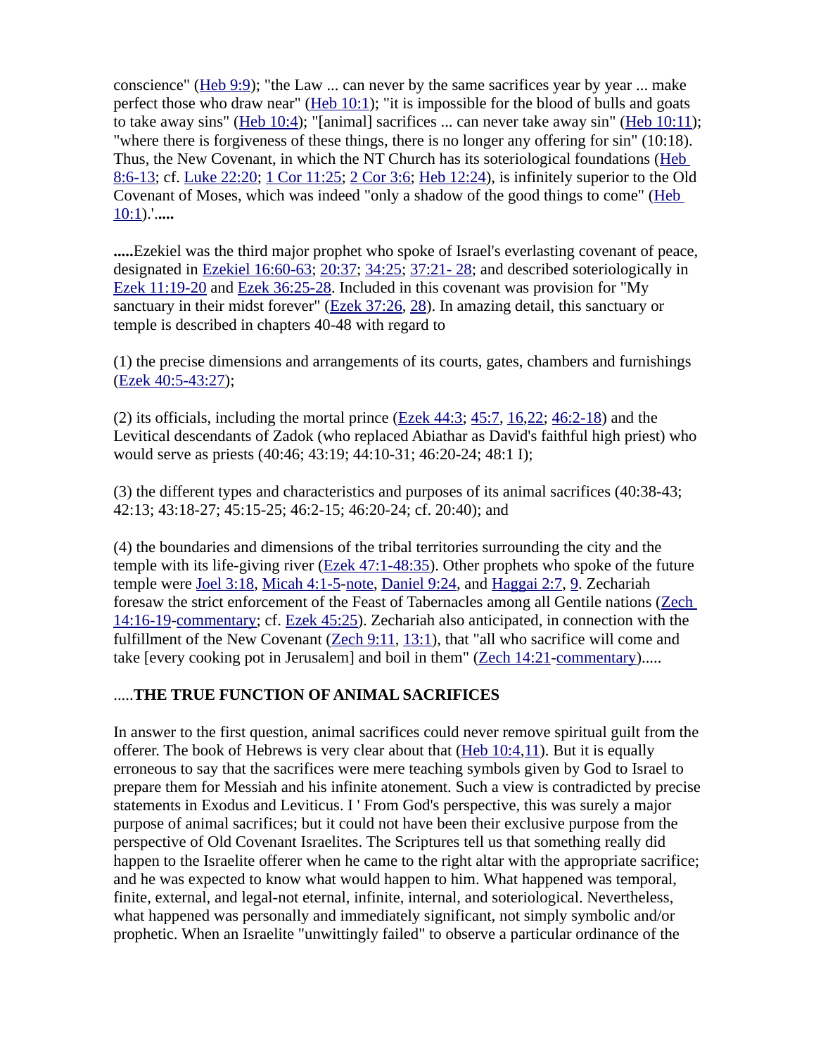conscience" (Heb 9:9); "the Law ... can never by the same sacrifices year by year ... make perfect those who draw near" (Heb 10:1); "it is impossible for the blood of bulls and goats to take away sins" (Heb 10:4); "[animal] sacrifices ... can never take away sin" (Heb 10:11); "where there is forgiveness of these things, there is no longer any offering for sin" (10:18). Thus, the New Covenant, in which the NT Church has its soteriological foundations (Heb 8:6-13; cf. Luke 22:20; 1 Cor 11:25; 2 Cor 3:6; Heb 12:24), is infinitely superior to the Old Covenant of Moses, which was indeed "only a shadow of the good things to come" (Heb 10:1).'**....**

**.....**Ezekiel was the third major prophet who spoke of Israel's everlasting covenant of peace, designated in Ezekiel 16:60-63; 20:37; 34:25; 37:21- 28; and described soteriologically in Ezek 11:19-20 and Ezek 36:25-28. Included in this covenant was provision for "My sanctuary in their midst forever" (Ezek 37:26, 28). In amazing detail, this sanctuary or temple is described in chapters 40-48 with regard to

(1) the precise dimensions and arrangements of its courts, gates, chambers and furnishings (Ezek 40:5-43:27);

(2) its officials, including the mortal prince (Ezek 44:3; 45:7, 16,22; 46:2-18) and the Levitical descendants of Zadok (who replaced Abiathar as David's faithful high priest) who would serve as priests (40:46; 43:19; 44:10-31; 46:20-24; 48:1 I);

(3) the different types and characteristics and purposes of its animal sacrifices (40:38-43; 42:13; 43:18-27; 45:15-25; 46:2-15; 46:20-24; cf. 20:40); and

(4) the boundaries and dimensions of the tribal territories surrounding the city and the temple with its life-giving river (Ezek 47:1-48:35). Other prophets who spoke of the future temple were Joel 3:18, Micah 4:1-5-note, Daniel 9:24, and Haggai 2:7, 9. Zechariah foresaw the strict enforcement of the Feast of Tabernacles among all Gentile nations (Zech 14:16-19-commentary; cf. Ezek 45:25). Zechariah also anticipated, in connection with the fulfillment of the New Covenant (Zech 9:11, 13:1), that "all who sacrifice will come and take [every cooking pot in Jerusalem] and boil in them" (Zech 14:21-commentary).....

.....**THE TRUE FUNCTION OF ANIMAL SACRIFICES**

In answer to the first question, animal sacrifices could never remove spiritual guilt from the offerer. The book of Hebrews is very clear about that (Heb 10:4,11). But it is equally erroneous to say that the sacrifices were mere teaching symbols given by God to Israel to prepare them for Messiah and his infinite atonement. Such a view is contradicted by precise statements in Exodus and Leviticus. I ' From God's perspective, this was surely a major purpose of animal sacrifices; but it could not have been their exclusive purpose from the perspective of Old Covenant Israelites. The Scriptures tell us that something really did happen to the Israelite offerer when he came to the right altar with the appropriate sacrifice; and he was expected to know what would happen to him. What happened was temporal, finite, external, and legal-not eternal, infinite, internal, and soteriological. Nevertheless, what happened was personally and immediately significant, not simply symbolic and/or prophetic. When an Israelite "unwittingly failed" to observe a particular ordinance of the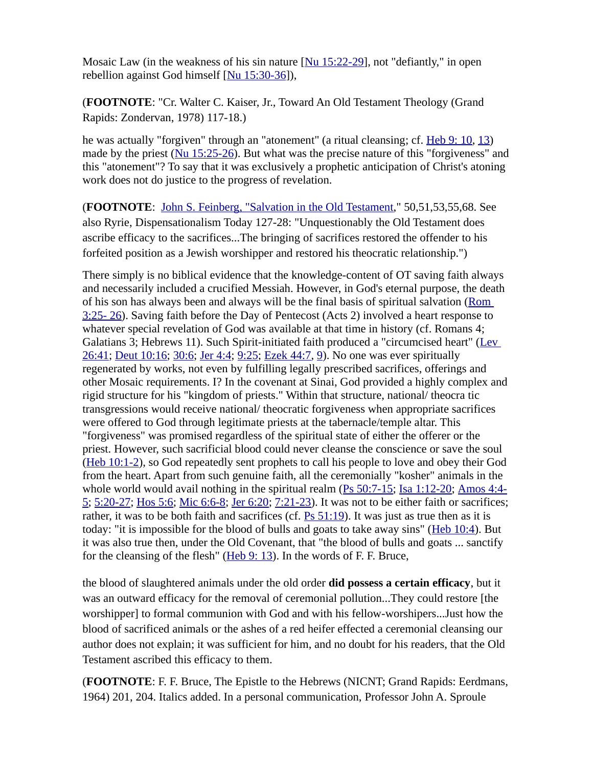Mosaic Law (in the weakness of his sin nature [Nu 15:22-29], not "defiantly," in open rebellion against God himself [Nu 15:30-36]),

(**FOOTNOTE**: "Cr. Walter C. Kaiser, Jr., Toward An Old Testament Theology (Grand Rapids: Zondervan, 1978) 117-18.)

he was actually "forgiven" through an "atonement" (a ritual cleansing; cf. Heb 9: 10, 13) made by the priest (Nu 15:25-26). But what was the precise nature of this "forgiveness" and this "atonement"? To say that it was exclusively a prophetic anticipation of Christ's atoning work does not do justice to the progress of revelation.

(**FOOTNOTE**: John S. Feinberg, "Salvation in the Old Testament," 50,51,53,55,68. See also Ryrie, Dispensationalism Today 127-28: "Unquestionably the Old Testament does ascribe efficacy to the sacrifices...The bringing of sacrifices restored the offender to his forfeited position as a Jewish worshipper and restored his theocratic relationship.")

There simply is no biblical evidence that the knowledge-content of OT saving faith always and necessarily included a crucified Messiah. However, in God's eternal purpose, the death of his son has always been and always will be the final basis of spiritual salvation (Rom 3:25- 26). Saving faith before the Day of Pentecost (Acts 2) involved a heart response to whatever special revelation of God was available at that time in history (cf. Romans 4; Galatians 3; Hebrews 11). Such Spirit-initiated faith produced a "circumcised heart" (Lev 26:41; Deut 10:16; 30:6; Jer 4:4; 9:25; Ezek 44:7, 9). No one was ever spiritually regenerated by works, not even by fulfilling legally prescribed sacrifices, offerings and other Mosaic requirements. I? In the covenant at Sinai, God provided a highly complex and rigid structure for his "kingdom of priests." Within that structure, national/ theocra tic transgressions would receive national/ theocratic forgiveness when appropriate sacrifices were offered to God through legitimate priests at the tabernacle/temple altar. This "forgiveness" was promised regardless of the spiritual state of either the offerer or the priest. However, such sacrificial blood could never cleanse the conscience or save the soul (Heb 10:1-2), so God repeatedly sent prophets to call his people to love and obey their God from the heart. Apart from such genuine faith, all the ceremonially "kosher" animals in the whole world would avail nothing in the spiritual realm (Ps 50:7-15; Isa 1:12-20; Amos 4:4-5; 5:20-27; Hos 5:6; Mic 6:6-8; Jer 6:20; 7:21-23). It was not to be either faith or sacrifices; rather, it was to be both faith and sacrifices (cf. Ps 51:19). It was just as true then as it is today: "it is impossible for the blood of bulls and goats to take away sins" (Heb 10:4). But it was also true then, under the Old Covenant, that "the blood of bulls and goats ... sanctify for the cleansing of the flesh" (Heb 9: 13). In the words of F. F. Bruce,

the blood of slaughtered animals under the old order **did possess a certain efficacy**, but it was an outward efficacy for the removal of ceremonial pollution...They could restore [the worshipper] to formal communion with God and with his fellow-worshipers...Just how the blood of sacrificed animals or the ashes of a red heifer effected a ceremonial cleansing our author does not explain; it was sufficient for him, and no doubt for his readers, that the Old Testament ascribed this efficacy to them.

(**FOOTNOTE**: F. F. Bruce, The Epistle to the Hebrews (NICNT; Grand Rapids: Eerdmans, 1964) 201, 204. Italics added. In a personal communication, Professor John A. Sproule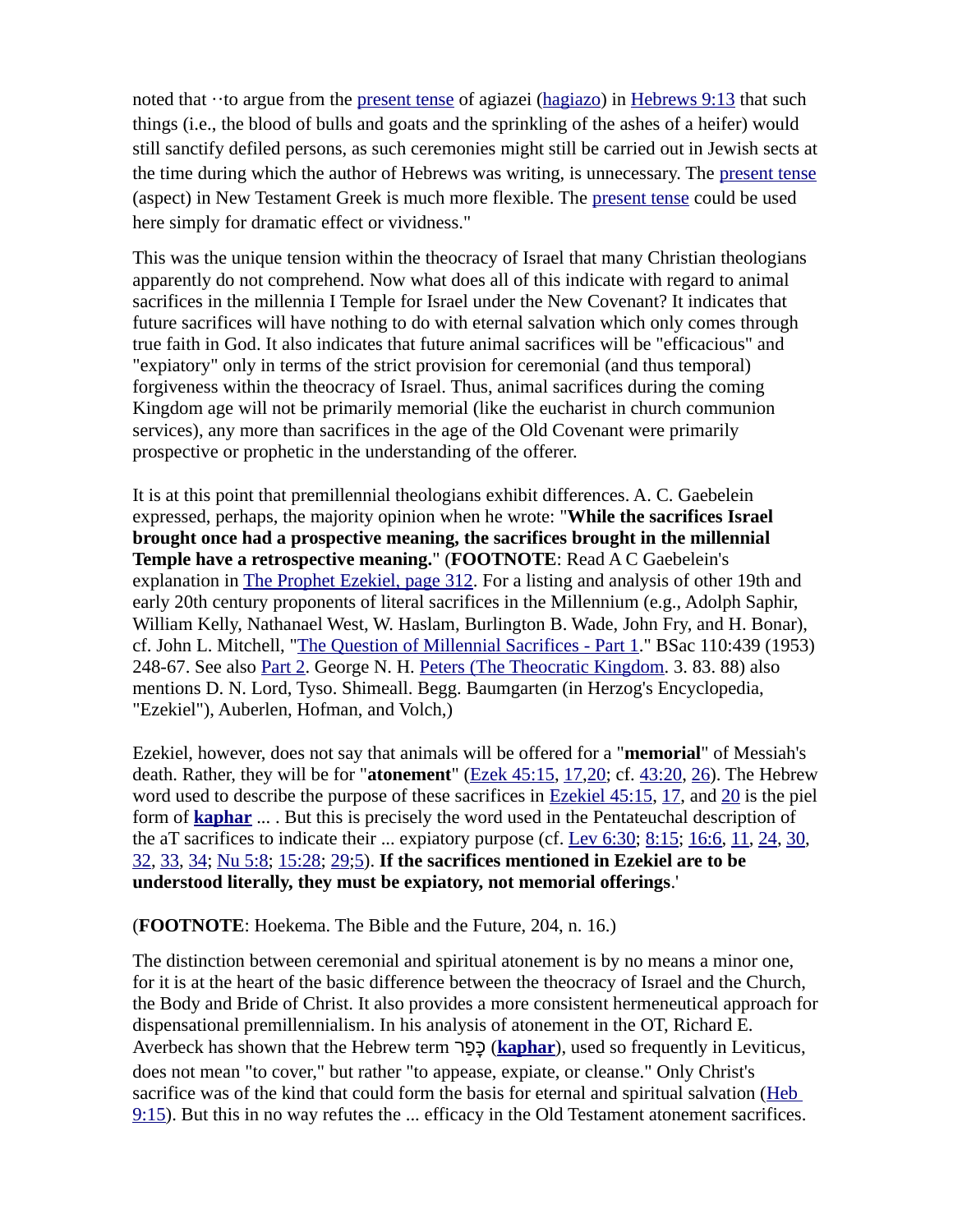noted that ··to argue from the present tense of agiazei (hagiazo) in Hebrews 9:13 that such things (i.e., the blood of bulls and goats and the sprinkling of the ashes of a heifer) would still sanctify defiled persons, as such ceremonies might still be carried out in Jewish sects at the time during which the author of Hebrews was writing, is unnecessary. The present tense (aspect) in New Testament Greek is much more flexible. The present tense could be used here simply for dramatic effect or vividness."

This was the unique tension within the theocracy of Israel that many Christian theologians apparently do not comprehend. Now what does all of this indicate with regard to animal sacrifices in the millennia I Temple for Israel under the New Covenant? It indicates that future sacrifices will have nothing to do with eternal salvation which only comes through true faith in God. It also indicates that future animal sacrifices will be "efficacious" and "expiatory" only in terms of the strict provision for ceremonial (and thus temporal) forgiveness within the theocracy of Israel. Thus, animal sacrifices during the coming Kingdom age will not be primarily memorial (like the eucharist in church communion services), any more than sacrifices in the age of the Old Covenant were primarily prospective or prophetic in the understanding of the offerer.

It is at this point that premillennial theologians exhibit differences. A. C. Gaebelein expressed, perhaps, the majority opinion when he wrote: "**While the sacrifices Israel brought once had a prospective meaning, the sacrifices brought in the millennial Temple have a retrospective meaning.**" (**FOOTNOTE**: Read A C Gaebelein's explanation in The Prophet Ezekiel, page 312. For a listing and analysis of other 19th and early 20th century proponents of literal sacrifices in the Millennium (e.g., Adolph Saphir, William Kelly, Nathanael West, W. Haslam, Burlington B. Wade, John Fry, and H. Bonar), cf. John L. Mitchell, "The Question of Millennial Sacrifices - Part 1." BSac 110:439 (1953) 248-67. See also Part 2. George N. H. Peters (The Theocratic Kingdom. 3. 83. 88) also mentions D. N. Lord, Tyso. Shimeall. Begg. Baumgarten (in Herzog's Encyclopedia, "Ezekiel"), Auberlen, Hofman, and Volch,)

Ezekiel, however, does not say that animals will be offered for a "**memorial**" of Messiah's death. Rather, they will be for "**atonement**" (Ezek 45:15, 17,20; cf. 43:20, 26). The Hebrew word used to describe the purpose of these sacrifices in Ezekiel 45:15, 17, and 20 is the piel form of **kaphar** ... . But this is precisely the word used in the Pentateuchal description of the aT sacrifices to indicate their ... expiatory purpose (cf. Lev 6:30; 8:15; 16:6, 11, 24, 30, 32, 33, 34; Nu 5:8; 15:28; 29;5). **If the sacrifices mentioned in Ezekiel are to be understood literally, they must be expiatory, not memorial offerings**.'

(**FOOTNOTE**: Hoekema. The Bible and the Future, 204, n. 16.)

The distinction between ceremonial and spiritual atonement is by no means a minor one, for it is at the heart of the basic difference between the theocracy of Israel and the Church, the Body and Bride of Christ. It also provides a more consistent hermeneutical approach for dispensational premillennialism. In his analysis of atonement in the OT, Richard E. Averbeck has shown that the Hebrew term כָּפַר (**kaphar**), used so frequently in Leviticus, does not mean "to cover," but rather "to appease, expiate, or cleanse." Only Christ's sacrifice was of the kind that could form the basis for eternal and spiritual salvation (Heb 9:15). But this in no way refutes the ... efficacy in the Old Testament atonement sacrifices.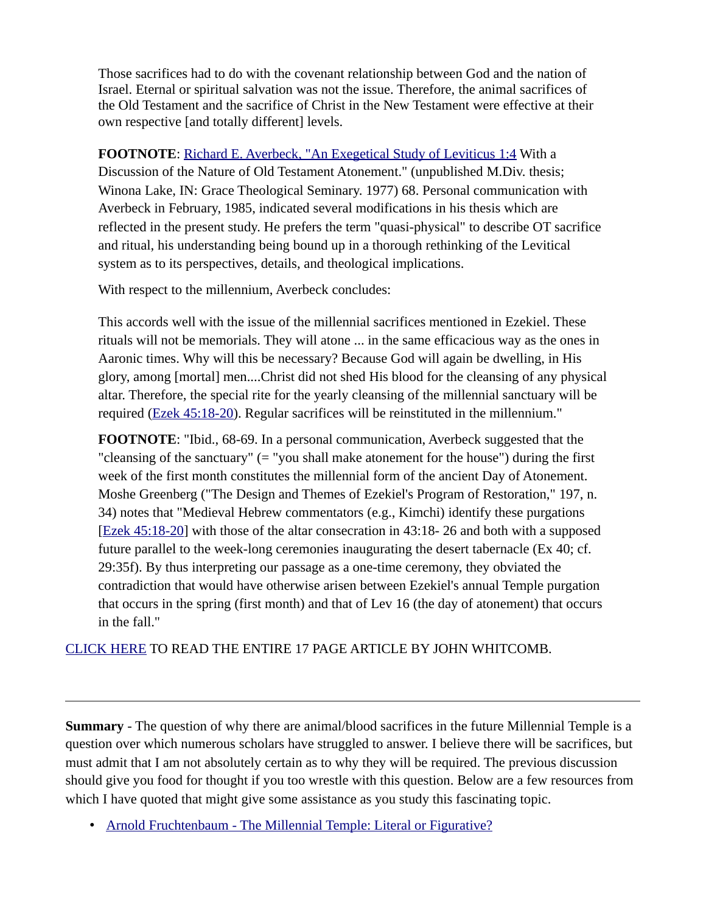Those sacrifices had to do with the covenant relationship between God and the nation of Israel. Eternal or spiritual salvation was not the issue. Therefore, the animal sacrifices of the Old Testament and the sacrifice of Christ in the New Testament were effective at their own respective [and totally different] levels.

**FOOTNOTE**: Richard E. Averbeck, "An Exegetical Study of Leviticus 1:4 With a Discussion of the Nature of Old Testament Atonement." (unpublished M.Div. thesis; Winona Lake, IN: Grace Theological Seminary. 1977) 68. Personal communication with Averbeck in February, 1985, indicated several modifications in his thesis which are reflected in the present study. He prefers the term "quasi-physical" to describe OT sacrifice and ritual, his understanding being bound up in a thorough rethinking of the Levitical system as to its perspectives, details, and theological implications.

With respect to the millennium, Averbeck concludes:

> This accords well with the issue of the millennial sacrifices mentioned in Ezekiel. These rituals will not be memorials. They will atone ... in the same efficacious way as the ones in Aaronic times. Why will this be necessary? Because God will again be dwelling, in His glory, among [mortal] men....Christ did not shed His blood for the cleansing of any physical altar. Therefore, the special rite for the yearly cleansing of the millennial sanctuary will be required (Ezek 45:18-20). Regular sacrifices will be reinstituted in the millennium."
>
> **FOOTNOTE**: "Ibid., 68-69. In a personal communication, Averbeck suggested that the "cleansing of the sanctuary" (= "you shall make atonement for the house") during the first week of the first month constitutes the millennial form of the ancient Day of Atonement. Moshe Greenberg ("The Design and Themes of Ezekiel's Program of Restoration," 197, n. 34) notes that "Medieval Hebrew commentators (e.g., Kimchi) identify these purgations [Ezek 45:18-20] with those of the altar consecration in 43:18- 26 and both with a supposed future parallel to the week-long ceremonies inaugurating the desert tabernacle (Ex 40; cf. 29:35f). By thus interpreting our passage as a one-time ceremony, they obviated the contradiction that would have otherwise arisen between Ezekiel's annual Temple purgation that occurs in the spring (first month) and that of Lev 16 (the day of atonement) that occurs in the fall."

CLICK HERE TO READ THE ENTIRE 17 PAGE ARTICLE BY JOHN WHITCOMB.

---

**Summary** - The question of why there are animal/blood sacrifices in the future Millennial Temple is a question over which numerous scholars have struggled to answer. I believe there will be sacrifices, but must admit that I am not absolutely certain as to why they will be required. The previous discussion should give you food for thought if you too wrestle with this question. Below are a few resources from which I have quoted that might give some assistance as you study this fascinating topic.

- Arnold Fruchtenbaum - The Millennial Temple: Literal or Figurative?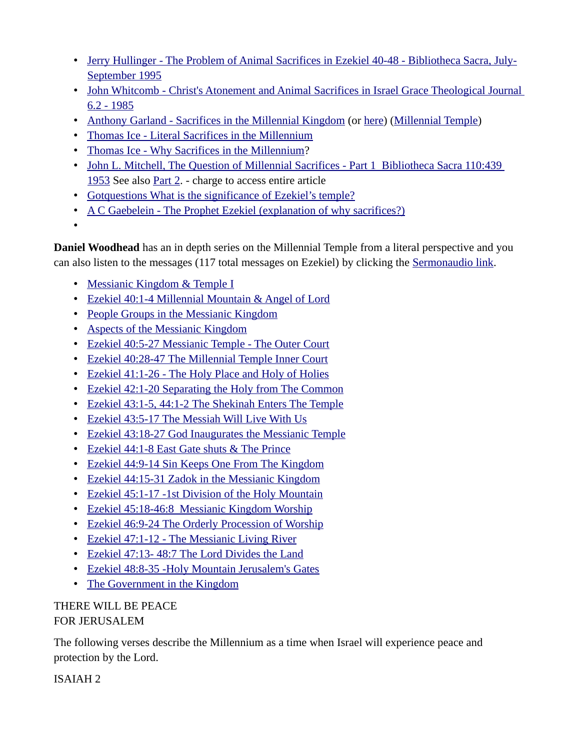- Jerry Hullinger - The Problem of Animal Sacrifices in Ezekiel 40-48 - Bibliotheca Sacra, July-September 1995
- John Whitcomb - Christ's Atonement and Animal Sacrifices in Israel Grace Theological Journal 6.2 - 1985
- Anthony Garland - Sacrifices in the Millennial Kingdom (or here) (Millennial Temple)
- Thomas Ice - Literal Sacrifices in the Millennium
- Thomas Ice - Why Sacrifices in the Millennium?
- John L. Mitchell, The Question of Millennial Sacrifices - Part 1 Bibliotheca Sacra 110:439 1953 See also Part 2. - charge to access entire article
- Gotquestions What is the significance of Ezekiel's temple?
- A C Gaebelein - The Prophet Ezekiel (explanation of why sacrifices?)

**Daniel Woodhead** has an in depth series on the Millennial Temple from a literal perspective and you can also listen to the messages (117 total messages on Ezekiel) by clicking the Sermonaudio link.

- Messianic Kingdom & Temple I
- Ezekiel 40:1-4 Millennial Mountain & Angel of Lord
- People Groups in the Messianic Kingdom
- Aspects of the Messianic Kingdom
- Ezekiel 40:5-27 Messianic Temple - The Outer Court
- Ezekiel 40:28-47 The Millennial Temple Inner Court
- Ezekiel 41:1-26 - The Holy Place and Holy of Holies
- Ezekiel 42:1-20 Separating the Holy from The Common
- Ezekiel 43:1-5, 44:1-2 The Shekinah Enters The Temple
- Ezekiel 43:5-17 The Messiah Will Live With Us
- Ezekiel 43:18-27 God Inaugurates the Messianic Temple
- Ezekiel 44:1-8 East Gate shuts & The Prince
- Ezekiel 44:9-14 Sin Keeps One From The Kingdom
- Ezekiel 44:15-31 Zadok in the Messianic Kingdom
- Ezekiel 45:1-17 -1st Division of the Holy Mountain
- Ezekiel 45:18-46:8 Messianic Kingdom Worship
- Ezekiel 46:9-24 The Orderly Procession of Worship
- Ezekiel 47:1-12 - The Messianic Living River
- Ezekiel 47:13- 48:7 The Lord Divides the Land
- Ezekiel 48:8-35 -Holy Mountain Jerusalem's Gates
- The Government in the Kingdom

THERE WILL BE PEACE
FOR JERUSALEM

The following verses describe the Millennium as a time when Israel will experience peace and protection by the Lord.

ISAIAH 2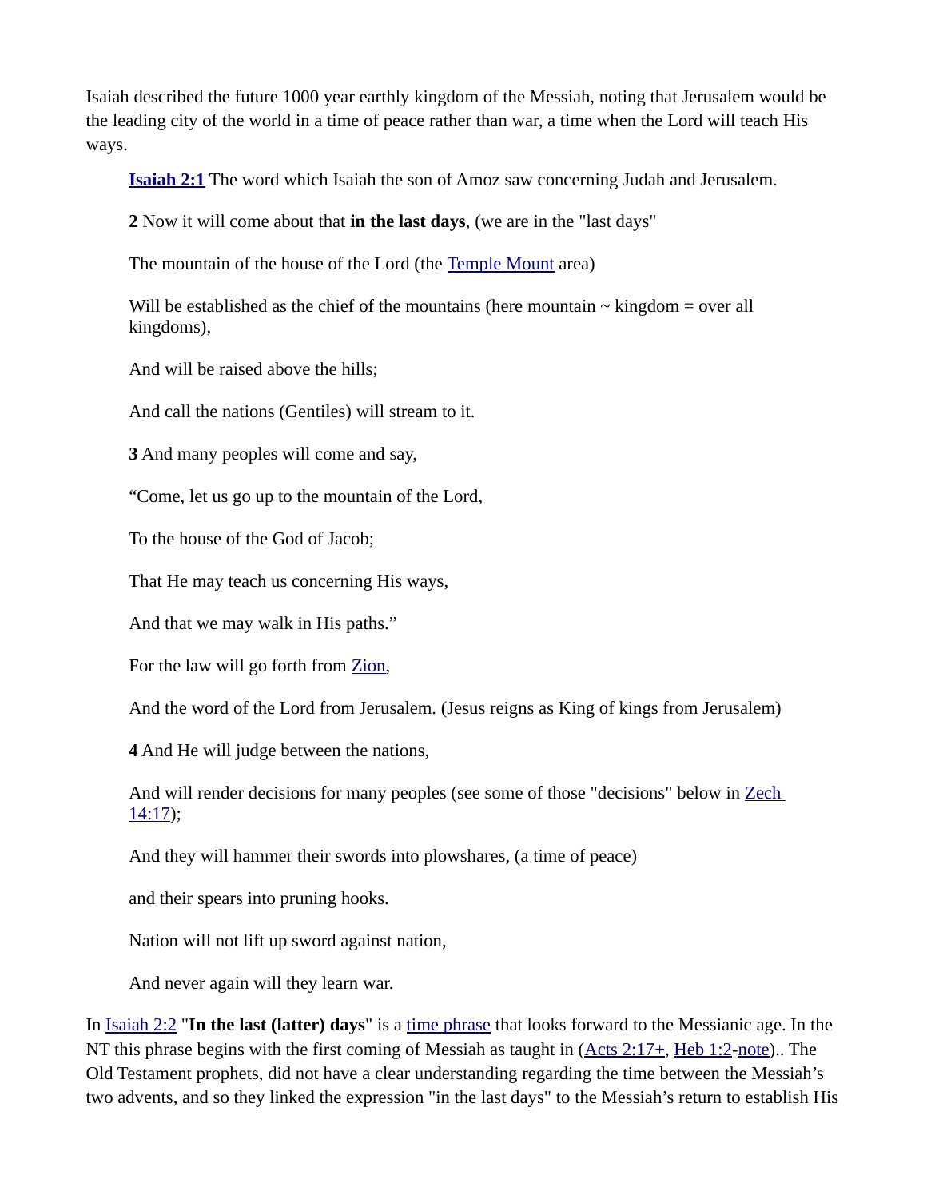Isaiah described the future 1000 year earthly kingdom of the Messiah, noting that Jerusalem would be the leading city of the world in a time of peace rather than war, a time when the Lord will teach His ways.

> **Isaiah 2:1** The word which Isaiah the son of Amoz saw concerning Judah and Jerusalem.
>
> **2** Now it will come about that **in the last days**, (we are in the "last days"
>
> The mountain of the house of the Lord (the Temple Mount area)
>
> Will be established as the chief of the mountains (here mountain ~ kingdom = over all kingdoms),
>
> And will be raised above the hills;
>
> And call the nations (Gentiles) will stream to it.
>
> **3** And many peoples will come and say,
>
> “Come, let us go up to the mountain of the Lord,
>
> To the house of the God of Jacob;
>
> That He may teach us concerning His ways,
>
> And that we may walk in His paths.”
>
> For the law will go forth from Zion,
>
> And the word of the Lord from Jerusalem. (Jesus reigns as King of kings from Jerusalem)
>
> **4** And He will judge between the nations,
>
> And will render decisions for many peoples (see some of those "decisions" below in Zech 14:17);
>
> And they will hammer their swords into plowshares, (a time of peace)
>
> and their spears into pruning hooks.
>
> Nation will not lift up sword against nation,
>
> And never again will they learn war.

In Isaiah 2:2 "**In the last (latter) days**" is a time phrase that looks forward to the Messianic age. In the NT this phrase begins with the first coming of Messiah as taught in (Acts 2:17+, Heb 1:2-note).. The Old Testament prophets, did not have a clear understanding regarding the time between the Messiah’s two advents, and so they linked the expression "in the last days" to the Messiah’s return to establish His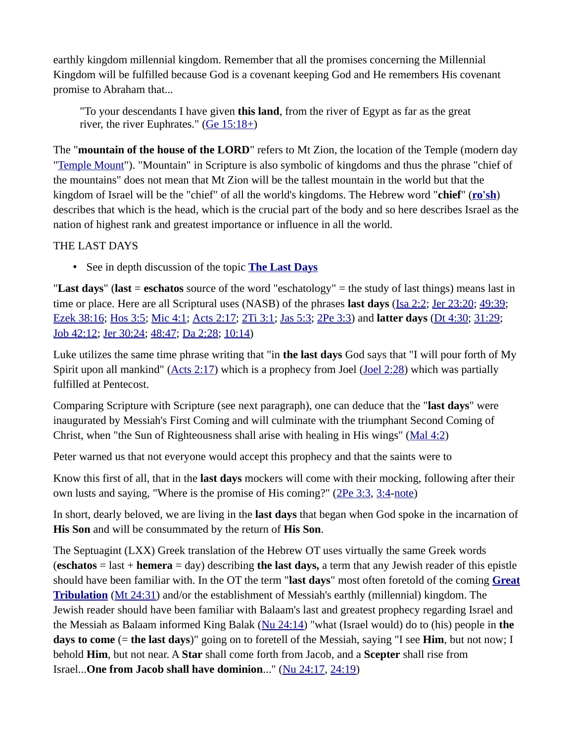earthly kingdom millennial kingdom. Remember that all the promises concerning the Millennial Kingdom will be fulfilled because God is a covenant keeping God and He remembers His covenant promise to Abraham that...

> "To your descendants I have given **this land**, from the river of Egypt as far as the great river, the river Euphrates." (Ge 15:18+)

The "**mountain of the house of the LORD**" refers to Mt Zion, the location of the Temple (modern day "Temple Mount"). "Mountain" in Scripture is also symbolic of kingdoms and thus the phrase "chief of the mountains" does not mean that Mt Zion will be the tallest mountain in the world but that the kingdom of Israel will be the "chief" of all the world's kingdoms. The Hebrew word "**chief**" (**ro'sh**) describes that which is the head, which is the crucial part of the body and so here describes Israel as the nation of highest rank and greatest importance or influence in all the world.

THE LAST DAYS

- See in depth discussion of the topic **The Last Days**

"**Last days**" (**last** = **eschatos** source of the word "eschatology" = the study of last things) means last in time or place. Here are all Scriptural uses (NASB) of the phrases **last days** (Isa 2:2; Jer 23:20; 49:39; Ezek 38:16; Hos 3:5; Mic 4:1; Acts 2:17; 2Ti 3:1; Jas 5:3; 2Pe 3:3) and **latter days** (Dt 4:30; 31:29; Job 42:12; Jer 30:24; 48:47; Da 2:28; 10:14)

Luke utilizes the same time phrase writing that "in **the last days** God says that "I will pour forth of My Spirit upon all mankind" (Acts 2:17) which is a prophecy from Joel (Joel 2:28) which was partially fulfilled at Pentecost.

Comparing Scripture with Scripture (see next paragraph), one can deduce that the "**last days**" were inaugurated by Messiah's First Coming and will culminate with the triumphant Second Coming of Christ, when "the Sun of Righteousness shall arise with healing in His wings" (Mal 4:2)

Peter warned us that not everyone would accept this prophecy and that the saints were to

Know this first of all, that in the **last days** mockers will come with their mocking, following after their own lusts and saying, "Where is the promise of His coming?" (2Pe 3:3, 3:4-note)

In short, dearly beloved, we are living in the **last days** that began when God spoke in the incarnation of **His Son** and will be consummated by the return of **His Son**.

The Septuagint (LXX) Greek translation of the Hebrew OT uses virtually the same Greek words (**eschatos** = last + **hemera** = day) describing **the last days,** a term that any Jewish reader of this epistle should have been familiar with. In the OT the term "**last days**" most often foretold of the coming **Great Tribulation** (Mt 24:31) and/or the establishment of Messiah's earthly (millennial) kingdom. The Jewish reader should have been familiar with Balaam's last and greatest prophecy regarding Israel and the Messiah as Balaam informed King Balak (Nu 24:14) "what (Israel would) do to (his) people in **the days to come** (= **the last days**)" going on to foretell of the Messiah, saying "I see **Him**, but not now; I behold **Him**, but not near. A **Star** shall come forth from Jacob, and a **Scepter** shall rise from Israel...**One from Jacob shall have dominion**..." (Nu 24:17, 24:19)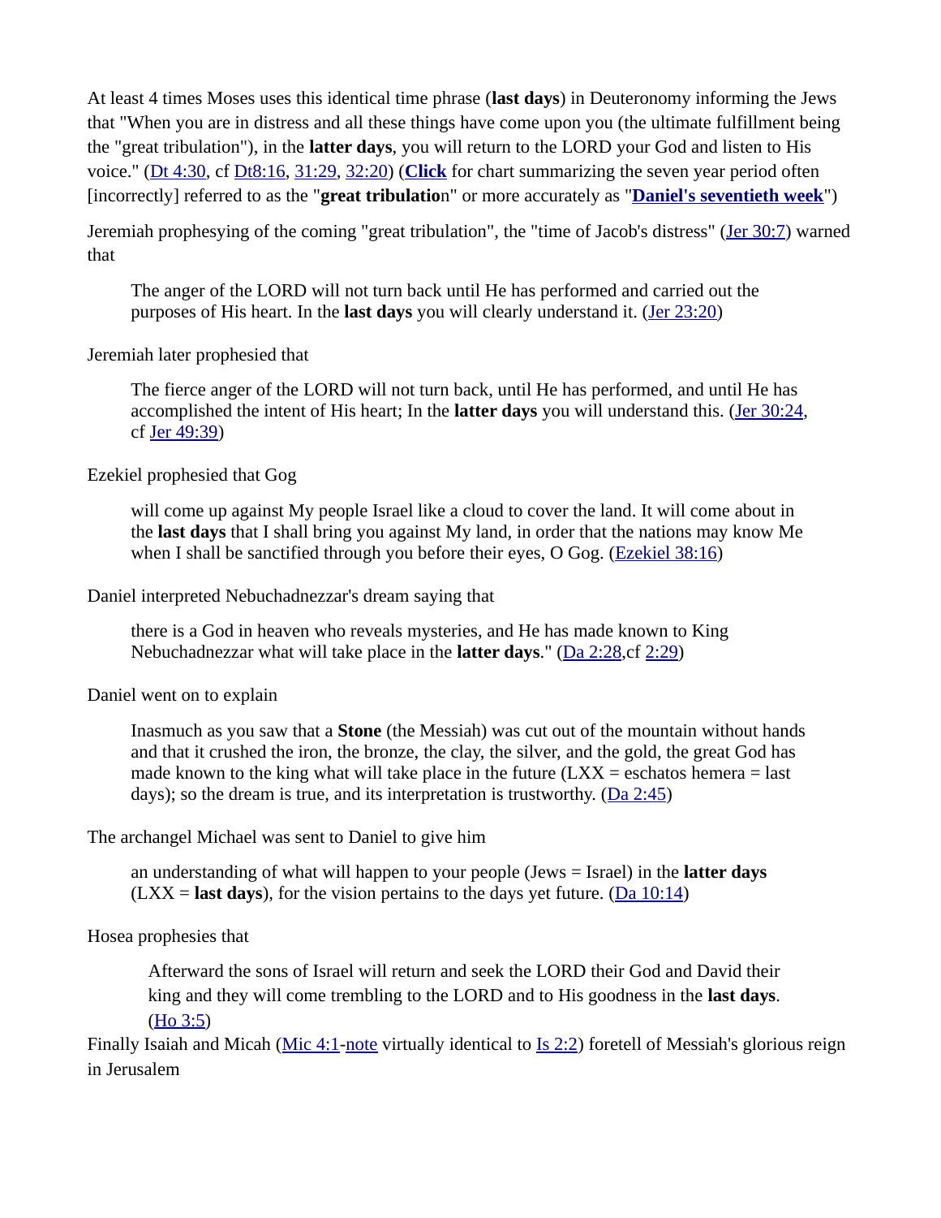At least 4 times Moses uses this identical time phrase (**last days**) in Deuteronomy informing the Jews that "When you are in distress and all these things have come upon you (the ultimate fulfillment being the "great tribulation"), in the **latter days**, you will return to the LORD your God and listen to His voice." (Dt 4:30, cf Dt8:16, 31:29, 32:20) (**Click** for chart summarizing the seven year period often [incorrectly] referred to as the "**great tribulatio**n" or more accurately as "**Daniel's seventieth week**")

Jeremiah prophesying of the coming "great tribulation", the "time of Jacob's distress" (Jer 30:7) warned that

> The anger of the LORD will not turn back until He has performed and carried out the purposes of His heart. In the **last days** you will clearly understand it. (Jer 23:20)

Jeremiah later prophesied that

> The fierce anger of the LORD will not turn back, until He has performed, and until He has accomplished the intent of His heart; In the **latter days** you will understand this. (Jer 30:24, cf Jer 49:39)

Ezekiel prophesied that Gog

> will come up against My people Israel like a cloud to cover the land. It will come about in the **last days** that I shall bring you against My land, in order that the nations may know Me when I shall be sanctified through you before their eyes, O Gog. (Ezekiel 38:16)

Daniel interpreted Nebuchadnezzar's dream saying that

> there is a God in heaven who reveals mysteries, and He has made known to King Nebuchadnezzar what will take place in the **latter days**." (Da 2:28,cf 2:29)

Daniel went on to explain

> Inasmuch as you saw that a **Stone** (the Messiah) was cut out of the mountain without hands and that it crushed the iron, the bronze, the clay, the silver, and the gold, the great God has made known to the king what will take place in the future (LXX = eschatos hemera = last days); so the dream is true, and its interpretation is trustworthy. (Da 2:45)

The archangel Michael was sent to Daniel to give him

> an understanding of what will happen to your people (Jews = Israel) in the **latter days** (LXX = **last days**), for the vision pertains to the days yet future. (Da 10:14)

Hosea prophesies that

> Afterward the sons of Israel will return and seek the LORD their God and David their king and they will come trembling to the LORD and to His goodness in the **last days**. (Ho 3:5)

Finally Isaiah and Micah (Mic 4:1-note virtually identical to Is 2:2) foretell of Messiah's glorious reign in Jerusalem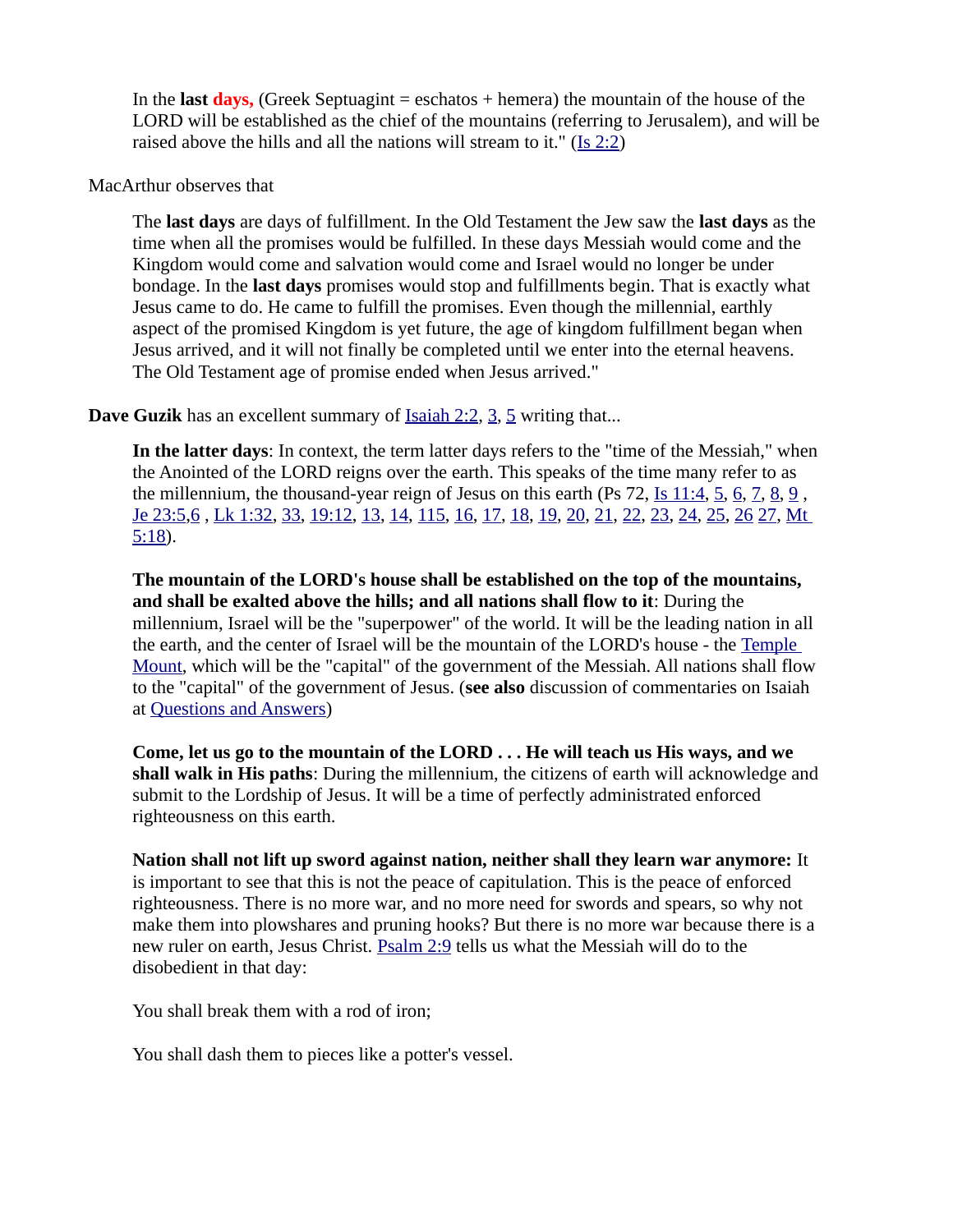> In the **last days,** (Greek Septuagint = eschatos + hemera) the mountain of the house of the LORD will be established as the chief of the mountains (referring to Jerusalem), and will be raised above the hills and all the nations will stream to it." (Is 2:2)

MacArthur observes that

> The **last days** are days of fulfillment. In the Old Testament the Jew saw the **last days** as the time when all the promises would be fulfilled. In these days Messiah would come and the Kingdom would come and salvation would come and Israel would no longer be under bondage. In the **last days** promises would stop and fulfillments begin. That is exactly what Jesus came to do. He came to fulfill the promises. Even though the millennial, earthly aspect of the promised Kingdom is yet future, the age of kingdom fulfillment began when Jesus arrived, and it will not finally be completed until we enter into the eternal heavens. The Old Testament age of promise ended when Jesus arrived."

**Dave Guzik** has an excellent summary of Isaiah 2:2, 3, 5 writing that...

> **In the latter days**: In context, the term latter days refers to the "time of the Messiah," when the Anointed of the LORD reigns over the earth. This speaks of the time many refer to as the millennium, the thousand-year reign of Jesus on this earth (Ps 72, Is 11:4, 5, 6, 7, 8, 9 , Je 23:5,6 , Lk 1:32, 33, 19:12, 13, 14, 115, 16, 17, 18, 19, 20, 21, 22, 23, 24, 25, 26 27, Mt 5:18).
>
> **The mountain of the LORD's house shall be established on the top of the mountains, and shall be exalted above the hills; and all nations shall flow to it**: During the millennium, Israel will be the "superpower" of the world. It will be the leading nation in all the earth, and the center of Israel will be the mountain of the LORD's house - the Temple Mount, which will be the "capital" of the government of the Messiah. All nations shall flow to the "capital" of the government of Jesus. (**see also** discussion of commentaries on Isaiah at Questions and Answers)
>
> **Come, let us go to the mountain of the LORD . . . He will teach us His ways, and we shall walk in His paths**: During the millennium, the citizens of earth will acknowledge and submit to the Lordship of Jesus. It will be a time of perfectly administrated enforced righteousness on this earth.
>
> **Nation shall not lift up sword against nation, neither shall they learn war anymore:** It is important to see that this is not the peace of capitulation. This is the peace of enforced righteousness. There is no more war, and no more need for swords and spears, so why not make them into plowshares and pruning hooks? But there is no more war because there is a new ruler on earth, Jesus Christ. Psalm 2:9 tells us what the Messiah will do to the disobedient in that day:
>
> You shall break them with a rod of iron;
>
> You shall dash them to pieces like a potter's vessel.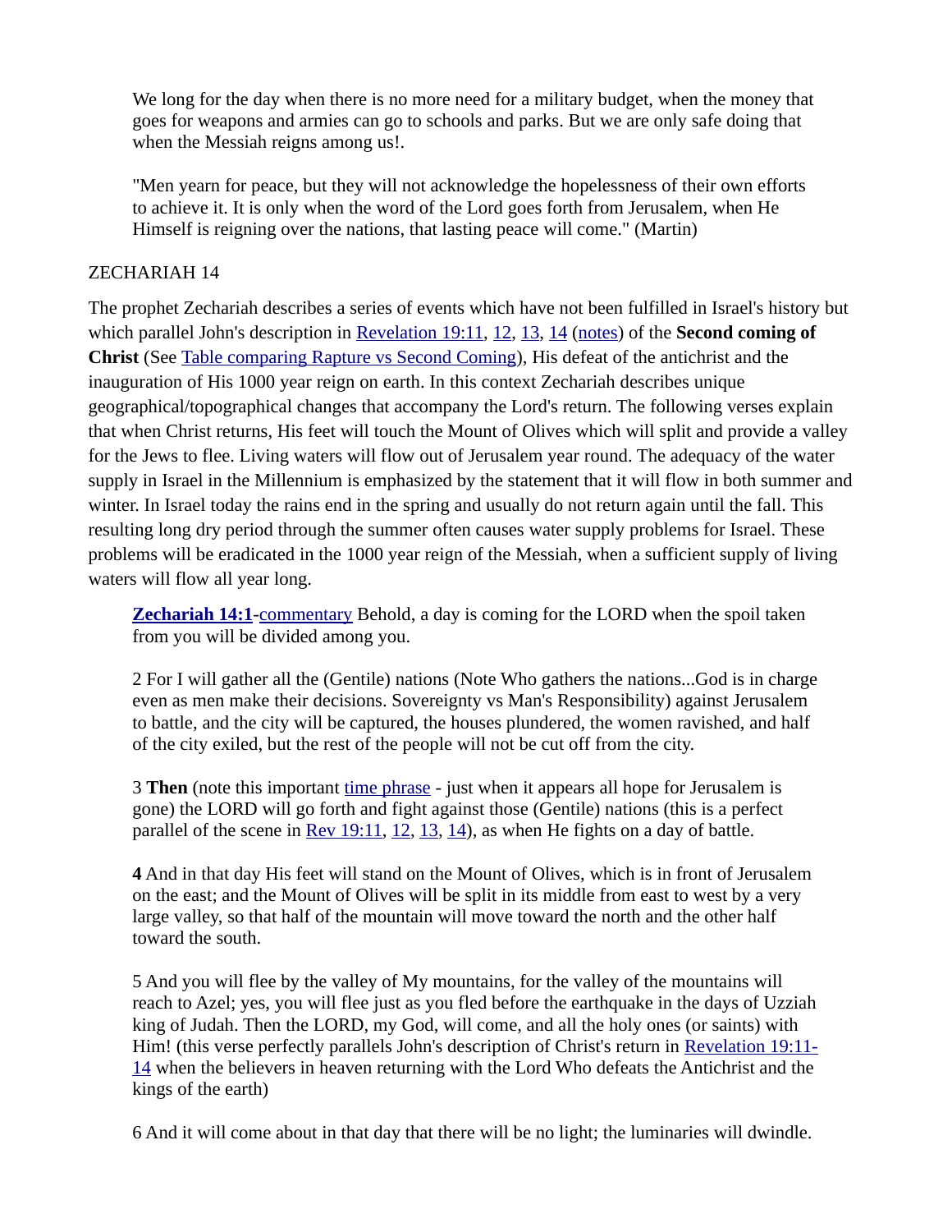> We long for the day when there is no more need for a military budget, when the money that goes for weapons and armies can go to schools and parks. But we are only safe doing that when the Messiah reigns among us!.

> "Men yearn for peace, but they will not acknowledge the hopelessness of their own efforts to achieve it. It is only when the word of the Lord goes forth from Jerusalem, when He Himself is reigning over the nations, that lasting peace will come." (Martin)

ZECHARIAH 14

The prophet Zechariah describes a series of events which have not been fulfilled in Israel's history but which parallel John's description in Revelation 19:11, 12, 13, 14 (notes) of the **Second coming of Christ** (See Table comparing Rapture vs Second Coming), His defeat of the antichrist and the inauguration of His 1000 year reign on earth. In this context Zechariah describes unique geographical/topographical changes that accompany the Lord's return. The following verses explain that when Christ returns, His feet will touch the Mount of Olives which will split and provide a valley for the Jews to flee. Living waters will flow out of Jerusalem year round. The adequacy of the water supply in Israel in the Millennium is emphasized by the statement that it will flow in both summer and winter. In Israel today the rains end in the spring and usually do not return again until the fall. This resulting long dry period through the summer often causes water supply problems for Israel. These problems will be eradicated in the 1000 year reign of the Messiah, when a sufficient supply of living waters will flow all year long.

> **Zechariah 14:1**-commentary Behold, a day is coming for the LORD when the spoil taken from you will be divided among you.

> 2 For I will gather all the (Gentile) nations (Note Who gathers the nations...God is in charge even as men make their decisions. Sovereignty vs Man's Responsibility) against Jerusalem to battle, and the city will be captured, the houses plundered, the women ravished, and half of the city exiled, but the rest of the people will not be cut off from the city.

> 3 **Then** (note this important time phrase - just when it appears all hope for Jerusalem is gone) the LORD will go forth and fight against those (Gentile) nations (this is a perfect parallel of the scene in Rev 19:11, 12, 13, 14), as when He fights on a day of battle.

> **4** And in that day His feet will stand on the Mount of Olives, which is in front of Jerusalem on the east; and the Mount of Olives will be split in its middle from east to west by a very large valley, so that half of the mountain will move toward the north and the other half toward the south.

> 5 And you will flee by the valley of My mountains, for the valley of the mountains will reach to Azel; yes, you will flee just as you fled before the earthquake in the days of Uzziah king of Judah. Then the LORD, my God, will come, and all the holy ones (or saints) with Him! (this verse perfectly parallels John's description of Christ's return in Revelation 19:11-14 when the believers in heaven returning with the Lord Who defeats the Antichrist and the kings of the earth)

> 6 And it will come about in that day that there will be no light; the luminaries will dwindle.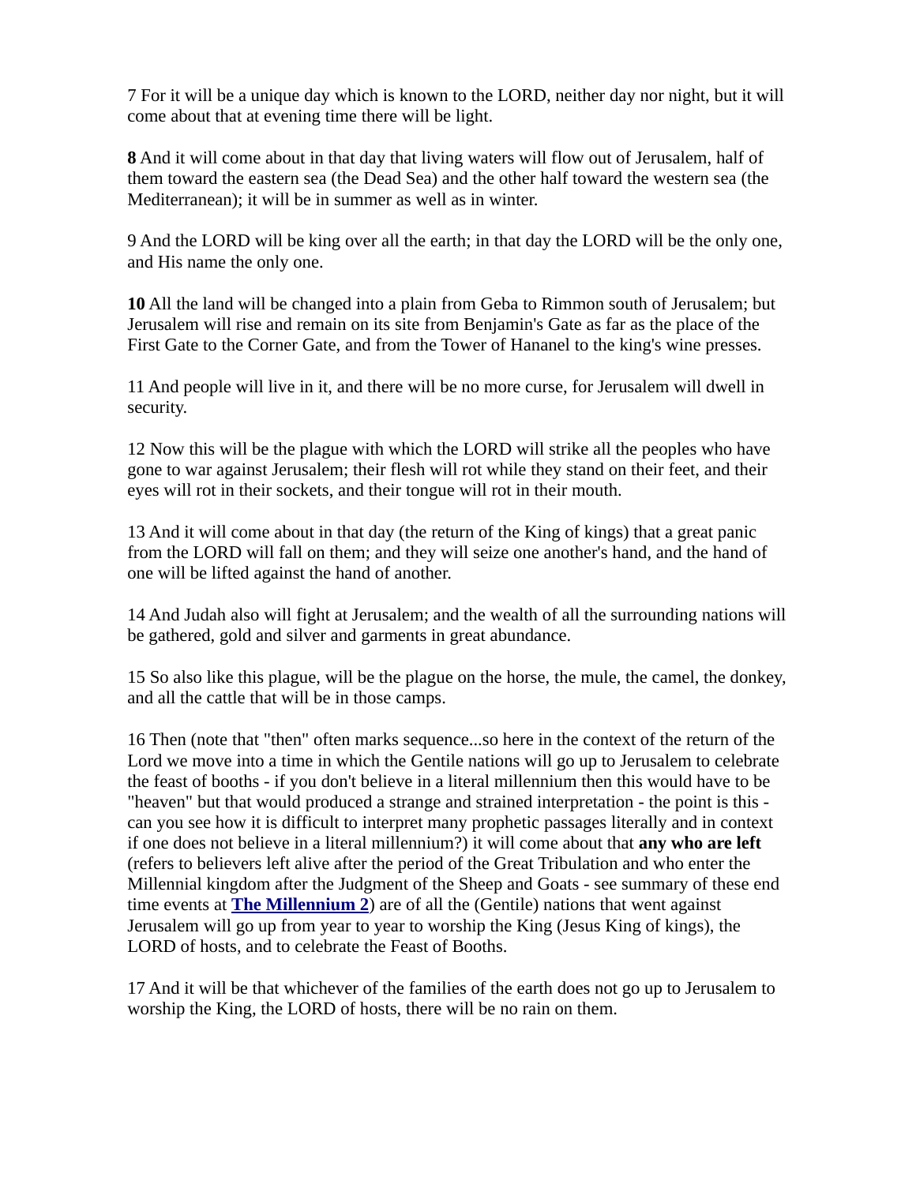7 For it will be a unique day which is known to the LORD, neither day nor night, but it will come about that at evening time there will be light.

**8** And it will come about in that day that living waters will flow out of Jerusalem, half of them toward the eastern sea (the Dead Sea) and the other half toward the western sea (the Mediterranean); it will be in summer as well as in winter.

9 And the LORD will be king over all the earth; in that day the LORD will be the only one, and His name the only one.

**10** All the land will be changed into a plain from Geba to Rimmon south of Jerusalem; but Jerusalem will rise and remain on its site from Benjamin's Gate as far as the place of the First Gate to the Corner Gate, and from the Tower of Hananel to the king's wine presses.

11 And people will live in it, and there will be no more curse, for Jerusalem will dwell in security.

12 Now this will be the plague with which the LORD will strike all the peoples who have gone to war against Jerusalem; their flesh will rot while they stand on their feet, and their eyes will rot in their sockets, and their tongue will rot in their mouth.

13 And it will come about in that day (the return of the King of kings) that a great panic from the LORD will fall on them; and they will seize one another's hand, and the hand of one will be lifted against the hand of another.

14 And Judah also will fight at Jerusalem; and the wealth of all the surrounding nations will be gathered, gold and silver and garments in great abundance.

15 So also like this plague, will be the plague on the horse, the mule, the camel, the donkey, and all the cattle that will be in those camps.

16 Then (note that "then" often marks sequence...so here in the context of the return of the Lord we move into a time in which the Gentile nations will go up to Jerusalem to celebrate the feast of booths - if you don't believe in a literal millennium then this would have to be "heaven" but that would produced a strange and strained interpretation - the point is this - can you see how it is difficult to interpret many prophetic passages literally and in context if one does not believe in a literal millennium?) it will come about that **any who are left** (refers to believers left alive after the period of the Great Tribulation and who enter the Millennial kingdom after the Judgment of the Sheep and Goats - see summary of these end time events at **The Millennium 2**) are of all the (Gentile) nations that went against Jerusalem will go up from year to year to worship the King (Jesus King of kings), the LORD of hosts, and to celebrate the Feast of Booths.

17 And it will be that whichever of the families of the earth does not go up to Jerusalem to worship the King, the LORD of hosts, there will be no rain on them.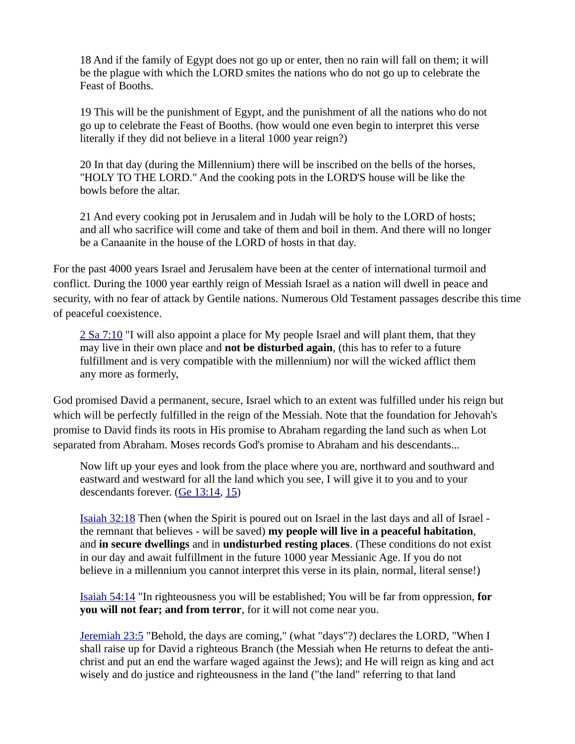> 18 And if the family of Egypt does not go up or enter, then no rain will fall on them; it will be the plague with which the LORD smites the nations who do not go up to celebrate the Feast of Booths.
>
> 19 This will be the punishment of Egypt, and the punishment of all the nations who do not go up to celebrate the Feast of Booths. (how would one even begin to interpret this verse literally if they did not believe in a literal 1000 year reign?)
>
> 20 In that day (during the Millennium) there will be inscribed on the bells of the horses, "HOLY TO THE LORD." And the cooking pots in the LORD'S house will be like the bowls before the altar.
>
> 21 And every cooking pot in Jerusalem and in Judah will be holy to the LORD of hosts; and all who sacrifice will come and take of them and boil in them. And there will no longer be a Canaanite in the house of the LORD of hosts in that day.

For the past 4000 years Israel and Jerusalem have been at the center of international turmoil and conflict. During the 1000 year earthly reign of Messiah Israel as a nation will dwell in peace and security, with no fear of attack by Gentile nations. Numerous Old Testament passages describe this time of peaceful coexistence.

> 2 Sa 7:10 "I will also appoint a place for My people Israel and will plant them, that they may live in their own place and **not be disturbed again**, (this has to refer to a future fulfillment and is very compatible with the millennium) nor will the wicked afflict them any more as formerly,

God promised David a permanent, secure, Israel which to an extent was fulfilled under his reign but which will be perfectly fulfilled in the reign of the Messiah. Note that the foundation for Jehovah's promise to David finds its roots in His promise to Abraham regarding the land such as when Lot separated from Abraham. Moses records God's promise to Abraham and his descendants...

> Now lift up your eyes and look from the place where you are, northward and southward and eastward and westward for all the land which you see, I will give it to you and to your descendants forever. (Ge 13:14, 15)
>
> Isaiah 32:18 Then (when the Spirit is poured out on Israel in the last days and all of Israel - the remnant that believes - will be saved) **my people will live in a peaceful habitation**, and **in secure dwellings** and in **undisturbed resting places**. (These conditions do not exist in our day and await fulfillment in the future 1000 year Messianic Age. If you do not believe in a millennium you cannot interpret this verse in its plain, normal, literal sense!)
>
> Isaiah 54:14 "In righteousness you will be established; You will be far from oppression, **for you will not fear; and from terror**, for it will not come near you.
>
> Jeremiah 23:5 "Behold, the days are coming," (what "days"?) declares the LORD, "When I shall raise up for David a righteous Branch (the Messiah when He returns to defeat the anti-christ and put an end the warfare waged against the Jews); and He will reign as king and act wisely and do justice and righteousness in the land ("the land" referring to that land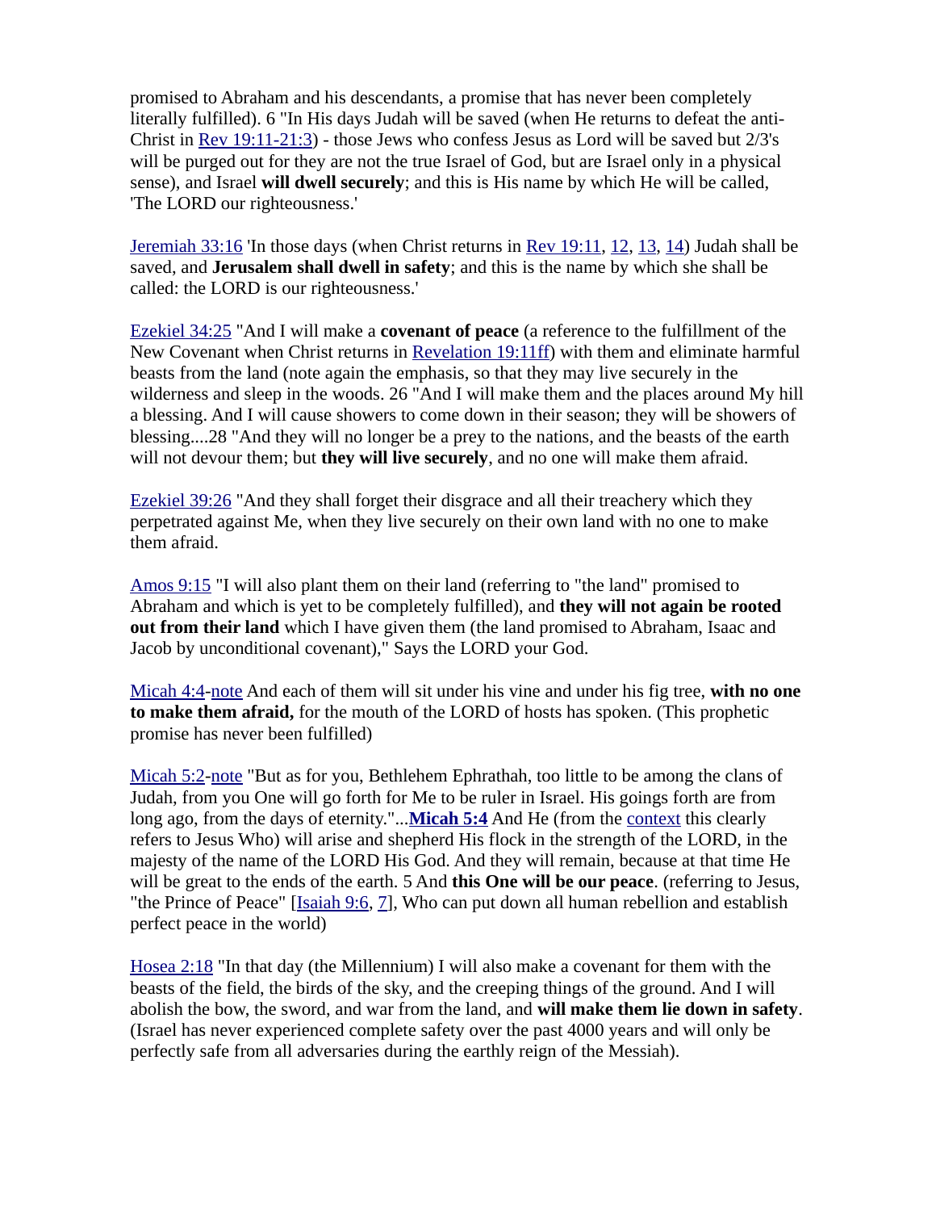promised to Abraham and his descendants, a promise that has never been completely literally fulfilled). 6 "In His days Judah will be saved (when He returns to defeat the anti-Christ in Rev 19:11-21:3) - those Jews who confess Jesus as Lord will be saved but 2/3's will be purged out for they are not the true Israel of God, but are Israel only in a physical sense), and Israel **will dwell securely**; and this is His name by which He will be called, 'The LORD our righteousness.'

Jeremiah 33:16 'In those days (when Christ returns in Rev 19:11, 12, 13, 14) Judah shall be saved, and **Jerusalem shall dwell in safety**; and this is the name by which she shall be called: the LORD is our righteousness.'

Ezekiel 34:25 "And I will make a **covenant of peace** (a reference to the fulfillment of the New Covenant when Christ returns in Revelation 19:11ff) with them and eliminate harmful beasts from the land (note again the emphasis, so that they may live securely in the wilderness and sleep in the woods. 26 "And I will make them and the places around My hill a blessing. And I will cause showers to come down in their season; they will be showers of blessing....28 "And they will no longer be a prey to the nations, and the beasts of the earth will not devour them; but **they will live securely**, and no one will make them afraid.

Ezekiel 39:26 "And they shall forget their disgrace and all their treachery which they perpetrated against Me, when they live securely on their own land with no one to make them afraid.

Amos 9:15 "I will also plant them on their land (referring to "the land" promised to Abraham and which is yet to be completely fulfilled), and **they will not again be rooted out from their land** which I have given them (the land promised to Abraham, Isaac and Jacob by unconditional covenant)," Says the LORD your God.

Micah 4:4-note And each of them will sit under his vine and under his fig tree, **with no one to make them afraid,** for the mouth of the LORD of hosts has spoken. (This prophetic promise has never been fulfilled)

Micah 5:2-note "But as for you, Bethlehem Ephrathah, too little to be among the clans of Judah, from you One will go forth for Me to be ruler in Israel. His goings forth are from long ago, from the days of eternity."...**Micah 5:4** And He (from the context this clearly refers to Jesus Who) will arise and shepherd His flock in the strength of the LORD, in the majesty of the name of the LORD His God. And they will remain, because at that time He will be great to the ends of the earth. 5 And **this One will be our peace**. (referring to Jesus, "the Prince of Peace" [Isaiah 9:6, 7], Who can put down all human rebellion and establish perfect peace in the world)

Hosea 2:18 "In that day (the Millennium) I will also make a covenant for them with the beasts of the field, the birds of the sky, and the creeping things of the ground. And I will abolish the bow, the sword, and war from the land, and **will make them lie down in safety**. (Israel has never experienced complete safety over the past 4000 years and will only be perfectly safe from all adversaries during the earthly reign of the Messiah).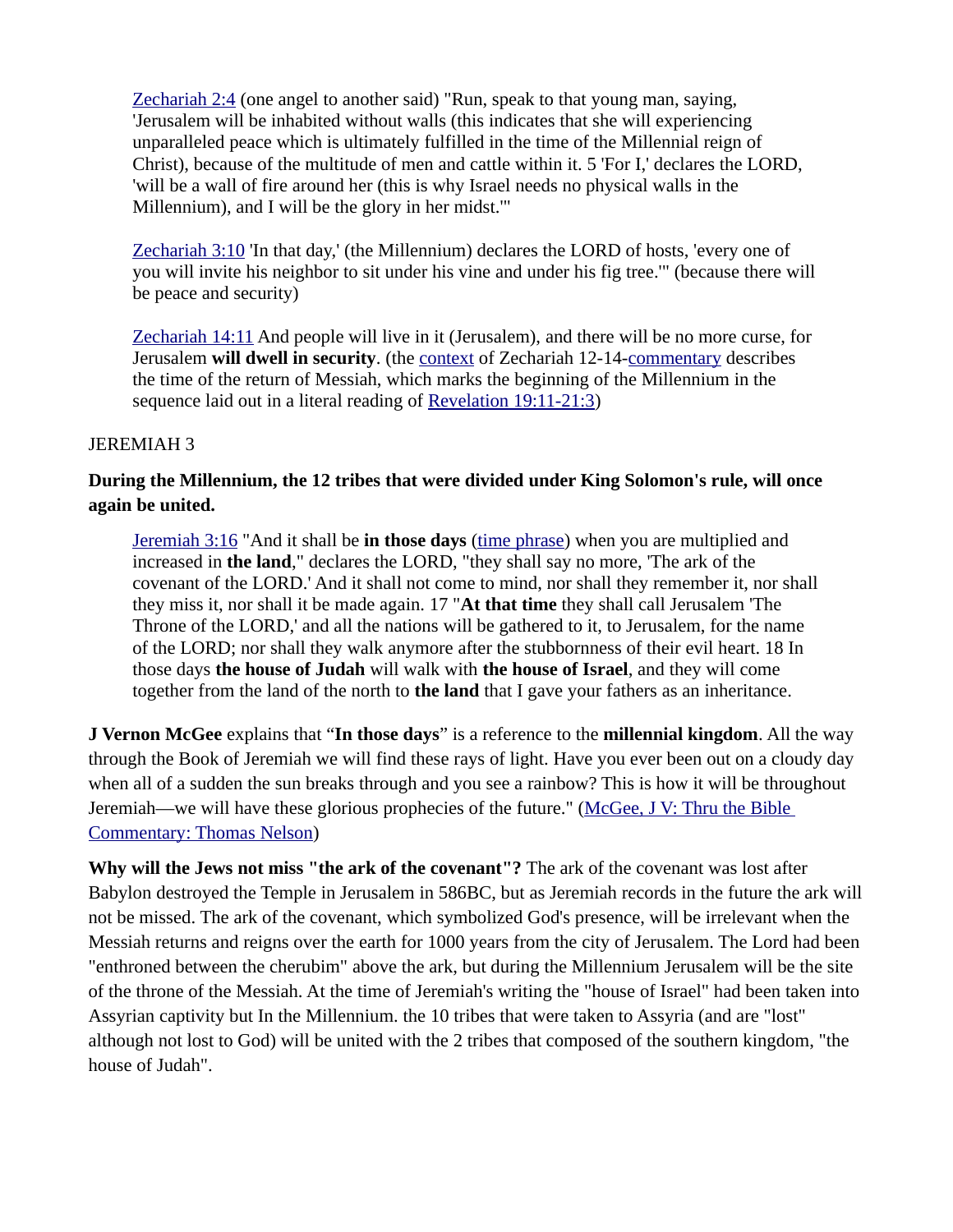> Zechariah 2:4 (one angel to another said) "Run, speak to that young man, saying, 'Jerusalem will be inhabited without walls (this indicates that she will experiencing unparalleled peace which is ultimately fulfilled in the time of the Millennial reign of Christ), because of the multitude of men and cattle within it. 5 'For I,' declares the LORD, 'will be a wall of fire around her (this is why Israel needs no physical walls in the Millennium), and I will be the glory in her midst.'"

> Zechariah 3:10 'In that day,' (the Millennium) declares the LORD of hosts, 'every one of you will invite his neighbor to sit under his vine and under his fig tree.'" (because there will be peace and security)

> Zechariah 14:11 And people will live in it (Jerusalem), and there will be no more curse, for Jerusalem **will dwell in security**. (the context of Zechariah 12-14-commentary describes the time of the return of Messiah, which marks the beginning of the Millennium in the sequence laid out in a literal reading of Revelation 19:11-21:3)

JEREMIAH 3

**During the Millennium, the 12 tribes that were divided under King Solomon's rule, will once again be united.**

> Jeremiah 3:16 "And it shall be **in those days** (time phrase) when you are multiplied and increased in **the land**," declares the LORD, "they shall say no more, 'The ark of the covenant of the LORD.' And it shall not come to mind, nor shall they remember it, nor shall they miss it, nor shall it be made again. 17 "**At that time** they shall call Jerusalem 'The Throne of the LORD,' and all the nations will be gathered to it, to Jerusalem, for the name of the LORD; nor shall they walk anymore after the stubbornness of their evil heart. 18 In those days **the house of Judah** will walk with **the house of Israel**, and they will come together from the land of the north to **the land** that I gave your fathers as an inheritance.

**J Vernon McGee** explains that "**In those days**" is a reference to the **millennial kingdom**. All the way through the Book of Jeremiah we will find these rays of light. Have you ever been out on a cloudy day when all of a sudden the sun breaks through and you see a rainbow? This is how it will be throughout Jeremiah—we will have these glorious prophecies of the future." (McGee, J V: Thru the Bible Commentary: Thomas Nelson)

**Why will the Jews not miss "the ark of the covenant"?** The ark of the covenant was lost after Babylon destroyed the Temple in Jerusalem in 586BC, but as Jeremiah records in the future the ark will not be missed. The ark of the covenant, which symbolized God's presence, will be irrelevant when the Messiah returns and reigns over the earth for 1000 years from the city of Jerusalem. The Lord had been "enthroned between the cherubim" above the ark, but during the Millennium Jerusalem will be the site of the throne of the Messiah. At the time of Jeremiah's writing the "house of Israel" had been taken into Assyrian captivity but In the Millennium. the 10 tribes that were taken to Assyria (and are "lost" although not lost to God) will be united with the 2 tribes that composed of the southern kingdom, "the house of Judah".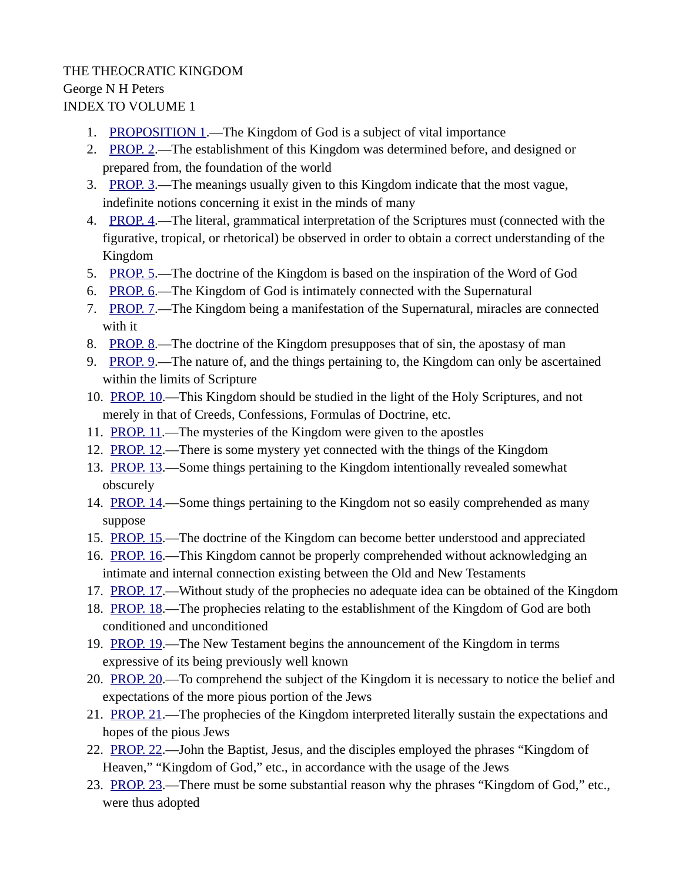THE THEOCRATIC KINGDOM
George N H Peters
INDEX TO VOLUME 1

1. PROPOSITION 1.—The Kingdom of God is a subject of vital importance
2. PROP. 2.—The establishment of this Kingdom was determined before, and designed or prepared from, the foundation of the world
3. PROP. 3.—The meanings usually given to this Kingdom indicate that the most vague, indefinite notions concerning it exist in the minds of many
4. PROP. 4.—The literal, grammatical interpretation of the Scriptures must (connected with the figurative, tropical, or rhetorical) be observed in order to obtain a correct understanding of the Kingdom
5. PROP. 5.—The doctrine of the Kingdom is based on the inspiration of the Word of God
6. PROP. 6.—The Kingdom of God is intimately connected with the Supernatural
7. PROP. 7.—The Kingdom being a manifestation of the Supernatural, miracles are connected with it
8. PROP. 8.—The doctrine of the Kingdom presupposes that of sin, the apostasy of man
9. PROP. 9.—The nature of, and the things pertaining to, the Kingdom can only be ascertained within the limits of Scripture
10. PROP. 10.—This Kingdom should be studied in the light of the Holy Scriptures, and not merely in that of Creeds, Confessions, Formulas of Doctrine, etc.
11. PROP. 11.—The mysteries of the Kingdom were given to the apostles
12. PROP. 12.—There is some mystery yet connected with the things of the Kingdom
13. PROP. 13.—Some things pertaining to the Kingdom intentionally revealed somewhat obscurely
14. PROP. 14.—Some things pertaining to the Kingdom not so easily comprehended as many suppose
15. PROP. 15.—The doctrine of the Kingdom can become better understood and appreciated
16. PROP. 16.—This Kingdom cannot be properly comprehended without acknowledging an intimate and internal connection existing between the Old and New Testaments
17. PROP. 17.—Without study of the prophecies no adequate idea can be obtained of the Kingdom
18. PROP. 18.—The prophecies relating to the establishment of the Kingdom of God are both conditioned and unconditioned
19. PROP. 19.—The New Testament begins the announcement of the Kingdom in terms expressive of its being previously well known
20. PROP. 20.—To comprehend the subject of the Kingdom it is necessary to notice the belief and expectations of the more pious portion of the Jews
21. PROP. 21.—The prophecies of the Kingdom interpreted literally sustain the expectations and hopes of the pious Jews
22. PROP. 22.—John the Baptist, Jesus, and the disciples employed the phrases "Kingdom of Heaven," "Kingdom of God," etc., in accordance with the usage of the Jews
23. PROP. 23.—There must be some substantial reason why the phrases "Kingdom of God," etc., were thus adopted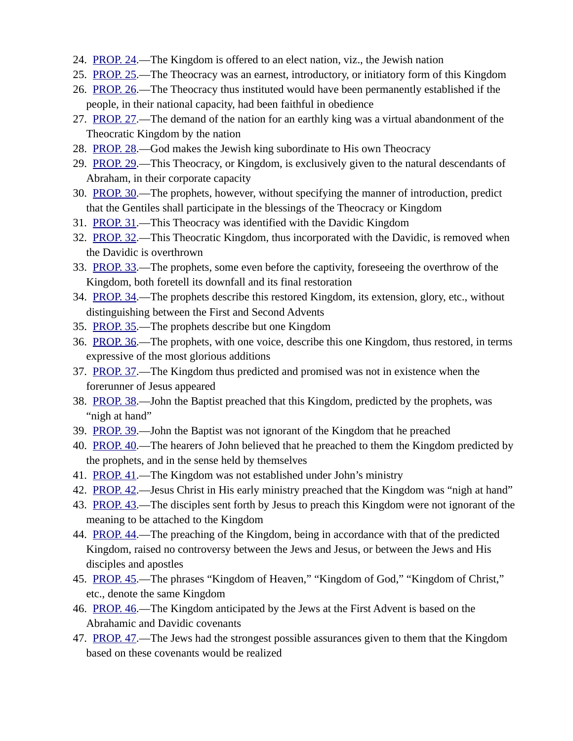24. PROP. 24.—The Kingdom is offered to an elect nation, viz., the Jewish nation
25. PROP. 25.—The Theocracy was an earnest, introductory, or initiatory form of this Kingdom
26. PROP. 26.—The Theocracy thus instituted would have been permanently established if the people, in their national capacity, had been faithful in obedience
27. PROP. 27.—The demand of the nation for an earthly king was a virtual abandonment of the Theocratic Kingdom by the nation
28. PROP. 28.—God makes the Jewish king subordinate to His own Theocracy
29. PROP. 29.—This Theocracy, or Kingdom, is exclusively given to the natural descendants of Abraham, in their corporate capacity
30. PROP. 30.—The prophets, however, without specifying the manner of introduction, predict that the Gentiles shall participate in the blessings of the Theocracy or Kingdom
31. PROP. 31.—This Theocracy was identified with the Davidic Kingdom
32. PROP. 32.—This Theocratic Kingdom, thus incorporated with the Davidic, is removed when the Davidic is overthrown
33. PROP. 33.—The prophets, some even before the captivity, foreseeing the overthrow of the Kingdom, both foretell its downfall and its final restoration
34. PROP. 34.—The prophets describe this restored Kingdom, its extension, glory, etc., without distinguishing between the First and Second Advents
35. PROP. 35.—The prophets describe but one Kingdom
36. PROP. 36.—The prophets, with one voice, describe this one Kingdom, thus restored, in terms expressive of the most glorious additions
37. PROP. 37.—The Kingdom thus predicted and promised was not in existence when the forerunner of Jesus appeared
38. PROP. 38.—John the Baptist preached that this Kingdom, predicted by the prophets, was "nigh at hand"
39. PROP. 39.—John the Baptist was not ignorant of the Kingdom that he preached
40. PROP. 40.—The hearers of John believed that he preached to them the Kingdom predicted by the prophets, and in the sense held by themselves
41. PROP. 41.—The Kingdom was not established under John's ministry
42. PROP. 42.—Jesus Christ in His early ministry preached that the Kingdom was "nigh at hand"
43. PROP. 43.—The disciples sent forth by Jesus to preach this Kingdom were not ignorant of the meaning to be attached to the Kingdom
44. PROP. 44.—The preaching of the Kingdom, being in accordance with that of the predicted Kingdom, raised no controversy between the Jews and Jesus, or between the Jews and His disciples and apostles
45. PROP. 45.—The phrases "Kingdom of Heaven," "Kingdom of God," "Kingdom of Christ," etc., denote the same Kingdom
46. PROP. 46.—The Kingdom anticipated by the Jews at the First Advent is based on the Abrahamic and Davidic covenants
47. PROP. 47.—The Jews had the strongest possible assurances given to them that the Kingdom based on these covenants would be realized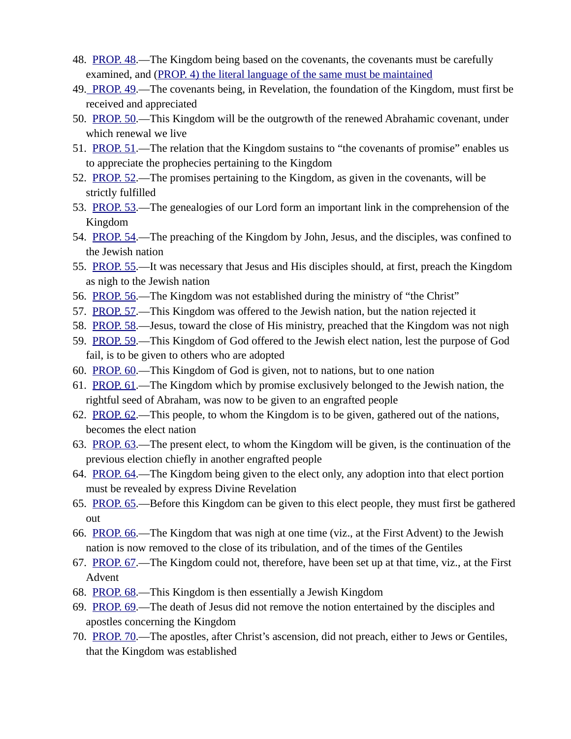48. PROP. 48.—The Kingdom being based on the covenants, the covenants must be carefully examined, and (PROP. 4) the literal language of the same must be maintained
49. PROP. 49.—The covenants being, in Revelation, the foundation of the Kingdom, must first be received and appreciated
50. PROP. 50.—This Kingdom will be the outgrowth of the renewed Abrahamic covenant, under which renewal we live
51. PROP. 51.—The relation that the Kingdom sustains to "the covenants of promise" enables us to appreciate the prophecies pertaining to the Kingdom
52. PROP. 52.—The promises pertaining to the Kingdom, as given in the covenants, will be strictly fulfilled
53. PROP. 53.—The genealogies of our Lord form an important link in the comprehension of the Kingdom
54. PROP. 54.—The preaching of the Kingdom by John, Jesus, and the disciples, was confined to the Jewish nation
55. PROP. 55.—It was necessary that Jesus and His disciples should, at first, preach the Kingdom as nigh to the Jewish nation
56. PROP. 56.—The Kingdom was not established during the ministry of "the Christ"
57. PROP. 57.—This Kingdom was offered to the Jewish nation, but the nation rejected it
58. PROP. 58.—Jesus, toward the close of His ministry, preached that the Kingdom was not nigh
59. PROP. 59.—This Kingdom of God offered to the Jewish elect nation, lest the purpose of God fail, is to be given to others who are adopted
60. PROP. 60.—This Kingdom of God is given, not to nations, but to one nation
61. PROP. 61.—The Kingdom which by promise exclusively belonged to the Jewish nation, the rightful seed of Abraham, was now to be given to an engrafted people
62. PROP. 62.—This people, to whom the Kingdom is to be given, gathered out of the nations, becomes the elect nation
63. PROP. 63.—The present elect, to whom the Kingdom will be given, is the continuation of the previous election chiefly in another engrafted people
64. PROP. 64.—The Kingdom being given to the elect only, any adoption into that elect portion must be revealed by express Divine Revelation
65. PROP. 65.—Before this Kingdom can be given to this elect people, they must first be gathered out
66. PROP. 66.—The Kingdom that was nigh at one time (viz., at the First Advent) to the Jewish nation is now removed to the close of its tribulation, and of the times of the Gentiles
67. PROP. 67.—The Kingdom could not, therefore, have been set up at that time, viz., at the First Advent
68. PROP. 68.—This Kingdom is then essentially a Jewish Kingdom
69. PROP. 69.—The death of Jesus did not remove the notion entertained by the disciples and apostles concerning the Kingdom
70. PROP. 70.—The apostles, after Christ's ascension, did not preach, either to Jews or Gentiles, that the Kingdom was established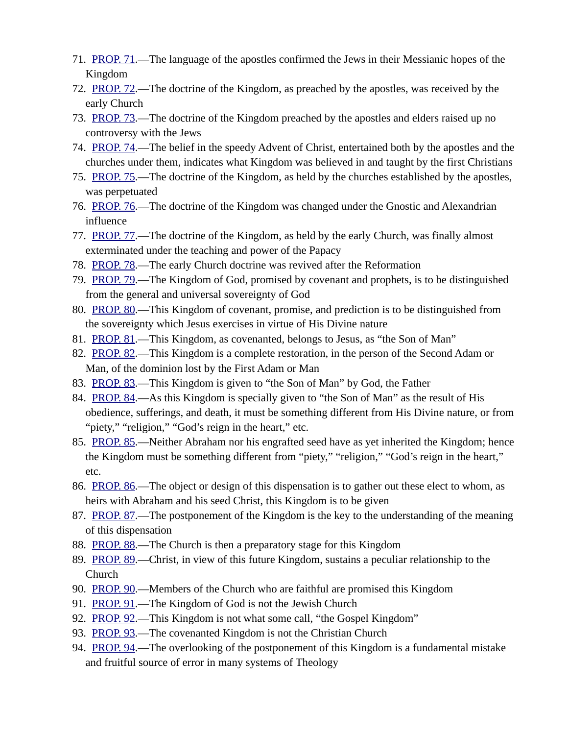71. PROP. 71.—The language of the apostles confirmed the Jews in their Messianic hopes of the Kingdom
72. PROP. 72.—The doctrine of the Kingdom, as preached by the apostles, was received by the early Church
73. PROP. 73.—The doctrine of the Kingdom preached by the apostles and elders raised up no controversy with the Jews
74. PROP. 74.—The belief in the speedy Advent of Christ, entertained both by the apostles and the churches under them, indicates what Kingdom was believed in and taught by the first Christians
75. PROP. 75.—The doctrine of the Kingdom, as held by the churches established by the apostles, was perpetuated
76. PROP. 76.—The doctrine of the Kingdom was changed under the Gnostic and Alexandrian influence
77. PROP. 77.—The doctrine of the Kingdom, as held by the early Church, was finally almost exterminated under the teaching and power of the Papacy
78. PROP. 78.—The early Church doctrine was revived after the Reformation
79. PROP. 79.—The Kingdom of God, promised by covenant and prophets, is to be distinguished from the general and universal sovereignty of God
80. PROP. 80.—This Kingdom of covenant, promise, and prediction is to be distinguished from the sovereignty which Jesus exercises in virtue of His Divine nature
81. PROP. 81.—This Kingdom, as covenanted, belongs to Jesus, as "the Son of Man"
82. PROP. 82.—This Kingdom is a complete restoration, in the person of the Second Adam or Man, of the dominion lost by the First Adam or Man
83. PROP. 83.—This Kingdom is given to "the Son of Man" by God, the Father
84. PROP. 84.—As this Kingdom is specially given to "the Son of Man" as the result of His obedience, sufferings, and death, it must be something different from His Divine nature, or from "piety," "religion," "God's reign in the heart," etc.
85. PROP. 85.—Neither Abraham nor his engrafted seed have as yet inherited the Kingdom; hence the Kingdom must be something different from "piety," "religion," "God's reign in the heart," etc.
86. PROP. 86.—The object or design of this dispensation is to gather out these elect to whom, as heirs with Abraham and his seed Christ, this Kingdom is to be given
87. PROP. 87.—The postponement of the Kingdom is the key to the understanding of the meaning of this dispensation
88. PROP. 88.—The Church is then a preparatory stage for this Kingdom
89. PROP. 89.—Christ, in view of this future Kingdom, sustains a peculiar relationship to the Church
90. PROP. 90.—Members of the Church who are faithful are promised this Kingdom
91. PROP. 91.—The Kingdom of God is not the Jewish Church
92. PROP. 92.—This Kingdom is not what some call, "the Gospel Kingdom"
93. PROP. 93.—The covenanted Kingdom is not the Christian Church
94. PROP. 94.—The overlooking of the postponement of this Kingdom is a fundamental mistake and fruitful source of error in many systems of Theology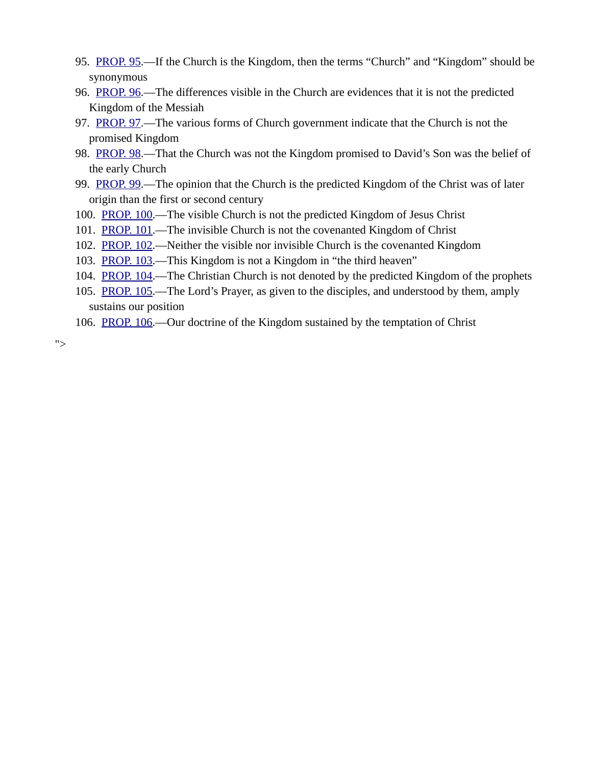95. PROP. 95.—If the Church is the Kingdom, then the terms “Church” and “Kingdom” should be synonymous
96. PROP. 96.—The differences visible in the Church are evidences that it is not the predicted Kingdom of the Messiah
97. PROP. 97.—The various forms of Church government indicate that the Church is not the promised Kingdom
98. PROP. 98.—That the Church was not the Kingdom promised to David’s Son was the belief of the early Church
99. PROP. 99.—The opinion that the Church is the predicted Kingdom of the Christ was of later origin than the first or second century
100. PROP. 100.—The visible Church is not the predicted Kingdom of Jesus Christ
101. PROP. 101.—The invisible Church is not the covenanted Kingdom of Christ
102. PROP. 102.—Neither the visible nor invisible Church is the covenanted Kingdom
103. PROP. 103.—This Kingdom is not a Kingdom in “the third heaven”
104. PROP. 104.—The Christian Church is not denoted by the predicted Kingdom of the prophets
105. PROP. 105.—The Lord’s Prayer, as given to the disciples, and understood by them, amply sustains our position
106. PROP. 106.—Our doctrine of the Kingdom sustained by the temptation of Christ

">